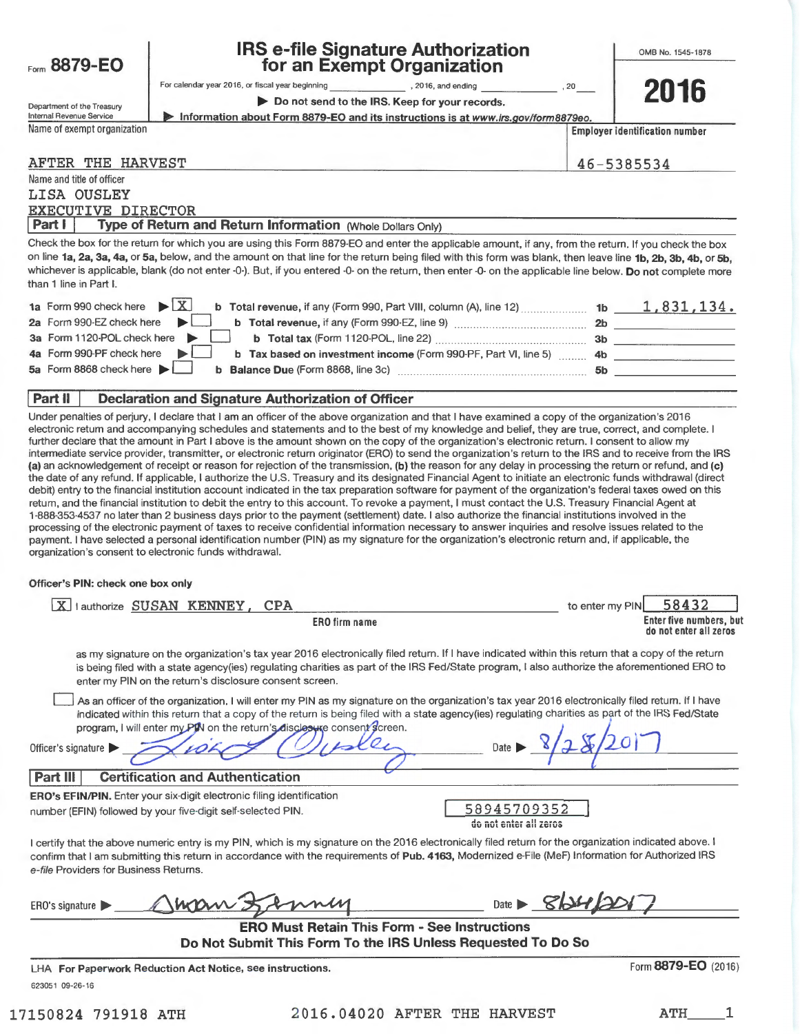Form **8879-EO**

Department of the Treasury
Internal Revenue Service

# IRS e-file Signature Authorization for an Exempt Organization

For calendar year 2016, or fiscal year beginning \_\_\_\_\_\_\_\_\_\_, 2016, and ending \_\_\_\_\_\_\_\_\_\_, 20\_\_

▶ Do not send to the IRS. Keep for your records.

▶ Information about Form 8879-EO and its instructions is at www.irs.gov/form8879eo.

OMB No. 1545-1878

**2016**

Name of exempt organization: AFTER THE HARVEST

Employer identification number: 46-5385534

Name and title of officer:
LISA OUSLEY
EXECUTIVE DIRECTOR

## Part I Type of Return and Return Information (Whole Dollars Only)

Check the box for the return for which you are using this Form 8879-EO and enter the applicable amount, if any, from the return. If you check the box on line **1a, 2a, 3a, 4a,** or **5a,** below, and the amount on that line for the return being filed with this form was blank, then leave line **1b, 2b, 3b, 4b,** or **5b,** whichever is applicable, blank (do not enter -0-). But, if you entered -0- on the return, then enter -0- on the applicable line below. **Do not** complete more than 1 line in Part I.

| | | | | |
|---|---|---|---|---|
| **1a** Form 990 check here ▶ | [X] | **b Total revenue,** if any (Form 990, Part VIII, column (A), line 12) | **1b** | 1,831,134. |
| **2a** Form 990-EZ check here ▶ | [ ] | **b Total revenue,** if any (Form 990-EZ, line 9) | **2b** | |
| **3a** Form 1120-POL check here ▶ | [ ] | **b Total tax** (Form 1120-POL, line 22) | **3b** | |
| **4a** Form 990-PF check here ▶ | [ ] | **b Tax based on investment income** (Form 990-PF, Part VI, line 5) | **4b** | |
| **5a** Form 8868 check here ▶ | [ ] | **b Balance Due** (Form 8868, line 3c) | **5b** | |

## Part II Declaration and Signature Authorization of Officer

Under penalties of perjury, I declare that I am an officer of the above organization and that I have examined a copy of the organization's 2016 electronic return and accompanying schedules and statements and to the best of my knowledge and belief, they are true, correct, and complete. I further declare that the amount in Part I above is the amount shown on the copy of the organization's electronic return. I consent to allow my intermediate service provider, transmitter, or electronic return originator (ERO) to send the organization's return to the IRS and to receive from the IRS **(a)** an acknowledgement of receipt or reason for rejection of the transmission, **(b)** the reason for any delay in processing the return or refund, and **(c)** the date of any refund. If applicable, I authorize the U.S. Treasury and its designated Financial Agent to initiate an electronic funds withdrawal (direct debit) entry to the financial institution account indicated in the tax preparation software for payment of the organization's federal taxes owed on this return, and the financial institution to debit the entry to this account. To revoke a payment, I must contact the U.S. Treasury Financial Agent at 1-888-353-4537 no later than 2 business days prior to the payment (settlement) date. I also authorize the financial institutions involved in the processing of the electronic payment of taxes to receive confidential information necessary to answer inquiries and resolve issues related to the payment. I have selected a personal identification number (PIN) as my signature for the organization's electronic return and, if applicable, the organization's consent to electronic funds withdrawal.

**Officer's PIN: check one box only**

[X] I authorize SUSAN KENNEY, CPA (ERO firm name) to enter my PIN 58432 (Enter five numbers, but do not enter all zeros)

as my signature on the organization's tax year 2016 electronically filed return. If I have indicated within this return that a copy of the return is being filed with a state agency(ies) regulating charities as part of the IRS Fed/State program, I also authorize the aforementioned ERO to enter my PIN on the return's disclosure consent screen.

[ ] As an officer of the organization, I will enter my PIN as my signature on the organization's tax year 2016 electronically filed return. If I have indicated within this return that a copy of the return is being filed with a state agency(ies) regulating charities as part of the IRS Fed/State program, I will enter my PIN on the return's disclosure consent screen.

Officer's signature ▶ Lisa Ousley  Date ▶ 8/28/2017

## Part III Certification and Authentication

**ERO's EFIN/PIN.** Enter your six-digit electronic filing identification number (EFIN) followed by your five-digit self-selected PIN.

58945709352
do not enter all zeros

I certify that the above numeric entry is my PIN, which is my signature on the 2016 electronically filed return for the organization indicated above. I confirm that I am submitting this return in accordance with the requirements of **Pub. 4163,** Modernized e-File (MeF) Information for Authorized IRS *e-file* Providers for Business Returns.

ERO's signature ▶ Susan Kenney  Date ▶ 8/24/2017

**ERO Must Retain This Form - See Instructions**
**Do Not Submit This Form To the IRS Unless Requested To Do So**

LHA **For Paperwork Reduction Act Notice, see instructions.**  Form **8879-EO** (2016)

623051 09-26-16

17150824 791918 ATH  2016.04020 AFTER THE HARVEST  ATH\_\_\_\_1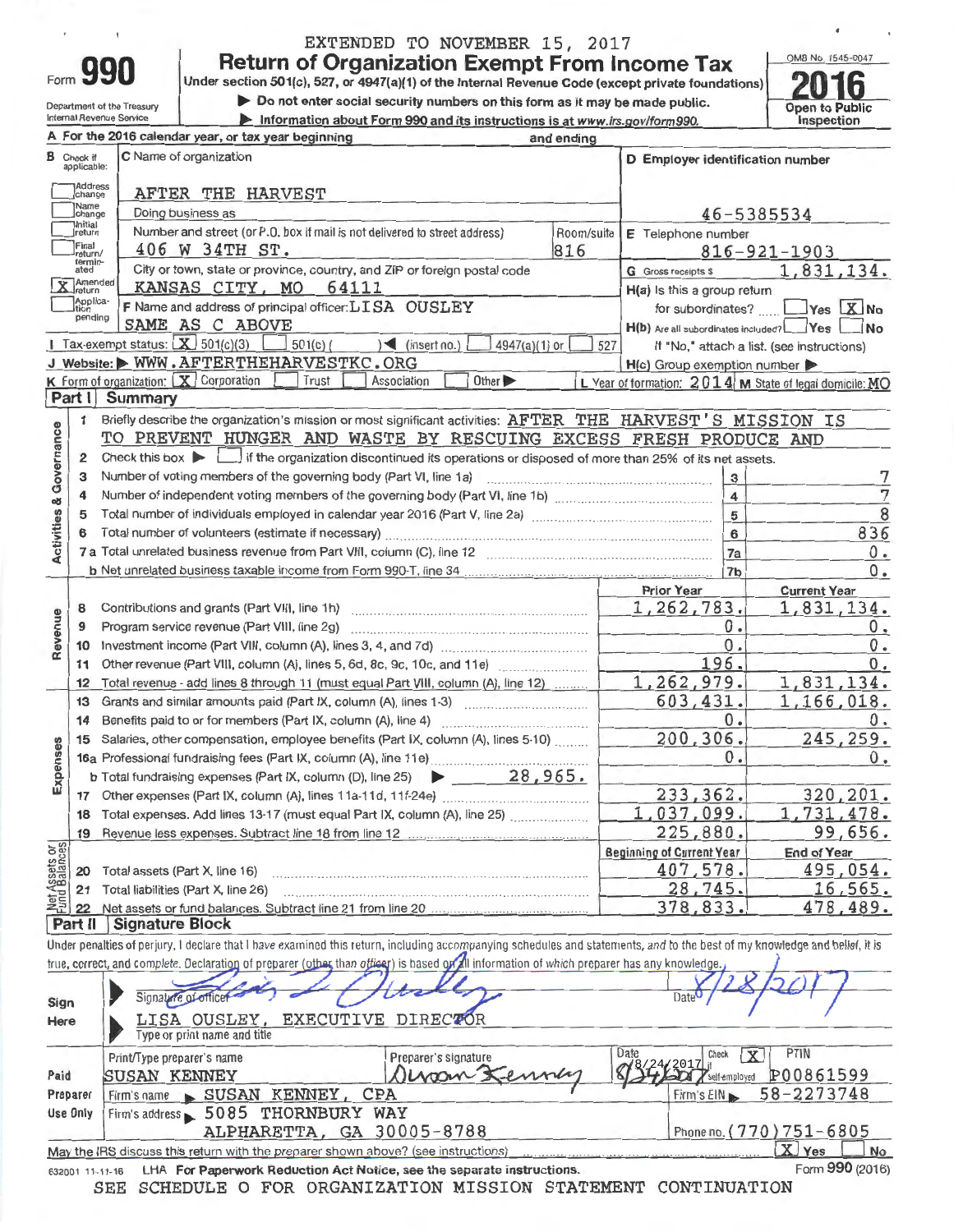EXTENDED TO NOVEMBER 15, 2017

Form **990**

# Return of Organization Exempt From Income Tax

Under section 501(c), 527, or 4947(a)(1) of the Internal Revenue Code (except private foundations)

▶ Do not enter social security numbers on this form as it may be made public.

▶ Information about Form 990 and its instructions is at www.irs.gov/form990.

Department of the Treasury
Internal Revenue Service

OMB No. 1545-0047

**2016**

Open to Public Inspection

A For the 2016 calendar year, or tax year beginning and ending

B Check if applicable:
- [ ] Address change
- [ ] Name change
- [ ] Initial return
- [ ] Final return/terminated
- [X] Amended return
- [ ] Application pending

C Name of organization: AFTER THE HARVEST

Doing business as

Number and street (or P.O. box if mail is not delivered to street address): 406 W 34TH ST. Room/suite: 816

City or town, state or province, country, and ZIP or foreign postal code: KANSAS CITY, MO 64111

D Employer identification number: 46-5385534

E Telephone number: 816-921-1903

G Gross receipts $ 1,831,134.

F Name and address of principal officer: LISA OUSLEY
SAME AS C ABOVE

H(a) Is this a group return for subordinates? [ ] Yes [X] No

H(b) Are all subordinates included? [ ] Yes [ ] No
If "No," attach a list. (see instructions)

I Tax-exempt status: [X] 501(c)(3) [ ] 501(c) ( ) ◀ (insert no.) [ ] 4947(a)(1) or [ ] 527

J Website: ▶ WWW.AFTERTHEHARVESTKC.ORG

H(c) Group exemption number ▶

K Form of organization: [X] Corporation [ ] Trust [ ] Association [ ] Other ▶

L Year of formation: 2014 M State of legal domicile: MO

## Part I Summary

**Activities & Governance**

1 Briefly describe the organization's mission or most significant activities: AFTER THE HARVEST'S MISSION IS TO PREVENT HUNGER AND WASTE BY RESCUING EXCESS FRESH PRODUCE AND

2 Check this box ▶ [ ] if the organization discontinued its operations or disposed of more than 25% of its net assets.

| | | | |
|---|---|---|---|
| 3 | Number of voting members of the governing body (Part VI, line 1a) | 3 | 7 |
| 4 | Number of independent voting members of the governing body (Part VI, line 1b) | 4 | 7 |
| 5 | Total number of individuals employed in calendar year 2016 (Part V, line 2a) | 5 | 8 |
| 6 | Total number of volunteers (estimate if necessary) | 6 | 836 |
| 7a | Total unrelated business revenue from Part VIII, column (C), line 12 | 7a | 0. |
| b | Net unrelated business taxable income from Form 990-T, line 34 | 7b | 0. |

| | | | Prior Year | Current Year |
|---|---|---|---|---|
| **Revenue** | 8 | Contributions and grants (Part VIII, line 1h) | 1,262,783. | 1,831,134. |
| | 9 | Program service revenue (Part VIII, line 2g) | 0. | 0. |
| | 10 | Investment income (Part VIII, column (A), lines 3, 4, and 7d) | 0. | 0. |
| | 11 | Other revenue (Part VIII, column (A), lines 5, 6d, 8c, 9c, 10c, and 11e) | 196. | 0. |
| | 12 | Total revenue - add lines 8 through 11 (must equal Part VIII, column (A), line 12) | 1,262,979. | 1,831,134. |
| **Expenses** | 13 | Grants and similar amounts paid (Part IX, column (A), lines 1-3) | 603,431. | 1,166,018. |
| | 14 | Benefits paid to or for members (Part IX, column (A), line 4) | 0. | 0. |
| | 15 | Salaries, other compensation, employee benefits (Part IX, column (A), lines 5-10) | 200,306. | 245,259. |
| | 16a | Professional fundraising fees (Part IX, column (A), line 11e) | 0. | 0. |
| | b | Total fundraising expenses (Part IX, column (D), line 25) ▶ 28,965. | | |
| | 17 | Other expenses (Part IX, column (A), lines 11a-11d, 11f-24e) | 233,362. | 320,201. |
| | 18 | Total expenses. Add lines 13-17 (must equal Part IX, column (A), line 25) | 1,037,099. | 1,731,478. |
| | 19 | Revenue less expenses. Subtract line 18 from line 12 | 225,880. | 99,656. |
| | | | **Beginning of Current Year** | **End of Year** |
| **Net Assets or Fund Balances** | 20 | Total assets (Part X, line 16) | 407,578. | 495,054. |
| | 21 | Total liabilities (Part X, line 26) | 28,745. | 16,565. |
| | 22 | Net assets or fund balances. Subtract line 21 from line 20 | 378,833. | 478,489. |

## Part II Signature Block

Under penalties of perjury, I declare that I have examined this return, including accompanying schedules and statements, and to the best of my knowledge and belief, it is true, correct, and complete. Declaration of preparer (other than officer) is based on all information of which preparer has any knowledge.

**Sign Here**

Signature of officer: *[signature]* Date: 8/28/2017

LISA OUSLEY, EXECUTIVE DIRECTOR
Type or print name and title

**Paid Preparer Use Only**

| Print/Type preparer's name | Preparer's signature | Date | Check [X] if self-employed | PTIN |
|---|---|---|---|---|
| SUSAN KENNEY | *[signature]* | 8/24/2017 | | P00861599 |

Firm's name ▶ SUSAN KENNEY, CPA — Firm's EIN ▶ 58-2273748

Firm's address ▶ 5085 THORNBURY WAY, ALPHARETTA, GA 30005-8788 — Phone no. (770)751-6805

May the IRS discuss this return with the preparer shown above? (see instructions) [X] Yes [ ] No

632001 11-11-16 LHA For Paperwork Reduction Act Notice, see the separate instructions. Form **990** (2016)

SEE SCHEDULE O FOR ORGANIZATION MISSION STATEMENT CONTINUATION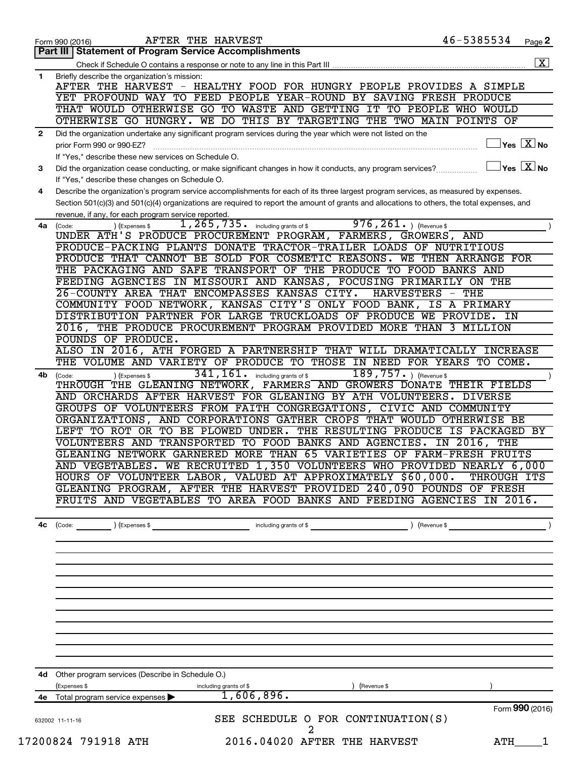Form 990 (2016) AFTER THE HARVEST 46-5385534 Page **2**

## Part III | Statement of Program Service Accomplishments

Check if Schedule O contains a response or note to any line in this Part III ..... [X]

**1** Briefly describe the organization's mission:

AFTER THE HARVEST - HEALTHY FOOD FOR HUNGRY PEOPLE PROVIDES A SIMPLE YET PROFOUND WAY TO FEED PEOPLE YEAR-ROUND BY SAVING FRESH PRODUCE THAT WOULD OTHERWISE GO TO WASTE AND GETTING IT TO PEOPLE WHO WOULD OTHERWISE GO HUNGRY. WE DO THIS BY TARGETING THE TWO MAIN POINTS OF

**2** Did the organization undertake any significant program services during the year which were not listed on the prior Form 990 or 990-EZ? ..... [ ] Yes [X] No

If "Yes," describe these new services on Schedule O.

**3** Did the organization cease conducting, or make significant changes in how it conducts, any program services? ..... [ ] Yes [X] No

If "Yes," describe these changes on Schedule O.

**4** Describe the organization's program service accomplishments for each of its three largest program services, as measured by expenses. Section 501(c)(3) and 501(c)(4) organizations are required to report the amount of grants and allocations to others, the total expenses, and revenue, if any, for each program service reported.

**4a** (Code: ) (Expenses $ 1,265,735. including grants of $ 976,261. ) (Revenue $ )

UNDER ATH'S PRODUCE PROCUREMENT PROGRAM, FARMERS, GROWERS, AND PRODUCE-PACKING PLANTS DONATE TRACTOR-TRAILER LOADS OF NUTRITIOUS PRODUCE THAT CANNOT BE SOLD FOR COSMETIC REASONS. WE THEN ARRANGE FOR THE PACKAGING AND SAFE TRANSPORT OF THE PRODUCE TO FOOD BANKS AND FEEDING AGENCIES IN MISSOURI AND KANSAS, FOCUSING PRIMARILY ON THE 26-COUNTY AREA THAT ENCOMPASSES KANSAS CITY. HARVESTERS - THE COMMUNITY FOOD NETWORK, KANSAS CITY'S ONLY FOOD BANK, IS A PRIMARY DISTRIBUTION PARTNER FOR LARGE TRUCKLOADS OF PRODUCE WE PROVIDE. IN 2016, THE PRODUCE PROCUREMENT PROGRAM PROVIDED MORE THAN 3 MILLION POUNDS OF PRODUCE.

ALSO IN 2016, ATH FORGED A PARTNERSHIP THAT WILL DRAMATICALLY INCREASE THE VOLUME AND VARIETY OF PRODUCE TO THOSE IN NEED FOR YEARS TO COME.

**4b** (Code: ) (Expenses $ 341,161. including grants of $ 189,757. ) (Revenue $ )

THROUGH THE GLEANING NETWORK, FARMERS AND GROWERS DONATE THEIR FIELDS AND ORCHARDS AFTER HARVEST FOR GLEANING BY ATH VOLUNTEERS. DIVERSE GROUPS OF VOLUNTEERS FROM FAITH CONGREGATIONS, CIVIC AND COMMUNITY ORGANIZATIONS, AND CORPORATIONS GATHER CROPS THAT WOULD OTHERWISE BE LEFT TO ROT OR TO BE PLOWED UNDER. THE RESULTING PRODUCE IS PACKAGED BY VOLUNTEERS AND TRANSPORTED TO FOOD BANKS AND AGENCIES. IN 2016, THE GLEANING NETWORK GARNERED MORE THAN 65 VARIETIES OF FARM-FRESH FRUITS AND VEGETABLES. WE RECRUITED 1,350 VOLUNTEERS WHO PROVIDED NEARLY 6,000 HOURS OF VOLUNTEER LABOR, VALUED AT APPROXIMATELY $60,000. THROUGH ITS GLEANING PROGRAM, AFTER THE HARVEST PROVIDED 240,090 POUNDS OF FRESH FRUITS AND VEGETABLES TO AREA FOOD BANKS AND FEEDING AGENCIES IN 2016.

**4c** (Code: ) (Expenses $ including grants of $ ) (Revenue $ )

**4d** Other program services (Describe in Schedule O.)

(Expenses $ including grants of $ ) (Revenue $ )

**4e** Total program service expenses ▶ 1,606,896.

SEE SCHEDULE O FOR CONTINUATION(S)

632002 11-11-16

17200824 791918 ATH 2016.04020 AFTER THE HARVEST ATH____1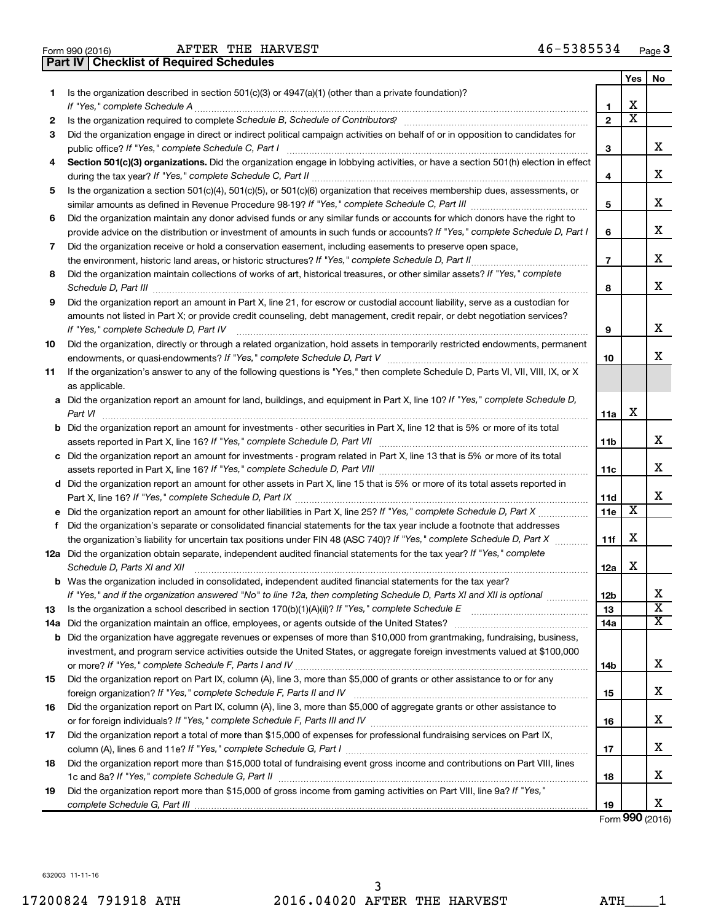Form 990 (2016) AFTER THE HARVEST 46-5385534 Page 3

## Part IV Checklist of Required Schedules

| | | | Yes | No |
|---|---|---|---|---|
| 1 | Is the organization described in section 501(c)(3) or 4947(a)(1) (other than a private foundation)? *If "Yes," complete Schedule A* | 1 | X | |
| 2 | Is the organization required to complete *Schedule B, Schedule of Contributors*? | 2 | X | |
| 3 | Did the organization engage in direct or indirect political campaign activities on behalf of or in opposition to candidates for public office? *If "Yes," complete Schedule C, Part I* | 3 | | X |
| 4 | **Section 501(c)(3) organizations.** Did the organization engage in lobbying activities, or have a section 501(h) election in effect during the tax year? *If "Yes," complete Schedule C, Part II* | 4 | | X |
| 5 | Is the organization a section 501(c)(4), 501(c)(5), or 501(c)(6) organization that receives membership dues, assessments, or similar amounts as defined in Revenue Procedure 98-19? *If "Yes," complete Schedule C, Part III* | 5 | | X |
| 6 | Did the organization maintain any donor advised funds or any similar funds or accounts for which donors have the right to provide advice on the distribution or investment of amounts in such funds or accounts? *If "Yes," complete Schedule D, Part I* | 6 | | X |
| 7 | Did the organization receive or hold a conservation easement, including easements to preserve open space, the environment, historic land areas, or historic structures? *If "Yes," complete Schedule D, Part II* | 7 | | X |
| 8 | Did the organization maintain collections of works of art, historical treasures, or other similar assets? *If "Yes," complete Schedule D, Part III* | 8 | | X |
| 9 | Did the organization report an amount in Part X, line 21, for escrow or custodial account liability, serve as a custodian for amounts not listed in Part X; or provide credit counseling, debt management, credit repair, or debt negotiation services? *If "Yes," complete Schedule D, Part IV* | 9 | | X |
| 10 | Did the organization, directly or through a related organization, hold assets in temporarily restricted endowments, permanent endowments, or quasi-endowments? *If "Yes," complete Schedule D, Part V* | 10 | | X |
| 11 | If the organization's answer to any of the following questions is "Yes," then complete Schedule D, Parts VI, VII, VIII, IX, or X as applicable. | | | |
| a | Did the organization report an amount for land, buildings, and equipment in Part X, line 10? *If "Yes," complete Schedule D, Part VI* | 11a | X | |
| b | Did the organization report an amount for investments - other securities in Part X, line 12 that is 5% or more of its total assets reported in Part X, line 16? *If "Yes," complete Schedule D, Part VII* | 11b | | X |
| c | Did the organization report an amount for investments - program related in Part X, line 13 that is 5% or more of its total assets reported in Part X, line 16? *If "Yes," complete Schedule D, Part VIII* | 11c | | X |
| d | Did the organization report an amount for other assets in Part X, line 15 that is 5% or more of its total assets reported in Part X, line 16? *If "Yes," complete Schedule D, Part IX* | 11d | | X |
| e | Did the organization report an amount for other liabilities in Part X, line 25? *If "Yes," complete Schedule D, Part X* | 11e | X | |
| f | Did the organization's separate or consolidated financial statements for the tax year include a footnote that addresses the organization's liability for uncertain tax positions under FIN 48 (ASC 740)? *If "Yes," complete Schedule D, Part X* | 11f | X | |
| 12a | Did the organization obtain separate, independent audited financial statements for the tax year? *If "Yes," complete Schedule D, Parts XI and XII* | 12a | X | |
| b | Was the organization included in consolidated, independent audited financial statements for the tax year? *If "Yes," and if the organization answered "No" to line 12a, then completing Schedule D, Parts XI and XII is optional* | 12b | | X |
| 13 | Is the organization a school described in section 170(b)(1)(A)(ii)? *If "Yes," complete Schedule E* | 13 | | X |
| 14a | Did the organization maintain an office, employees, or agents outside of the United States? | 14a | | X |
| b | Did the organization have aggregate revenues or expenses of more than $10,000 from grantmaking, fundraising, business, investment, and program service activities outside the United States, or aggregate foreign investments valued at $100,000 or more? *If "Yes," complete Schedule F, Parts I and IV* | 14b | | X |
| 15 | Did the organization report on Part IX, column (A), line 3, more than $5,000 of grants or other assistance to or for any foreign organization? *If "Yes," complete Schedule F, Parts II and IV* | 15 | | X |
| 16 | Did the organization report on Part IX, column (A), line 3, more than $5,000 of aggregate grants or other assistance to or for foreign individuals? *If "Yes," complete Schedule F, Parts III and IV* | 16 | | X |
| 17 | Did the organization report a total of more than $15,000 of expenses for professional fundraising services on Part IX, column (A), lines 6 and 11e? *If "Yes," complete Schedule G, Part I* | 17 | | X |
| 18 | Did the organization report more than $15,000 total of fundraising event gross income and contributions on Part VIII, lines 1c and 8a? *If "Yes," complete Schedule G, Part II* | 18 | | X |
| 19 | Did the organization report more than $15,000 of gross income from gaming activities on Part VIII, line 9a? *If "Yes," complete Schedule G, Part III* | 19 | | X |

Form **990** (2016)

632003 11-11-16

17200824 791918 ATH 2016.04020 AFTER THE HARVEST ATH____1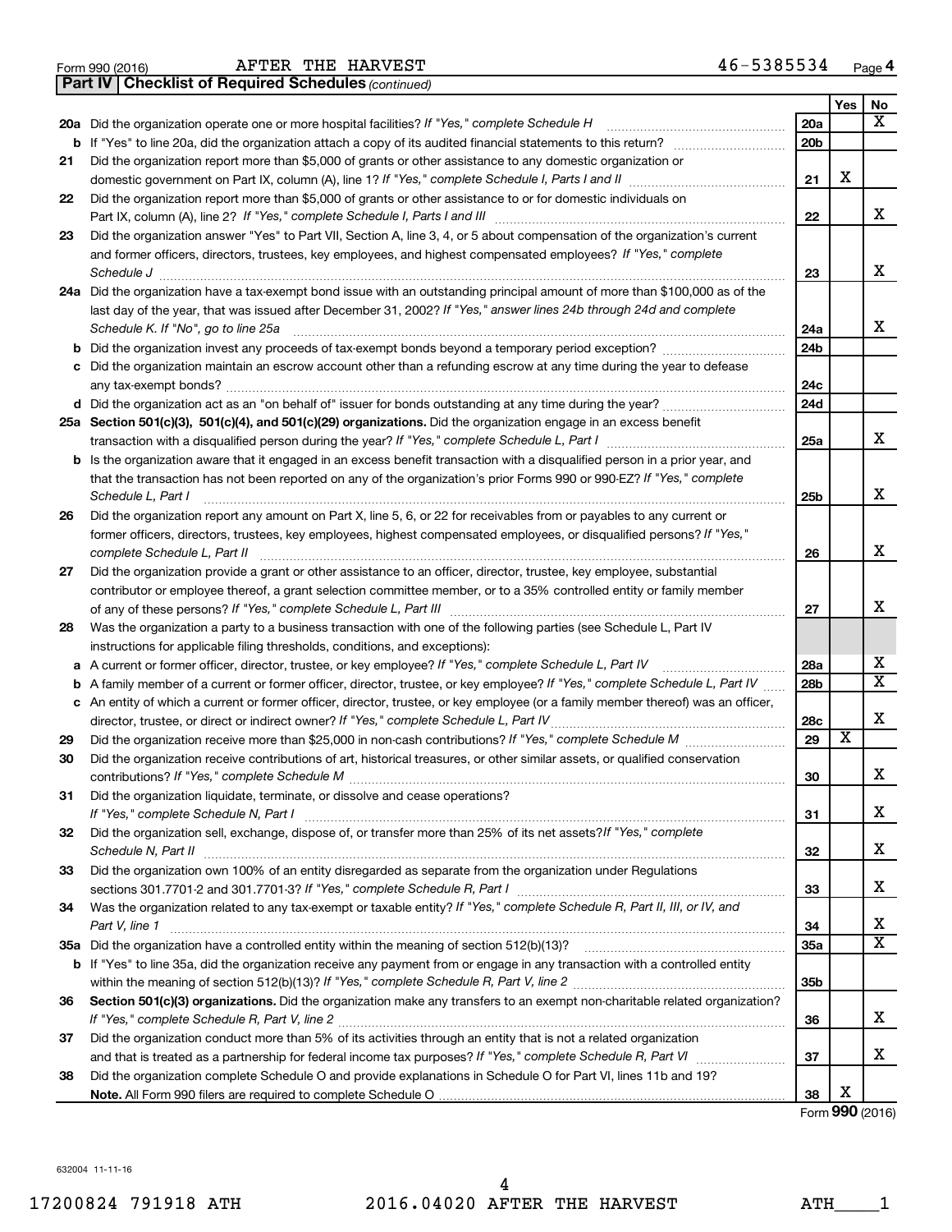Form 990 (2016) AFTER THE HARVEST 46-5385534 Page 4

**Part IV | Checklist of Required Schedules** *(continued)*

| | | | Yes | No |
|---|---|---|---|---|
| **20a** | Did the organization operate one or more hospital facilities? *If "Yes," complete Schedule H* | 20a | | X |
| **b** | If "Yes" to line 20a, did the organization attach a copy of its audited financial statements to this return? | 20b | | |
| **21** | Did the organization report more than $5,000 of grants or other assistance to any domestic organization or domestic government on Part IX, column (A), line 1? *If "Yes," complete Schedule I, Parts I and II* | 21 | X | |
| **22** | Did the organization report more than $5,000 of grants or other assistance to or for domestic individuals on Part IX, column (A), line 2? *If "Yes," complete Schedule I, Parts I and III* | 22 | | X |
| **23** | Did the organization answer "Yes" to Part VII, Section A, line 3, 4, or 5 about compensation of the organization's current and former officers, directors, trustees, key employees, and highest compensated employees? *If "Yes," complete Schedule J* | 23 | | X |
| **24a** | Did the organization have a tax-exempt bond issue with an outstanding principal amount of more than $100,000 as of the last day of the year, that was issued after December 31, 2002? *If "Yes," answer lines 24b through 24d and complete Schedule K. If "No", go to line 25a* | 24a | | X |
| **b** | Did the organization invest any proceeds of tax-exempt bonds beyond a temporary period exception? | 24b | | |
| **c** | Did the organization maintain an escrow account other than a refunding escrow at any time during the year to defease any tax-exempt bonds? | 24c | | |
| **d** | Did the organization act as an "on behalf of" issuer for bonds outstanding at any time during the year? | 24d | | |
| **25a** | **Section 501(c)(3), 501(c)(4), and 501(c)(29) organizations.** Did the organization engage in an excess benefit transaction with a disqualified person during the year? *If "Yes," complete Schedule L, Part I* | 25a | | X |
| **b** | Is the organization aware that it engaged in an excess benefit transaction with a disqualified person in a prior year, and that the transaction has not been reported on any of the organization's prior Forms 990 or 990-EZ? *If "Yes," complete Schedule L, Part I* | 25b | | X |
| **26** | Did the organization report any amount on Part X, line 5, 6, or 22 for receivables from or payables to any current or former officers, directors, trustees, key employees, highest compensated employees, or disqualified persons? *If "Yes," complete Schedule L, Part II* | 26 | | X |
| **27** | Did the organization provide a grant or other assistance to an officer, director, trustee, key employee, substantial contributor or employee thereof, a grant selection committee member, or to a 35% controlled entity or family member of any of these persons? *If "Yes," complete Schedule L, Part III* | 27 | | X |
| **28** | Was the organization a party to a business transaction with one of the following parties (see Schedule L, Part IV instructions for applicable filing thresholds, conditions, and exceptions): | | | |
| **a** | A current or former officer, director, trustee, or key employee? *If "Yes," complete Schedule L, Part IV* | 28a | | X |
| **b** | A family member of a current or former officer, director, trustee, or key employee? *If "Yes," complete Schedule L, Part IV* | 28b | | X |
| **c** | An entity of which a current or former officer, director, trustee, or key employee (or a family member thereof) was an officer, director, trustee, or direct or indirect owner? *If "Yes," complete Schedule L, Part IV* | 28c | | X |
| **29** | Did the organization receive more than $25,000 in non-cash contributions? *If "Yes," complete Schedule M* | 29 | X | |
| **30** | Did the organization receive contributions of art, historical treasures, or other similar assets, or qualified conservation contributions? *If "Yes," complete Schedule M* | 30 | | X |
| **31** | Did the organization liquidate, terminate, or dissolve and cease operations? *If "Yes," complete Schedule N, Part I* | 31 | | X |
| **32** | Did the organization sell, exchange, dispose of, or transfer more than 25% of its net assets? *If "Yes," complete Schedule N, Part II* | 32 | | X |
| **33** | Did the organization own 100% of an entity disregarded as separate from the organization under Regulations sections 301.7701-2 and 301.7701-3? *If "Yes," complete Schedule R, Part I* | 33 | | X |
| **34** | Was the organization related to any tax-exempt or taxable entity? *If "Yes," complete Schedule R, Part II, III, or IV, and Part V, line 1* | 34 | | X |
| **35a** | Did the organization have a controlled entity within the meaning of section 512(b)(13)? | 35a | | X |
| **b** | If "Yes" to line 35a, did the organization receive any payment from or engage in any transaction with a controlled entity within the meaning of section 512(b)(13)? *If "Yes," complete Schedule R, Part V, line 2* | 35b | | |
| **36** | **Section 501(c)(3) organizations.** Did the organization make any transfers to an exempt non-charitable related organization? *If "Yes," complete Schedule R, Part V, line 2* | 36 | | X |
| **37** | Did the organization conduct more than 5% of its activities through an entity that is not a related organization and that is treated as a partnership for federal income tax purposes? *If "Yes," complete Schedule R, Part VI* | 37 | | X |
| **38** | Did the organization complete Schedule O and provide explanations in Schedule O for Part VI, lines 11b and 19? **Note.** All Form 990 filers are required to complete Schedule O | 38 | X | |

Form **990** (2016)

632004 11-11-16

17200824 791918 ATH 2016.04020 AFTER THE HARVEST ATH____1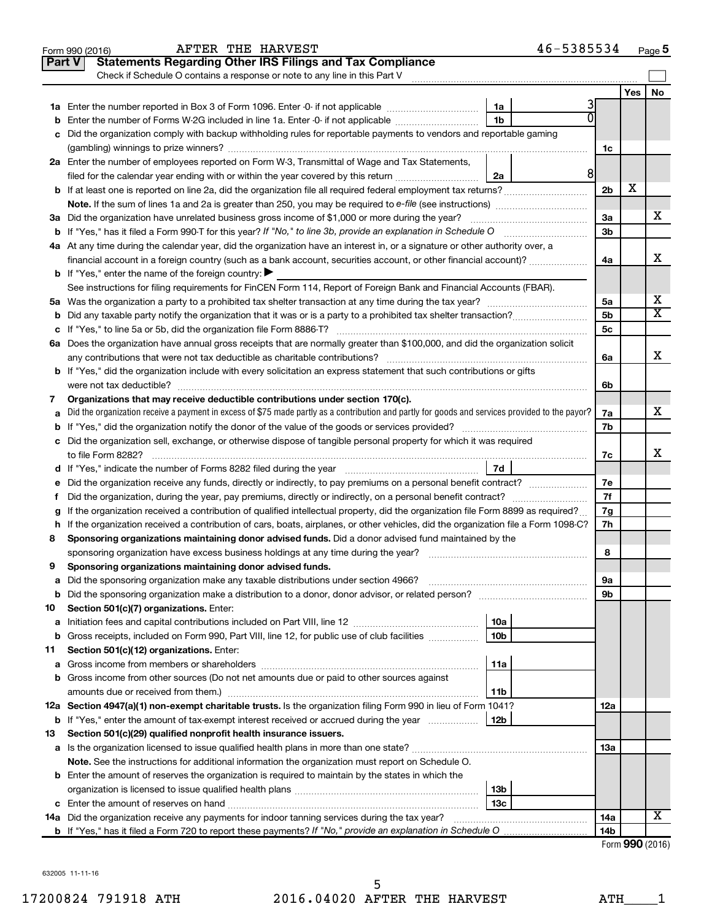Form 990 (2016) AFTER THE HARVEST 46-5385534

## Part V Statements Regarding Other IRS Filings and Tax Compliance

Check if Schedule O contains a response or note to any line in this Part V

| | | | | | Yes | No |
|---|---|---|---|---|---|---|
| **1a** | Enter the number reported in Box 3 of Form 1096. Enter -0- if not applicable | 1a | 3 | | | |
| **b** | Enter the number of Forms W-2G included in line 1a. Enter -0- if not applicable | 1b | 0 | | | |
| **c** | Did the organization comply with backup withholding rules for reportable payments to vendors and reportable gaming (gambling) winnings to prize winners? | | | 1c | | |
| **2a** | Enter the number of employees reported on Form W-3, Transmittal of Wage and Tax Statements, filed for the calendar year ending with or within the year covered by this return | 2a | 8 | | | |
| **b** | If at least one is reported on line 2a, did the organization file all required federal employment tax returns? | | | 2b | X | |
| | **Note.** If the sum of lines 1a and 2a is greater than 250, you may be required to *e-file* (see instructions) | | | | | |
| **3a** | Did the organization have unrelated business gross income of $1,000 or more during the year? | | | 3a | | X |
| **b** | If "Yes," has it filed a Form 990-T for this year? *If "No," to line 3b, provide an explanation in Schedule O* | | | 3b | | |
| **4a** | At any time during the calendar year, did the organization have an interest in, or a signature or other authority over, a financial account in a foreign country (such as a bank account, securities account, or other financial account)? | | | 4a | | X |
| **b** | If "Yes," enter the name of the foreign country: ▶ | | | | | |
| | See instructions for filing requirements for FinCEN Form 114, Report of Foreign Bank and Financial Accounts (FBAR). | | | | | |
| **5a** | Was the organization a party to a prohibited tax shelter transaction at any time during the tax year? | | | 5a | | X |
| **b** | Did any taxable party notify the organization that it was or is a party to a prohibited tax shelter transaction? | | | 5b | | X |
| **c** | If "Yes," to line 5a or 5b, did the organization file Form 8886-T? | | | 5c | | |
| **6a** | Does the organization have annual gross receipts that are normally greater than $100,000, and did the organization solicit any contributions that were not tax deductible as charitable contributions? | | | 6a | | X |
| **b** | If "Yes," did the organization include with every solicitation an express statement that such contributions or gifts were not tax deductible? | | | 6b | | |
| **7** | **Organizations that may receive deductible contributions under section 170(c).** | | | | | |
| **a** | Did the organization receive a payment in excess of $75 made partly as a contribution and partly for goods and services provided to the payor? | | | 7a | | X |
| **b** | If "Yes," did the organization notify the donor of the value of the goods or services provided? | | | 7b | | |
| **c** | Did the organization sell, exchange, or otherwise dispose of tangible personal property for which it was required to file Form 8282? | | | 7c | | X |
| **d** | If "Yes," indicate the number of Forms 8282 filed during the year | 7d | | | | |
| **e** | Did the organization receive any funds, directly or indirectly, to pay premiums on a personal benefit contract? | | | 7e | | |
| **f** | Did the organization, during the year, pay premiums, directly or indirectly, on a personal benefit contract? | | | 7f | | |
| **g** | If the organization received a contribution of qualified intellectual property, did the organization file Form 8899 as required? | | | 7g | | |
| **h** | If the organization received a contribution of cars, boats, airplanes, or other vehicles, did the organization file a Form 1098-C? | | | 7h | | |
| **8** | **Sponsoring organizations maintaining donor advised funds.** Did a donor advised fund maintained by the sponsoring organization have excess business holdings at any time during the year? | | | 8 | | |
| **9** | **Sponsoring organizations maintaining donor advised funds.** | | | | | |
| **a** | Did the sponsoring organization make any taxable distributions under section 4966? | | | 9a | | |
| **b** | Did the sponsoring organization make a distribution to a donor, donor advisor, or related person? | | | 9b | | |
| **10** | **Section 501(c)(7) organizations.** Enter: | | | | | |
| **a** | Initiation fees and capital contributions included on Part VIII, line 12 | 10a | | | | |
| **b** | Gross receipts, included on Form 990, Part VIII, line 12, for public use of club facilities | 10b | | | | |
| **11** | **Section 501(c)(12) organizations.** Enter: | | | | | |
| **a** | Gross income from members or shareholders | 11a | | | | |
| **b** | Gross income from other sources (Do not net amounts due or paid to other sources against amounts due or received from them.) | 11b | | | | |
| **12a** | **Section 4947(a)(1) non-exempt charitable trusts.** Is the organization filing Form 990 in lieu of Form 1041? | | | 12a | | |
| **b** | If "Yes," enter the amount of tax-exempt interest received or accrued during the year | 12b | | | | |
| **13** | **Section 501(c)(29) qualified nonprofit health insurance issuers.** | | | | | |
| **a** | Is the organization licensed to issue qualified health plans in more than one state? | | | 13a | | |
| | **Note.** See the instructions for additional information the organization must report on Schedule O. | | | | | |
| **b** | Enter the amount of reserves the organization is required to maintain by the states in which the organization is licensed to issue qualified health plans | 13b | | | | |
| **c** | Enter the amount of reserves on hand | 13c | | | | |
| **14a** | Did the organization receive any payments for indoor tanning services during the tax year? | | | 14a | | X |
| **b** | If "Yes," has it filed a Form 720 to report these payments? *If "No," provide an explanation in Schedule O* | | | 14b | | |

Form **990** (2016)

632005 11-11-16

17200824 791918 ATH 2016.04020 AFTER THE HARVEST ATH____1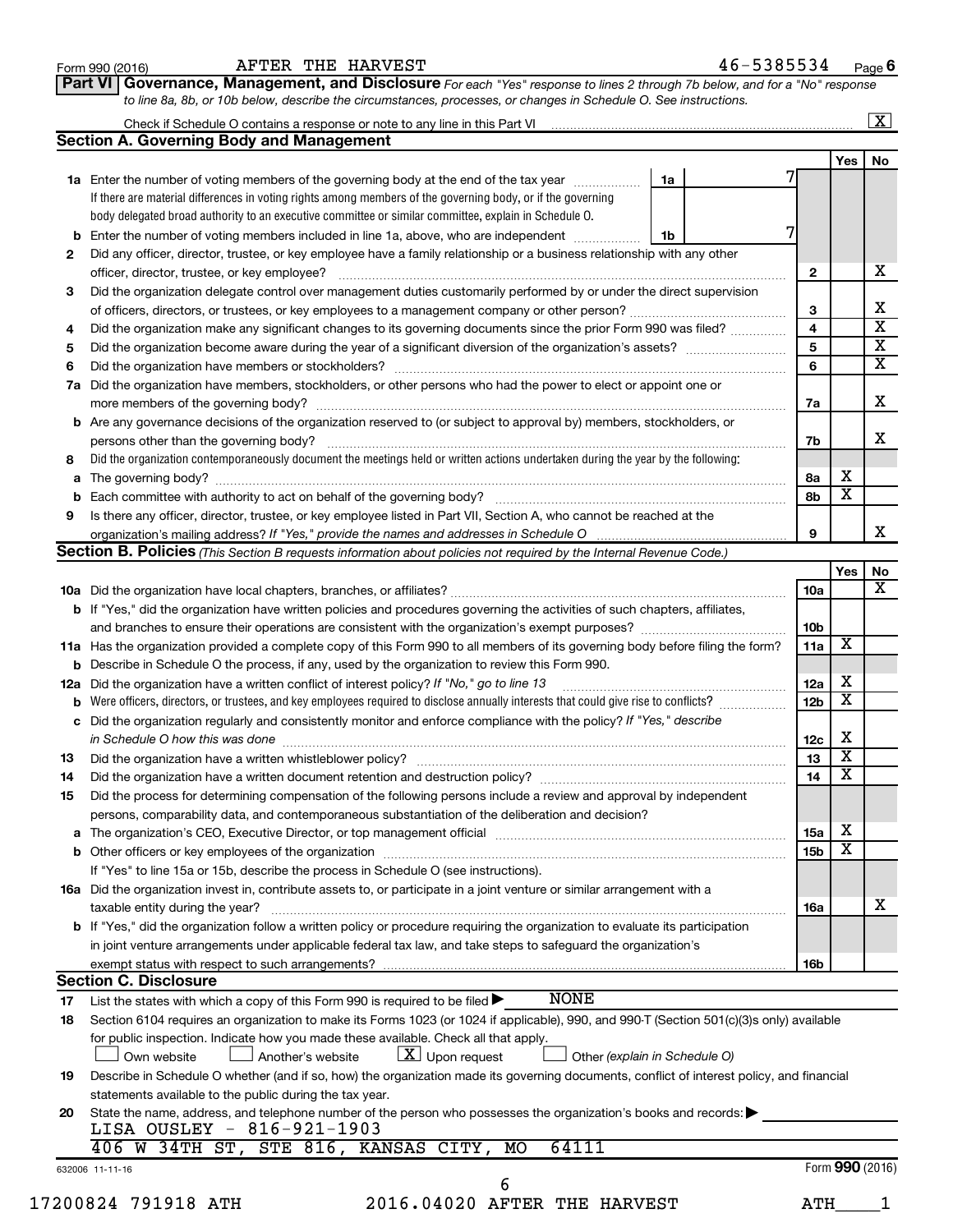Form 990 (2016) AFTER THE HARVEST 46-5385534 Page 6

**Part VI Governance, Management, and Disclosure** *For each "Yes" response to lines 2 through 7b below, and for a "No" response to line 8a, 8b, or 10b below, describe the circumstances, processes, or changes in Schedule O. See instructions.*

Check if Schedule O contains a response or note to any line in this Part VI ..... [X]

## Section A. Governing Body and Management

| | | | | Yes | No |
|---|---|---|---|---|---|
| **1a** | Enter the number of voting members of the governing body at the end of the tax year ..... **1a** | 7 | | | |
| | If there are material differences in voting rights among members of the governing body, or if the governing body delegated broad authority to an executive committee or similar committee, explain in Schedule O. | | | | |
| **b** | Enter the number of voting members included in line 1a, above, who are independent ..... **1b** | 7 | | | |
| **2** | Did any officer, director, trustee, or key employee have a family relationship or a business relationship with any other officer, director, trustee, or key employee? | | **2** | | X |
| **3** | Did the organization delegate control over management duties customarily performed by or under the direct supervision of officers, directors, or trustees, or key employees to a management company or other person? | | **3** | | X |
| **4** | Did the organization make any significant changes to its governing documents since the prior Form 990 was filed? | | **4** | | X |
| **5** | Did the organization become aware during the year of a significant diversion of the organization's assets? | | **5** | | X |
| **6** | Did the organization have members or stockholders? | | **6** | | X |
| **7a** | Did the organization have members, stockholders, or other persons who had the power to elect or appoint one or more members of the governing body? | | **7a** | | X |
| **b** | Are any governance decisions of the organization reserved to (or subject to approval by) members, stockholders, or persons other than the governing body? | | **7b** | | X |
| **8** | Did the organization contemporaneously document the meetings held or written actions undertaken during the year by the following: | | | | |
| **a** | The governing body? | | **8a** | X | |
| **b** | Each committee with authority to act on behalf of the governing body? | | **8b** | X | |
| **9** | Is there any officer, director, trustee, or key employee listed in Part VII, Section A, who cannot be reached at the organization's mailing address? *If "Yes," provide the names and addresses in Schedule O* | | **9** | | X |

## Section B. Policies *(This Section B requests information about policies not required by the Internal Revenue Code.)*

| | | | Yes | No |
|---|---|---|---|---|
| **10a** | Did the organization have local chapters, branches, or affiliates? | **10a** | | X |
| **b** | If "Yes," did the organization have written policies and procedures governing the activities of such chapters, affiliates, and branches to ensure their operations are consistent with the organization's exempt purposes? | **10b** | | |
| **11a** | Has the organization provided a complete copy of this Form 990 to all members of its governing body before filing the form? | **11a** | X | |
| **b** | Describe in Schedule O the process, if any, used by the organization to review this Form 990. | | | |
| **12a** | Did the organization have a written conflict of interest policy? *If "No," go to line 13* | **12a** | X | |
| **b** | Were officers, directors, or trustees, and key employees required to disclose annually interests that could give rise to conflicts? | **12b** | X | |
| **c** | Did the organization regularly and consistently monitor and enforce compliance with the policy? *If "Yes," describe in Schedule O how this was done* | **12c** | X | |
| **13** | Did the organization have a written whistleblower policy? | **13** | X | |
| **14** | Did the organization have a written document retention and destruction policy? | **14** | X | |
| **15** | Did the process for determining compensation of the following persons include a review and approval by independent persons, comparability data, and contemporaneous substantiation of the deliberation and decision? | | | |
| **a** | The organization's CEO, Executive Director, or top management official | **15a** | X | |
| **b** | Other officers or key employees of the organization | **15b** | X | |
| | If "Yes" to line 15a or 15b, describe the process in Schedule O (see instructions). | | | |
| **16a** | Did the organization invest in, contribute assets to, or participate in a joint venture or similar arrangement with a taxable entity during the year? | **16a** | | X |
| **b** | If "Yes," did the organization follow a written policy or procedure requiring the organization to evaluate its participation in joint venture arrangements under applicable federal tax law, and take steps to safeguard the organization's exempt status with respect to such arrangements? | **16b** | | |

## Section C. Disclosure

**17** List the states with which a copy of this Form 990 is required to be filed ▶ NONE

**18** Section 6104 requires an organization to make its Forms 1023 (or 1024 if applicable), 990, and 990-T (Section 501(c)(3)s only) available for public inspection. Indicate how you made these available. Check all that apply.

[ ] Own website [ ] Another's website [X] Upon request [ ] Other *(explain in Schedule O)*

**19** Describe in Schedule O whether (and if so, how) the organization made its governing documents, conflict of interest policy, and financial statements available to the public during the tax year.

**20** State the name, address, and telephone number of the person who possesses the organization's books and records: ▶

LISA OUSLEY - 816-921-1903
406 W 34TH ST, STE 816, KANSAS CITY, MO 64111

632006 11-11-16 Form **990** (2016)

17200824 791918 ATH 2016.04020 AFTER THE HARVEST ATH____1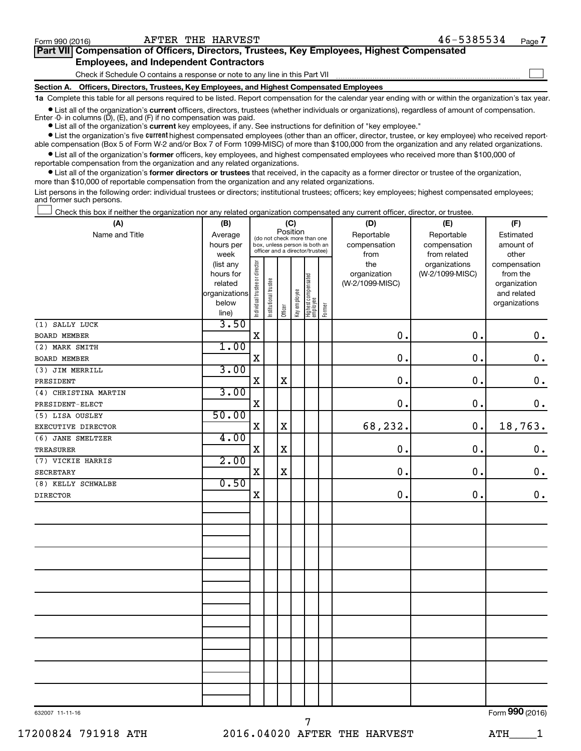Form 990 (2016) AFTER THE HARVEST 46-5385534 Page 7

**Part VII Compensation of Officers, Directors, Trustees, Key Employees, Highest Compensated Employees, and Independent Contractors**

Check if Schedule O contains a response or note to any line in this Part VII ☐

**Section A. Officers, Directors, Trustees, Key Employees, and Highest Compensated Employees**

**1a** Complete this table for all persons required to be listed. Report compensation for the calendar year ending with or within the organization's tax year.

- List all of the organization's **current** officers, directors, trustees (whether individuals or organizations), regardless of amount of compensation. Enter -0- in columns (D), (E), and (F) if no compensation was paid.
- List all of the organization's **current** key employees, if any. See instructions for definition of "key employee."
- List the organization's five **current** highest compensated employees (other than an officer, director, trustee, or key employee) who received reportable compensation (Box 5 of Form W-2 and/or Box 7 of Form 1099-MISC) of more than $100,000 from the organization and any related organizations.
- List all of the organization's **former** officers, key employees, and highest compensated employees who received more than $100,000 of reportable compensation from the organization and any related organizations.
- List all of the organization's **former directors or trustees** that received, in the capacity as a former director or trustee of the organization, more than $10,000 of reportable compensation from the organization and any related organizations.

List persons in the following order: individual trustees or directors; institutional trustees; officers; key employees; highest compensated employees; and former such persons.

☐ Check this box if neither the organization nor any related organization compensated any current officer, director, or trustee.

| (A) Name and Title | (B) Average hours per week (list any hours for related organizations below line) | (C) Position: Individual trustee or director | Institutional trustee | Officer | Key employee | Highest compensated employee | Former | (D) Reportable compensation from the organization (W-2/1099-MISC) | (E) Reportable compensation from related organizations (W-2/1099-MISC) | (F) Estimated amount of other compensation from the organization and related organizations |
|---|---|---|---|---|---|---|---|---|---|---|
| (1) SALLY LUCK<br>BOARD MEMBER | 3.50 | X | | | | | | 0. | 0. | 0. |
| (2) MARK SMITH<br>BOARD MEMBER | 1.00 | X | | | | | | 0. | 0. | 0. |
| (3) JIM MERRILL<br>PRESIDENT | 3.00 | X | | X | | | | 0. | 0. | 0. |
| (4) CHRISTINA MARTIN<br>PRESIDENT-ELECT | 3.00 | X | | | | | | 0. | 0. | 0. |
| (5) LISA OUSLEY<br>EXECUTIVE DIRECTOR | 50.00 | X | | X | | | | 68,232. | 0. | 18,763. |
| (6) JANE SMELTZER<br>TREASURER | 4.00 | X | | X | | | | 0. | 0. | 0. |
| (7) VICKIE HARRIS<br>SECRETARY | 2.00 | X | | X | | | | 0. | 0. | 0. |
| (8) KELLY SCHWALBE<br>DIRECTOR | 0.50 | X | | | | | | 0. | 0. | 0. |

632007 11-11-16 Form 990 (2016)

17200824 791918 ATH 2016.04020 AFTER THE HARVEST ATH____1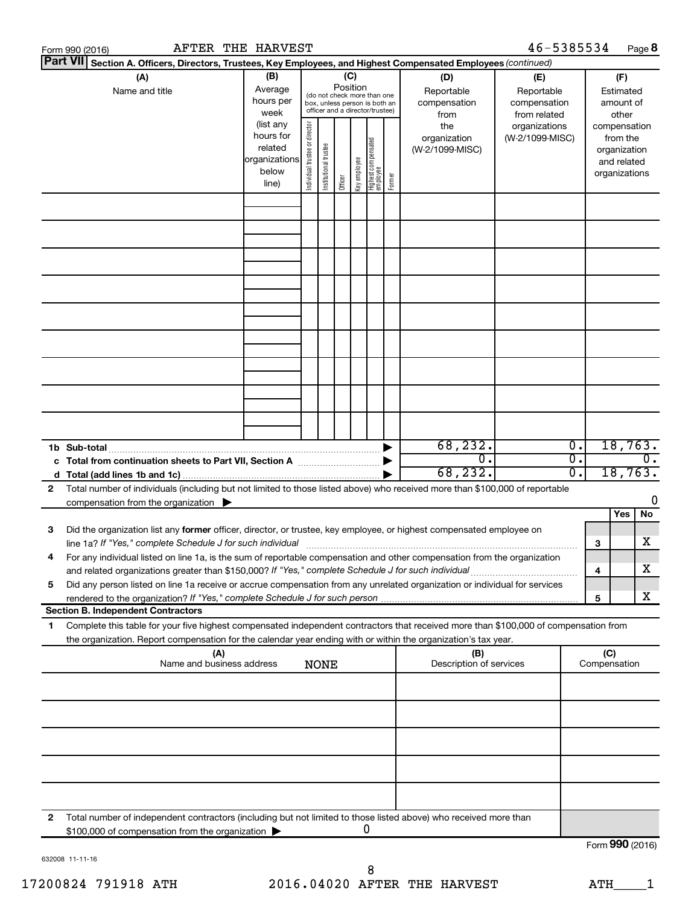Form 990 (2016) AFTER THE HARVEST 46-5385534 Page 8

**Part VII Section A. Officers, Directors, Trustees, Key Employees, and Highest Compensated Employees** *(continued)*

| (A) Name and title | (B) Average hours per week (list any hours for related organizations below line) | (C) Position (do not check more than one box, unless person is both an officer and a director/trustee): Individual trustee or director | Institutional trustee | Officer | Key employee | Highest compensated employee | Former | (D) Reportable compensation from the organization (W-2/1099-MISC) | (E) Reportable compensation from related organizations (W-2/1099-MISC) | (F) Estimated amount of other compensation from the organization and related organizations |
|---|---|---|---|---|---|---|---|---|---|---|
| | | | | | | | | | | |
| | | | | | | | | | | |
| | | | | | | | | | | |
| | | | | | | | | | | |
| | | | | | | | | | | |
| | | | | | | | | | | |
| | | | | | | | | | | |
| | | | | | | | | | | |
| | | | | | | | | | | |
| **1b Sub-total** | | | | | | | | 68,232. | 0. | 18,763. |
| **c Total from continuation sheets to Part VII, Section A** | | | | | | | | 0. | 0. | 0. |
| **d Total (add lines 1b and 1c)** | | | | | | | | 68,232. | 0. | 18,763. |

**2** Total number of individuals (including but not limited to those listed above) who received more than $100,000 of reportable compensation from the organization ▶ 0

| | | | Yes | No |
|---|---|---|---|---|
| **3** | Did the organization list any **former** officer, director, or trustee, key employee, or highest compensated employee on line 1a? *If "Yes," complete Schedule J for such individual* | 3 | | X |
| **4** | For any individual listed on line 1a, is the sum of reportable compensation and other compensation from the organization and related organizations greater than $150,000? *If "Yes," complete Schedule J for such individual* | 4 | | X |
| **5** | Did any person listed on line 1a receive or accrue compensation from any unrelated organization or individual for services rendered to the organization? *If "Yes," complete Schedule J for such person* | 5 | | X |

**Section B. Independent Contractors**

**1** Complete this table for your five highest compensated independent contractors that received more than $100,000 of compensation from the organization. Report compensation for the calendar year ending with or within the organization's tax year.

| (A) Name and business address | (B) Description of services | (C) Compensation |
|---|---|---|
| NONE | | |
| | | |
| | | |
| | | |
| | | |
| | | |

**2** Total number of independent contractors (including but not limited to those listed above) who received more than $100,000 of compensation from the organization ▶ 0

Form **990** (2016)

632008 11-11-16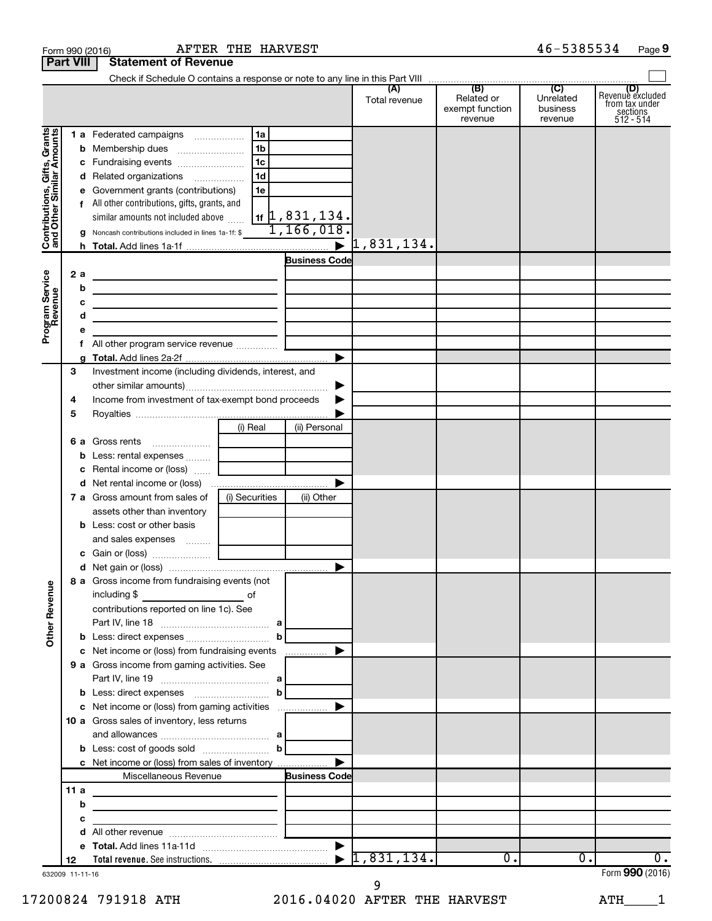Form 990 (2016) AFTER THE HARVEST 46-5385534 Page **9**

**Part VIII Statement of Revenue**

Check if Schedule O contains a response or note to any line in this Part VIII ☐

| | | | | (A) Total revenue | (B) Related or exempt function revenue | (C) Unrelated business revenue | (D) Revenue excluded from tax under sections 512 - 514 |
|---|---|---|---|---|---|---|---|
| **Contributions, Gifts, Grants and Other Similar Amounts** | 1 a Federated campaigns | 1a | | | | | |
| | b Membership dues | 1b | | | | | |
| | c Fundraising events | 1c | | | | | |
| | d Related organizations | 1d | | | | | |
| | e Government grants (contributions) | 1e | | | | | |
| | f All other contributions, gifts, grants, and similar amounts not included above | 1f | 1,831,134. | | | | |
| | g Noncash contributions included in lines 1a-1f: $ 1,166,018. | | | | | | |
| | h **Total.** Add lines 1a-1f | | ▶ | 1,831,134. | | | |
| **Program Service Revenue** | | | Business Code | | | | |
| | 2 a | | | | | | |
| | b | | | | | | |
| | c | | | | | | |
| | d | | | | | | |
| | e | | | | | | |
| | f All other program service revenue | | | | | | |
| | g **Total.** Add lines 2a-2f | | ▶ | | | | |
| | 3 Investment income (including dividends, interest, and other similar amounts) | | ▶ | | | | |
| | 4 Income from investment of tax-exempt bond proceeds | | ▶ | | | | |
| | 5 Royalties | | ▶ | | | | |
| | | (i) Real | (ii) Personal | | | | |
| | 6 a Gross rents | | | | | | |
| | b Less: rental expenses | | | | | | |
| | c Rental income or (loss) | | | | | | |
| | d Net rental income or (loss) | | ▶ | | | | |
| | | (i) Securities | (ii) Other | | | | |
| | 7 a Gross amount from sales of assets other than inventory | | | | | | |
| | b Less: cost or other basis and sales expenses | | | | | | |
| | c Gain or (loss) | | | | | | |
| | d Net gain or (loss) | | ▶ | | | | |
| **Other Revenue** | 8 a Gross income from fundraising events (not including $ of contributions reported on line 1c). See Part IV, line 18 | a | | | | | |
| | b Less: direct expenses | b | | | | | |
| | c Net income or (loss) from fundraising events | | ▶ | | | | |
| | 9 a Gross income from gaming activities. See Part IV, line 19 | a | | | | | |
| | b Less: direct expenses | b | | | | | |
| | c Net income or (loss) from gaming activities | | ▶ | | | | |
| | 10 a Gross sales of inventory, less returns and allowances | a | | | | | |
| | b Less: cost of goods sold | b | | | | | |
| | c Net income or (loss) from sales of inventory | | ▶ | | | | |
| | Miscellaneous Revenue | | Business Code | | | | |
| | 11 a | | | | | | |
| | b | | | | | | |
| | c | | | | | | |
| | d All other revenue | | | | | | |
| | e **Total.** Add lines 11a-11d | | ▶ | | | | |
| | 12 **Total revenue.** See instructions. | | ▶ | 1,831,134. | 0. | 0. | 0. |

632009 11-11-16 Form **990** (2016)

17200824 791918 ATH 2016.04020 AFTER THE HARVEST ATH____1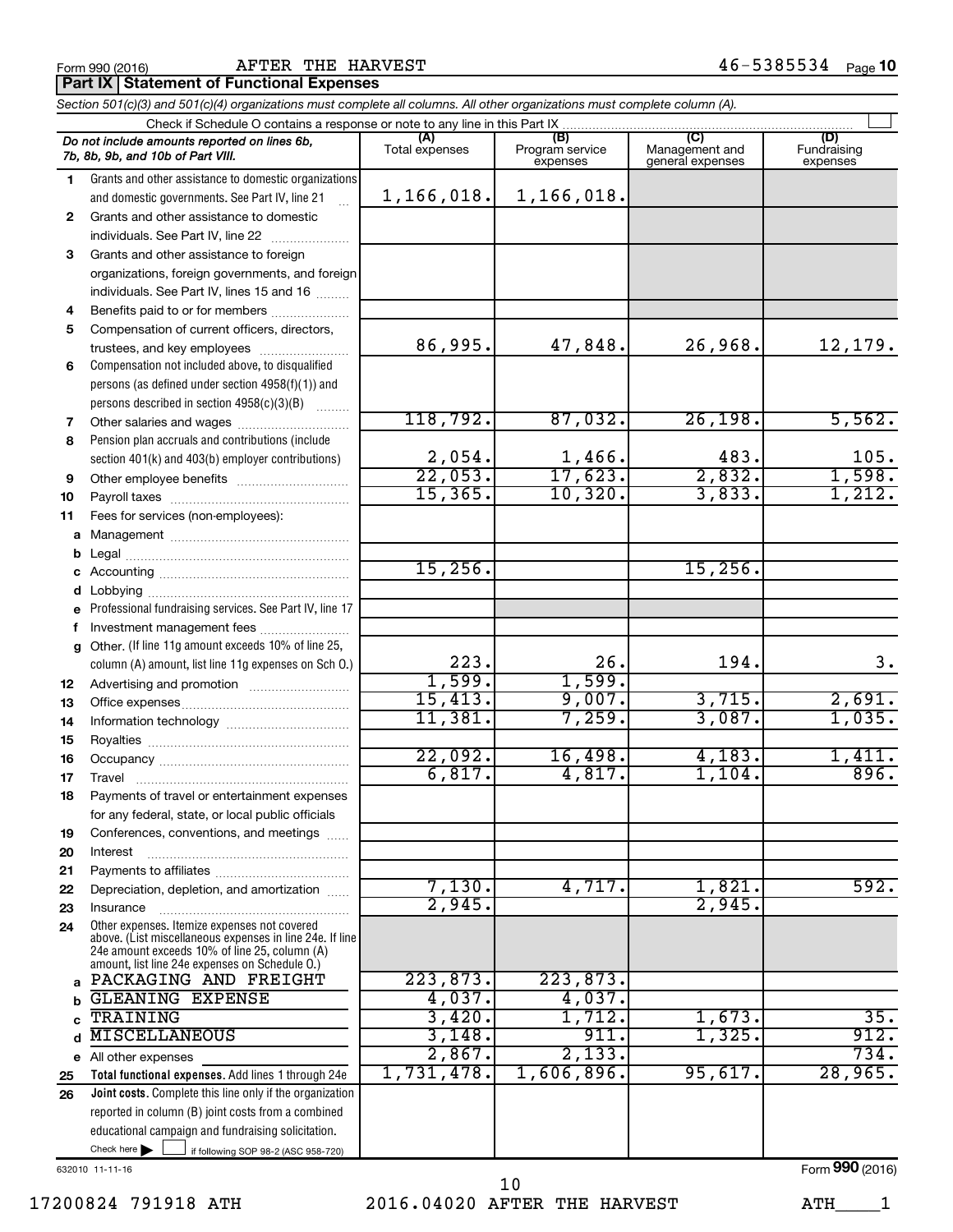Form 990 (2016) AFTER THE HARVEST 46-5385534

**Part IX Statement of Functional Expenses**

*Section 501(c)(3) and 501(c)(4) organizations must complete all columns. All other organizations must complete column (A).*

Check if Schedule O contains a response or note to any line in this Part IX

| | *Do not include amounts reported on lines 6b, 7b, 8b, 9b, and 10b of Part VIII.* | (A) Total expenses | (B) Program service expenses | (C) Management and general expenses | (D) Fundraising expenses |
|---|---|---|---|---|---|
| 1 | Grants and other assistance to domestic organizations and domestic governments. See Part IV, line 21 | 1,166,018. | 1,166,018. | | |
| 2 | Grants and other assistance to domestic individuals. See Part IV, line 22 | | | | |
| 3 | Grants and other assistance to foreign organizations, foreign governments, and foreign individuals. See Part IV, lines 15 and 16 | | | | |
| 4 | Benefits paid to or for members | | | | |
| 5 | Compensation of current officers, directors, trustees, and key employees | 86,995. | 47,848. | 26,968. | 12,179. |
| 6 | Compensation not included above, to disqualified persons (as defined under section 4958(f)(1)) and persons described in section 4958(c)(3)(B) | | | | |
| 7 | Other salaries and wages | 118,792. | 87,032. | 26,198. | 5,562. |
| 8 | Pension plan accruals and contributions (include section 401(k) and 403(b) employer contributions) | 2,054. | 1,466. | 483. | 105. |
| 9 | Other employee benefits | 22,053. | 17,623. | 2,832. | 1,598. |
| 10 | Payroll taxes | 15,365. | 10,320. | 3,833. | 1,212. |
| 11 | Fees for services (non-employees): | | | | |
| a | Management | | | | |
| b | Legal | | | | |
| c | Accounting | 15,256. | | 15,256. | |
| d | Lobbying | | | | |
| e | Professional fundraising services. See Part IV, line 17 | | | | |
| f | Investment management fees | | | | |
| g | Other. (If line 11g amount exceeds 10% of line 25, column (A) amount, list line 11g expenses on Sch O.) | 223. | 26. | 194. | 3. |
| 12 | Advertising and promotion | 1,599. | 1,599. | | |
| 13 | Office expenses | 15,413. | 9,007. | 3,715. | 2,691. |
| 14 | Information technology | 11,381. | 7,259. | 3,087. | 1,035. |
| 15 | Royalties | | | | |
| 16 | Occupancy | 22,092. | 16,498. | 4,183. | 1,411. |
| 17 | Travel | 6,817. | 4,817. | 1,104. | 896. |
| 18 | Payments of travel or entertainment expenses for any federal, state, or local public officials | | | | |
| 19 | Conferences, conventions, and meetings | | | | |
| 20 | Interest | | | | |
| 21 | Payments to affiliates | | | | |
| 22 | Depreciation, depletion, and amortization | 7,130. | 4,717. | 1,821. | 592. |
| 23 | Insurance | 2,945. | | 2,945. | |
| 24 | Other expenses. Itemize expenses not covered above. (List miscellaneous expenses in line 24e. If line 24e amount exceeds 10% of line 25, column (A) amount, list line 24e expenses on Schedule O.) | | | | |
| a | PACKAGING AND FREIGHT | 223,873. | 223,873. | | |
| b | GLEANING EXPENSE | 4,037. | 4,037. | | |
| c | TRAINING | 3,420. | 1,712. | 1,673. | 35. |
| d | MISCELLANEOUS | 3,148. | 911. | 1,325. | 912. |
| e | All other expenses | 2,867. | 2,133. | | 734. |
| 25 | **Total functional expenses.** Add lines 1 through 24e | 1,731,478. | 1,606,896. | 95,617. | 28,965. |
| 26 | **Joint costs.** Complete this line only if the organization reported in column (B) joint costs from a combined educational campaign and fundraising solicitation. Check here ☐ if following SOP 98-2 (ASC 958-720) | | | | |

632010 11-11-16

Form **990** (2016)

17200824 791918 ATH 2016.04020 AFTER THE HARVEST ATH____1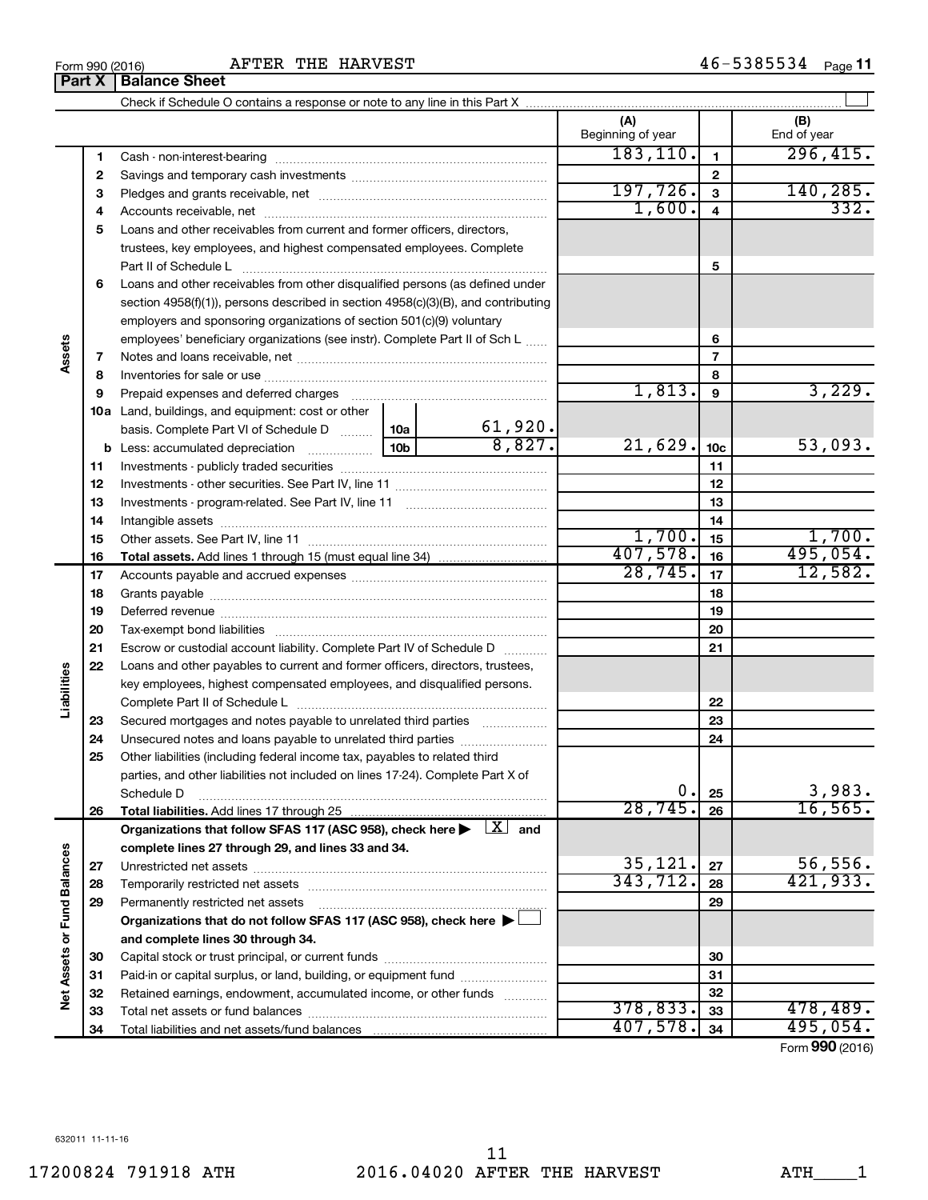Form 990 (2016) AFTER THE HARVEST 46-5385534

## Part X | Balance Sheet

Check if Schedule O contains a response or note to any line in this Part X ☐

| | | | | (A) Beginning of year | | (B) End of year |
|---|---|---|---|---|---|---|
| Assets | 1 | Cash - non-interest-bearing | | 183,110. | 1 | 296,415. |
| | 2 | Savings and temporary cash investments | | | 2 | |
| | 3 | Pledges and grants receivable, net | | 197,726. | 3 | 140,285. |
| | 4 | Accounts receivable, net | | 1,600. | 4 | 332. |
| | 5 | Loans and other receivables from current and former officers, directors, trustees, key employees, and highest compensated employees. Complete Part II of Schedule L | | | 5 | |
| | 6 | Loans and other receivables from other disqualified persons (as defined under section 4958(f)(1)), persons described in section 4958(c)(3)(B), and contributing employers and sponsoring organizations of section 501(c)(9) voluntary employees' beneficiary organizations (see instr). Complete Part II of Sch L | | | 6 | |
| | 7 | Notes and loans receivable, net | | | 7 | |
| | 8 | Inventories for sale or use | | | 8 | |
| | 9 | Prepaid expenses and deferred charges | | 1,813. | 9 | 3,229. |
| | 10a | Land, buildings, and equipment: cost or other basis. Complete Part VI of Schedule D | 10a 61,920. | | | |
| | b | Less: accumulated depreciation | 10b 8,827. | 21,629. | 10c | 53,093. |
| | 11 | Investments - publicly traded securities | | | 11 | |
| | 12 | Investments - other securities. See Part IV, line 11 | | | 12 | |
| | 13 | Investments - program-related. See Part IV, line 11 | | | 13 | |
| | 14 | Intangible assets | | | 14 | |
| | 15 | Other assets. See Part IV, line 11 | | 1,700. | 15 | 1,700. |
| | 16 | **Total assets.** Add lines 1 through 15 (must equal line 34) | | 407,578. | 16 | 495,054. |
| Liabilities | 17 | Accounts payable and accrued expenses | | 28,745. | 17 | 12,582. |
| | 18 | Grants payable | | | 18 | |
| | 19 | Deferred revenue | | | 19 | |
| | 20 | Tax-exempt bond liabilities | | | 20 | |
| | 21 | Escrow or custodial account liability. Complete Part IV of Schedule D | | | 21 | |
| | 22 | Loans and other payables to current and former officers, directors, trustees, key employees, highest compensated employees, and disqualified persons. Complete Part II of Schedule L | | | 22 | |
| | 23 | Secured mortgages and notes payable to unrelated third parties | | | 23 | |
| | 24 | Unsecured notes and loans payable to unrelated third parties | | | 24 | |
| | 25 | Other liabilities (including federal income tax, payables to related third parties, and other liabilities not included on lines 17-24). Complete Part X of Schedule D | | 0. | 25 | 3,983. |
| | 26 | **Total liabilities.** Add lines 17 through 25 | | 28,745. | 26 | 16,565. |
| Net Assets or Fund Balances | | **Organizations that follow SFAS 117 (ASC 958), check here ▶ [X] and complete lines 27 through 29, and lines 33 and 34.** | | | | |
| | 27 | Unrestricted net assets | | 35,121. | 27 | 56,556. |
| | 28 | Temporarily restricted net assets | | 343,712. | 28 | 421,933. |
| | 29 | Permanently restricted net assets | | | 29 | |
| | | **Organizations that do not follow SFAS 117 (ASC 958), check here ▶ ☐ and complete lines 30 through 34.** | | | | |
| | 30 | Capital stock or trust principal, or current funds | | | 30 | |
| | 31 | Paid-in or capital surplus, or land, building, or equipment fund | | | 31 | |
| | 32 | Retained earnings, endowment, accumulated income, or other funds | | | 32 | |
| | 33 | Total net assets or fund balances | | 378,833. | 33 | 478,489. |
| | 34 | Total liabilities and net assets/fund balances | | 407,578. | 34 | 495,054. |

Form **990** (2016)

632011 11-11-16

17200824 791918 ATH 2016.04020 AFTER THE HARVEST ATH____1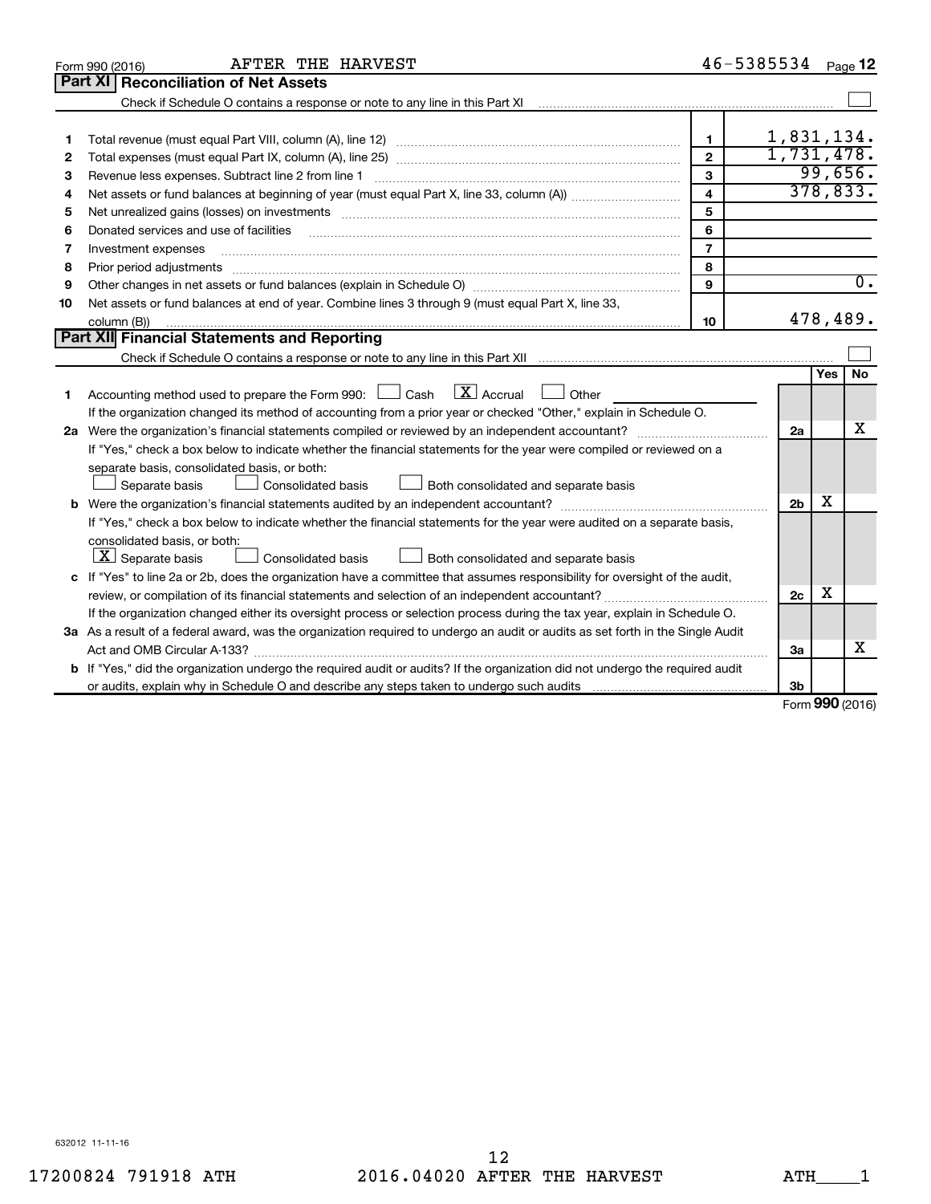Form 990 (2016) AFTER THE HARVEST 46-5385534

## Part XI Reconciliation of Net Assets

Check if Schedule O contains a response or note to any line in this Part XI ☐

| | | | |
|---|---|---|---|
| 1 | Total revenue (must equal Part VIII, column (A), line 12) | 1 | 1,831,134. |
| 2 | Total expenses (must equal Part IX, column (A), line 25) | 2 | 1,731,478. |
| 3 | Revenue less expenses. Subtract line 2 from line 1 | 3 | 99,656. |
| 4 | Net assets or fund balances at beginning of year (must equal Part X, line 33, column (A)) | 4 | 378,833. |
| 5 | Net unrealized gains (losses) on investments | 5 | |
| 6 | Donated services and use of facilities | 6 | |
| 7 | Investment expenses | 7 | |
| 8 | Prior period adjustments | 8 | |
| 9 | Other changes in net assets or fund balances (explain in Schedule O) | 9 | 0. |
| 10 | Net assets or fund balances at end of year. Combine lines 3 through 9 (must equal Part X, line 33, column (B)) | 10 | 478,489. |

## Part XII Financial Statements and Reporting

Check if Schedule O contains a response or note to any line in this Part XII ☐

| | | | Yes | No |
|---|---|---|---|---|
| 1 | Accounting method used to prepare the Form 990: ☐ Cash ☒ Accrual ☐ Other<br>If the organization changed its method of accounting from a prior year or checked "Other," explain in Schedule O. | | | |
| 2a | Were the organization's financial statements compiled or reviewed by an independent accountant?<br>If "Yes," check a box below to indicate whether the financial statements for the year were compiled or reviewed on a separate basis, consolidated basis, or both:<br>☐ Separate basis ☐ Consolidated basis ☐ Both consolidated and separate basis | 2a | | X |
| b | Were the organization's financial statements audited by an independent accountant?<br>If "Yes," check a box below to indicate whether the financial statements for the year were audited on a separate basis, consolidated basis, or both:<br>☒ Separate basis ☐ Consolidated basis ☐ Both consolidated and separate basis | 2b | X | |
| c | If "Yes" to line 2a or 2b, does the organization have a committee that assumes responsibility for oversight of the audit, review, or compilation of its financial statements and selection of an independent accountant?<br>If the organization changed either its oversight process or selection process during the tax year, explain in Schedule O. | 2c | X | |
| 3a | As a result of a federal award, was the organization required to undergo an audit or audits as set forth in the Single Audit Act and OMB Circular A-133? | 3a | | X |
| b | If "Yes," did the organization undergo the required audit or audits? If the organization did not undergo the required audit or audits, explain why in Schedule O and describe any steps taken to undergo such audits | 3b | | |

Form 990 (2016)

632012 11-11-16

17200824 791918 ATH 2016.04020 AFTER THE HARVEST ATH____1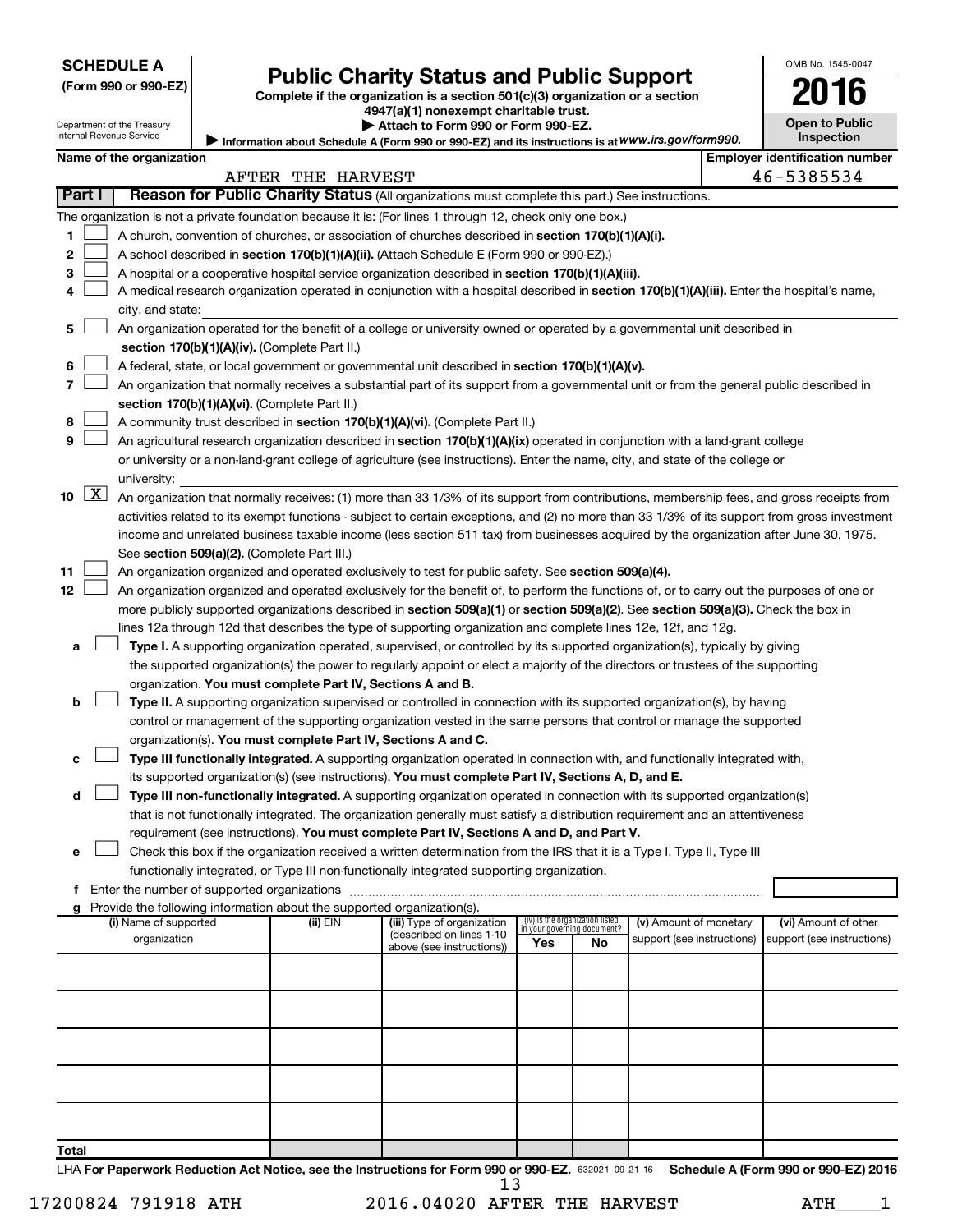**SCHEDULE A**
**(Form 990 or 990-EZ)**

Department of the Treasury
Internal Revenue Service

# Public Charity Status and Public Support

**Complete if the organization is a section 501(c)(3) organization or a section 4947(a)(1) nonexempt charitable trust.**
**▶ Attach to Form 990 or Form 990-EZ.**
**▶ Information about Schedule A (Form 990 or 990-EZ) and its instructions is at** *www.irs.gov/form990.*

OMB No. 1545-0047

**2016**

**Open to Public Inspection**

**Name of the organization:** AFTER THE HARVEST
**Employer identification number:** 46-5385534

## Part I — Reason for Public Charity Status (All organizations must complete this part.) See instructions.

The organization is not a private foundation because it is: (For lines 1 through 12, check only one box.)

1. ☐ A church, convention of churches, or association of churches described in **section 170(b)(1)(A)(i).**
2. ☐ A school described in **section 170(b)(1)(A)(ii).** (Attach Schedule E (Form 990 or 990-EZ).)
3. ☐ A hospital or a cooperative hospital service organization described in **section 170(b)(1)(A)(iii).**
4. ☐ A medical research organization operated in conjunction with a hospital described in **section 170(b)(1)(A)(iii).** Enter the hospital's name, city, and state: ______
5. ☐ An organization operated for the benefit of a college or university owned or operated by a governmental unit described in **section 170(b)(1)(A)(iv).** (Complete Part II.)
6. ☐ A federal, state, or local government or governmental unit described in **section 170(b)(1)(A)(v).**
7. ☐ An organization that normally receives a substantial part of its support from a governmental unit or from the general public described in **section 170(b)(1)(A)(vi).** (Complete Part II.)
8. ☐ A community trust described in **section 170(b)(1)(A)(vi).** (Complete Part II.)
9. ☐ An agricultural research organization described in **section 170(b)(1)(A)(ix)** operated in conjunction with a land-grant college or university or a non-land-grant college of agriculture (see instructions). Enter the name, city, and state of the college or university: ______
10. ☒ An organization that normally receives: (1) more than 33 1/3% of its support from contributions, membership fees, and gross receipts from activities related to its exempt functions - subject to certain exceptions, and (2) no more than 33 1/3% of its support from gross investment income and unrelated business taxable income (less section 511 tax) from businesses acquired by the organization after June 30, 1975. See **section 509(a)(2).** (Complete Part III.)
11. ☐ An organization organized and operated exclusively to test for public safety. See **section 509(a)(4).**
12. ☐ An organization organized and operated exclusively for the benefit of, to perform the functions of, or to carry out the purposes of one or more publicly supported organizations described in **section 509(a)(1)** or **section 509(a)(2)**. See **section 509(a)(3).** Check the box in lines 12a through 12d that describes the type of supporting organization and complete lines 12e, 12f, and 12g.
   - **a** ☐ **Type I.** A supporting organization operated, supervised, or controlled by its supported organization(s), typically by giving the supported organization(s) the power to regularly appoint or elect a majority of the directors or trustees of the supporting organization. **You must complete Part IV, Sections A and B.**
   - **b** ☐ **Type II.** A supporting organization supervised or controlled in connection with its supported organization(s), by having control or management of the supporting organization vested in the same persons that control or manage the supported organization(s). **You must complete Part IV, Sections A and C.**
   - **c** ☐ **Type III functionally integrated.** A supporting organization operated in connection with, and functionally integrated with, its supported organization(s) (see instructions). **You must complete Part IV, Sections A, D, and E.**
   - **d** ☐ **Type III non-functionally integrated.** A supporting organization operated in connection with its supported organization(s) that is not functionally integrated. The organization generally must satisfy a distribution requirement and an attentiveness requirement (see instructions). **You must complete Part IV, Sections A and D, and Part V.**
   - **e** ☐ Check this box if the organization received a written determination from the IRS that it is a Type I, Type II, Type III functionally integrated, or Type III non-functionally integrated supporting organization.
   - **f** Enter the number of supported organizations ______
   - **g** Provide the following information about the supported organization(s).

| (i) Name of supported organization | (ii) EIN | (iii) Type of organization (described on lines 1-10 above (see instructions)) | (iv) Is the organization listed in your governing document? Yes | No | (v) Amount of monetary support (see instructions) | (vi) Amount of other support (see instructions) |
|---|---|---|---|---|---|---|
| | | | | | | |
| | | | | | | |
| | | | | | | |
| | | | | | | |
| | | | | | | |
| **Total** | | | | | | |

LHA **For Paperwork Reduction Act Notice, see the Instructions for Form 990 or 990-EZ.** 632021 09-21-16 **Schedule A (Form 990 or 990-EZ) 2016**

17200824 791918 ATH 2016.04020 AFTER THE HARVEST ATH____1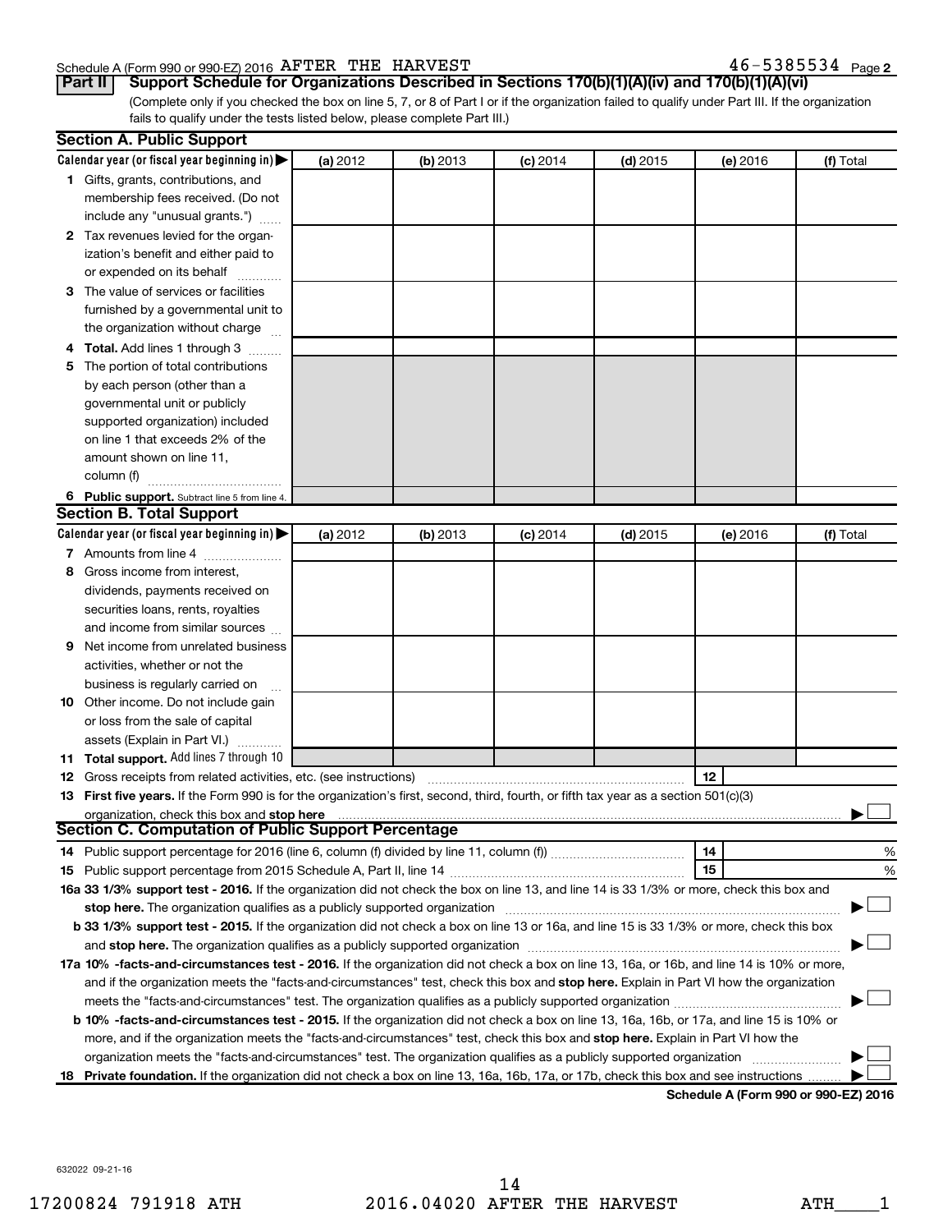Schedule A (Form 990 or 990-EZ) 2016 AFTER THE HARVEST 46-5385534 Page 2

**Part II Support Schedule for Organizations Described in Sections 170(b)(1)(A)(iv) and 170(b)(1)(A)(vi)**

(Complete only if you checked the box on line 5, 7, or 8 of Part I or if the organization failed to qualify under Part III. If the organization fails to qualify under the tests listed below, please complete Part III.)

## Section A. Public Support

| Calendar year (or fiscal year beginning in) ▶ | (a) 2012 | (b) 2013 | (c) 2014 | (d) 2015 | (e) 2016 | (f) Total |
|---|---|---|---|---|---|---|
| 1 Gifts, grants, contributions, and membership fees received. (Do not include any "unusual grants.") | | | | | | |
| 2 Tax revenues levied for the organization's benefit and either paid to or expended on its behalf | | | | | | |
| 3 The value of services or facilities furnished by a governmental unit to the organization without charge | | | | | | |
| 4 **Total.** Add lines 1 through 3 | | | | | | |
| 5 The portion of total contributions by each person (other than a governmental unit or publicly supported organization) included on line 1 that exceeds 2% of the amount shown on line 11, column (f) | | | | | | |
| 6 **Public support.** Subtract line 5 from line 4. | | | | | | |

## Section B. Total Support

| Calendar year (or fiscal year beginning in) ▶ | (a) 2012 | (b) 2013 | (c) 2014 | (d) 2015 | (e) 2016 | (f) Total |
|---|---|---|---|---|---|---|
| 7 Amounts from line 4 | | | | | | |
| 8 Gross income from interest, dividends, payments received on securities loans, rents, royalties and income from similar sources | | | | | | |
| 9 Net income from unrelated business activities, whether or not the business is regularly carried on | | | | | | |
| 10 Other income. Do not include gain or loss from the sale of capital assets (Explain in Part VI.) | | | | | | |
| 11 **Total support.** Add lines 7 through 10 | | | | | | |

12 Gross receipts from related activities, etc. (see instructions) | 12 |

13 **First five years.** If the Form 990 is for the organization's first, second, third, fourth, or fifth tax year as a section 501(c)(3) organization, check this box and **stop here** ▶ ☐

## Section C. Computation of Public Support Percentage

14 Public support percentage for 2016 (line 6, column (f) divided by line 11, column (f)) | 14 | %

15 Public support percentage from 2015 Schedule A, Part II, line 14 | 15 | %

16a **33 1/3% support test - 2016.** If the organization did not check the box on line 13, and line 14 is 33 1/3% or more, check this box and **stop here.** The organization qualifies as a publicly supported organization ▶ ☐

b **33 1/3% support test - 2015.** If the organization did not check a box on line 13 or 16a, and line 15 is 33 1/3% or more, check this box and **stop here.** The organization qualifies as a publicly supported organization ▶ ☐

17a **10% -facts-and-circumstances test - 2016.** If the organization did not check a box on line 13, 16a, or 16b, and line 14 is 10% or more, and if the organization meets the "facts-and-circumstances" test, check this box and **stop here.** Explain in Part VI how the organization meets the "facts-and-circumstances" test. The organization qualifies as a publicly supported organization ▶ ☐

b **10% -facts-and-circumstances test - 2015.** If the organization did not check a box on line 13, 16a, 16b, or 17a, and line 15 is 10% or more, and if the organization meets the "facts-and-circumstances" test, check this box and **stop here.** Explain in Part VI how the organization meets the "facts-and-circumstances" test. The organization qualifies as a publicly supported organization ▶ ☐

18 **Private foundation.** If the organization did not check a box on line 13, 16a, 16b, 17a, or 17b, check this box and see instructions ▶ ☐

**Schedule A (Form 990 or 990-EZ) 2016**

632022 09-21-16

17200824 791918 ATH 2016.04020 AFTER THE HARVEST ATH____1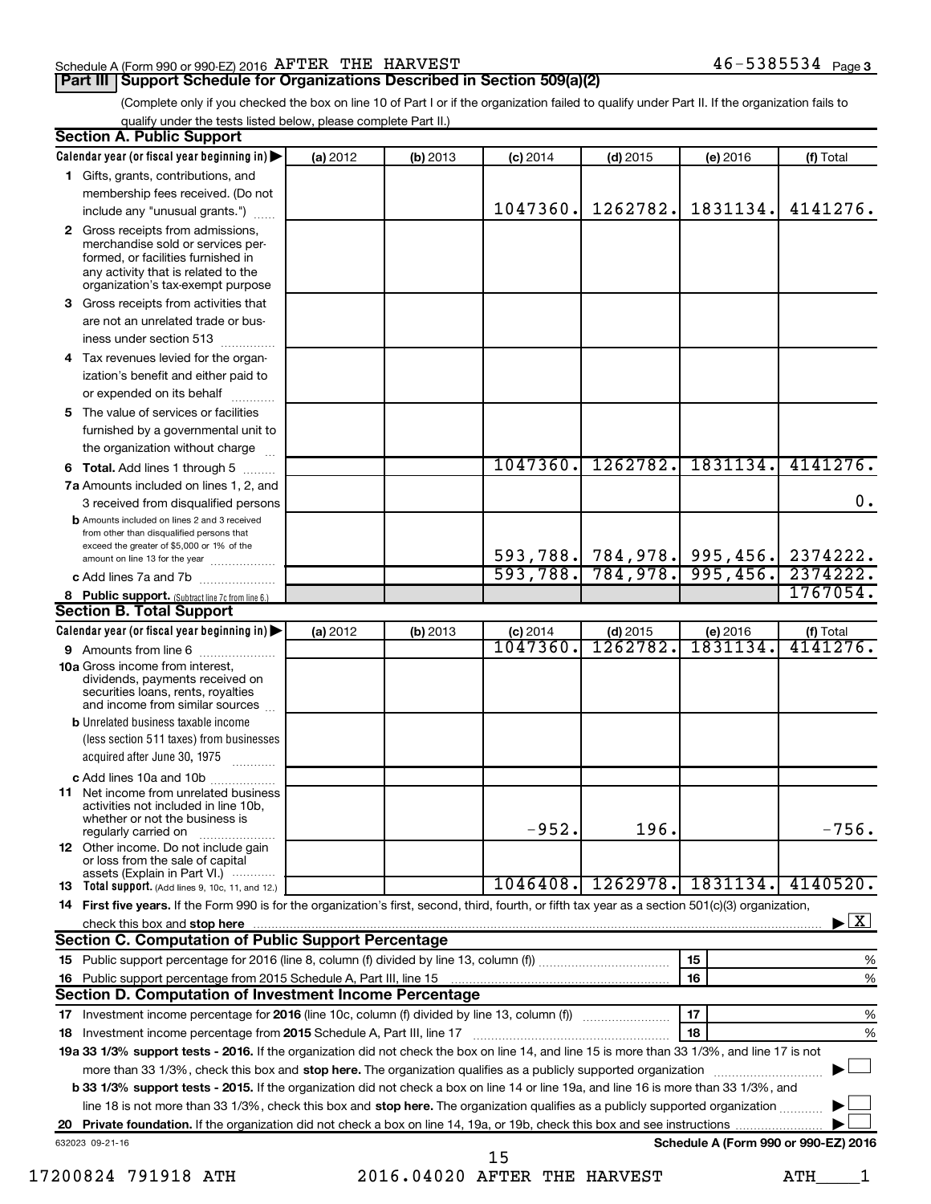Schedule A (Form 990 or 990-EZ) 2016 AFTER THE HARVEST 46-5385534 Page 3

## Part III Support Schedule for Organizations Described in Section 509(a)(2)

(Complete only if you checked the box on line 10 of Part I or if the organization failed to qualify under Part II. If the organization fails to qualify under the tests listed below, please complete Part II.)

### Section A. Public Support

| Calendar year (or fiscal year beginning in) | (a) 2012 | (b) 2013 | (c) 2014 | (d) 2015 | (e) 2016 | (f) Total |
|---|---|---|---|---|---|---|
| 1 Gifts, grants, contributions, and membership fees received. (Do not include any "unusual grants.") | | | 1047360. | 1262782. | 1831134. | 4141276. |
| 2 Gross receipts from admissions, merchandise sold or services performed, or facilities furnished in any activity that is related to the organization's tax-exempt purpose | | | | | | |
| 3 Gross receipts from activities that are not an unrelated trade or business under section 513 | | | | | | |
| 4 Tax revenues levied for the organization's benefit and either paid to or expended on its behalf | | | | | | |
| 5 The value of services or facilities furnished by a governmental unit to the organization without charge | | | | | | |
| 6 **Total.** Add lines 1 through 5 | | | 1047360. | 1262782. | 1831134. | 4141276. |
| 7a Amounts included on lines 1, 2, and 3 received from disqualified persons | | | | | | 0. |
| b Amounts included on lines 2 and 3 received from other than disqualified persons that exceed the greater of $5,000 or 1% of the amount on line 13 for the year | | | 593,788. | 784,978. | 995,456. | 2374222. |
| c Add lines 7a and 7b | | | 593,788. | 784,978. | 995,456. | 2374222. |
| 8 **Public support.** (Subtract line 7c from line 6.) | | | | | | 1767054. |

### Section B. Total Support

| Calendar year (or fiscal year beginning in) | (a) 2012 | (b) 2013 | (c) 2014 | (d) 2015 | (e) 2016 | (f) Total |
|---|---|---|---|---|---|---|
| 9 Amounts from line 6 | | | 1047360. | 1262782. | 1831134. | 4141276. |
| 10a Gross income from interest, dividends, payments received on securities loans, rents, royalties and income from similar sources | | | | | | |
| b Unrelated business taxable income (less section 511 taxes) from businesses acquired after June 30, 1975 | | | | | | |
| c Add lines 10a and 10b | | | | | | |
| 11 Net income from unrelated business activities not included in line 10b, whether or not the business is regularly carried on | | | -952. | 196. | | -756. |
| 12 Other income. Do not include gain or loss from the sale of capital assets (Explain in Part VI.) | | | | | | |
| 13 **Total support.** (Add lines 9, 10c, 11, and 12.) | | | 1046408. | 1262978. | 1831134. | 4140520. |

14 **First five years.** If the Form 990 is for the organization's first, second, third, fourth, or fifth tax year as a section 501(c)(3) organization, check this box and **stop here** ▶ [X]

### Section C. Computation of Public Support Percentage

| | | | |
|---|---|---|---|
| 15 | Public support percentage for 2016 (line 8, column (f) divided by line 13, column (f)) | 15 | % |
| 16 | Public support percentage from 2015 Schedule A, Part III, line 15 | 16 | % |

### Section D. Computation of Investment Income Percentage

| | | | |
|---|---|---|---|
| 17 | Investment income percentage for **2016** (line 10c, column (f) divided by line 13, column (f)) | 17 | % |
| 18 | Investment income percentage from **2015** Schedule A, Part III, line 17 | 18 | % |

19a **33 1/3% support tests - 2016.** If the organization did not check the box on line 14, and line 15 is more than 33 1/3%, and line 17 is not more than 33 1/3%, check this box and **stop here.** The organization qualifies as a publicly supported organization ▶ [ ]

b **33 1/3% support tests - 2015.** If the organization did not check a box on line 14 or line 19a, and line 16 is more than 33 1/3%, and line 18 is not more than 33 1/3%, check this box and **stop here.** The organization qualifies as a publicly supported organization ▶ [ ]

20 **Private foundation.** If the organization did not check a box on line 14, 19a, or 19b, check this box and see instructions ▶ [ ]

632023 09-21-16 **Schedule A (Form 990 or 990-EZ) 2016**

17200824 791918 ATH 2016.04020 AFTER THE HARVEST ATH____1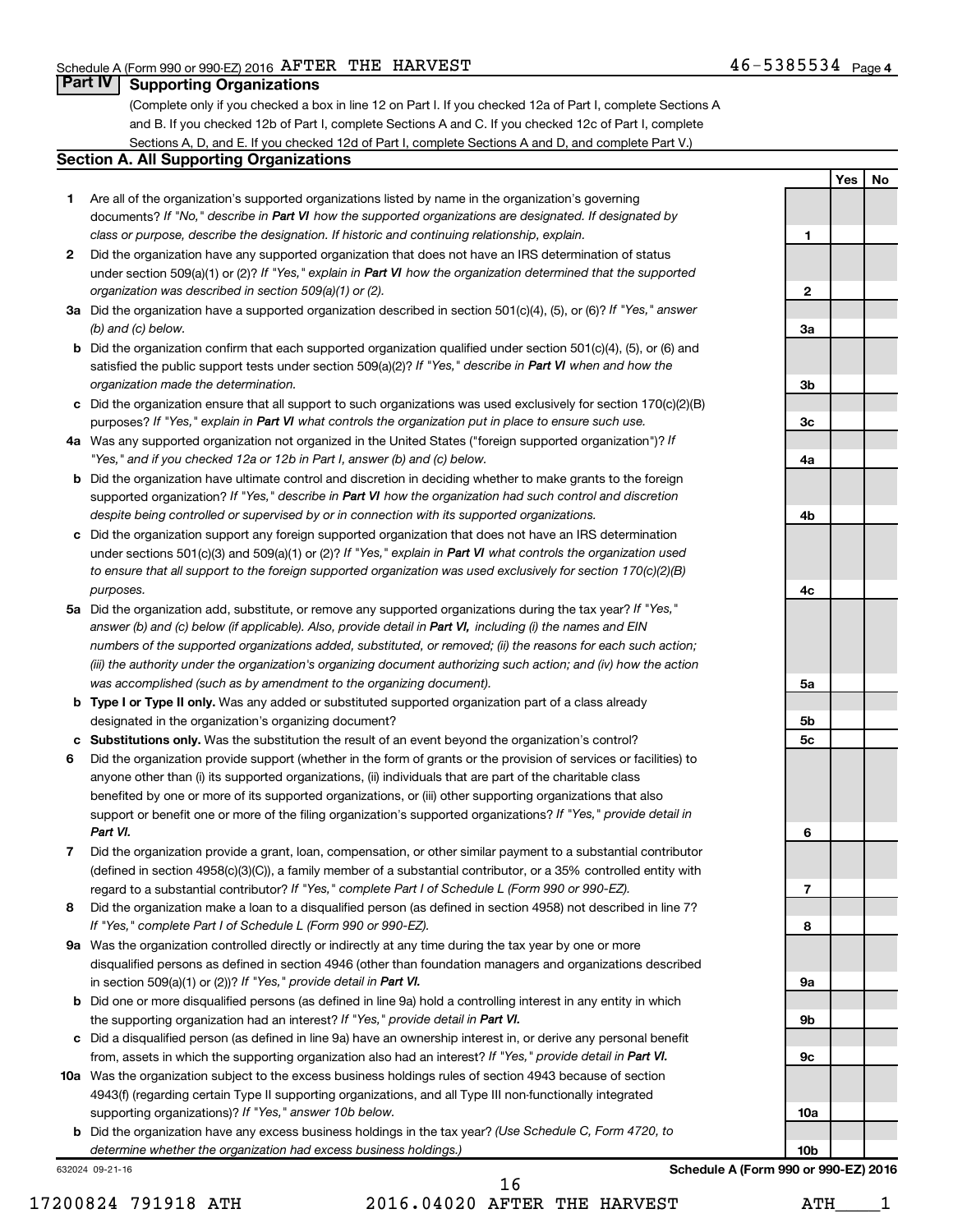## Part IV Supporting Organizations

(Complete only if you checked a box in line 12 on Part I. If you checked 12a of Part I, complete Sections A and B. If you checked 12b of Part I, complete Sections A and C. If you checked 12c of Part I, complete Sections A, D, and E. If you checked 12d of Part I, complete Sections A and D, and complete Part V.)

### Section A. All Supporting Organizations

| | | Line | Yes | No |
|---|---|---|---|---|
| **1** | Are all of the organization's supported organizations listed by name in the organization's governing documents? *If "No," describe in **Part VI** how the supported organizations are designated. If designated by class or purpose, describe the designation. If historic and continuing relationship, explain.* | 1 | | |
| **2** | Did the organization have any supported organization that does not have an IRS determination of status under section 509(a)(1) or (2)? *If "Yes," explain in **Part VI** how the organization determined that the supported organization was described in section 509(a)(1) or (2).* | 2 | | |
| **3a** | Did the organization have a supported organization described in section 501(c)(4), (5), or (6)? *If "Yes," answer (b) and (c) below.* | 3a | | |
| **b** | Did the organization confirm that each supported organization qualified under section 501(c)(4), (5), or (6) and satisfied the public support tests under section 509(a)(2)? *If "Yes," describe in **Part VI** when and how the organization made the determination.* | 3b | | |
| **c** | Did the organization ensure that all support to such organizations was used exclusively for section 170(c)(2)(B) purposes? *If "Yes," explain in **Part VI** what controls the organization put in place to ensure such use.* | 3c | | |
| **4a** | Was any supported organization not organized in the United States ("foreign supported organization")? *If "Yes," and if you checked 12a or 12b in Part I, answer (b) and (c) below.* | 4a | | |
| **b** | Did the organization have ultimate control and discretion in deciding whether to make grants to the foreign supported organization? *If "Yes," describe in **Part VI** how the organization had such control and discretion despite being controlled or supervised by or in connection with its supported organizations.* | 4b | | |
| **c** | Did the organization support any foreign supported organization that does not have an IRS determination under sections 501(c)(3) and 509(a)(1) or (2)? *If "Yes," explain in **Part VI** what controls the organization used to ensure that all support to the foreign supported organization was used exclusively for section 170(c)(2)(B) purposes.* | 4c | | |
| **5a** | Did the organization add, substitute, or remove any supported organizations during the tax year? *If "Yes," answer (b) and (c) below (if applicable). Also, provide detail in **Part VI,** including (i) the names and EIN numbers of the supported organizations added, substituted, or removed; (ii) the reasons for each such action; (iii) the authority under the organization's organizing document authorizing such action; and (iv) how the action was accomplished (such as by amendment to the organizing document).* | 5a | | |
| **b** | **Type I or Type II only.** Was any added or substituted supported organization part of a class already designated in the organization's organizing document? | 5b | | |
| **c** | **Substitutions only.** Was the substitution the result of an event beyond the organization's control? | 5c | | |
| **6** | Did the organization provide support (whether in the form of grants or the provision of services or facilities) to anyone other than (i) its supported organizations, (ii) individuals that are part of the charitable class benefited by one or more of its supported organizations, or (iii) other supporting organizations that also support or benefit one or more of the filing organization's supported organizations? *If "Yes," provide detail in **Part VI.*** | 6 | | |
| **7** | Did the organization provide a grant, loan, compensation, or other similar payment to a substantial contributor (defined in section 4958(c)(3)(C)), a family member of a substantial contributor, or a 35% controlled entity with regard to a substantial contributor? *If "Yes," complete Part I of Schedule L (Form 990 or 990-EZ).* | 7 | | |
| **8** | Did the organization make a loan to a disqualified person (as defined in section 4958) not described in line 7? *If "Yes," complete Part I of Schedule L (Form 990 or 990-EZ).* | 8 | | |
| **9a** | Was the organization controlled directly or indirectly at any time during the tax year by one or more disqualified persons as defined in section 4946 (other than foundation managers and organizations described in section 509(a)(1) or (2))? *If "Yes," provide detail in **Part VI.*** | 9a | | |
| **b** | Did one or more disqualified persons (as defined in line 9a) hold a controlling interest in any entity in which the supporting organization had an interest? *If "Yes," provide detail in **Part VI.*** | 9b | | |
| **c** | Did a disqualified person (as defined in line 9a) have an ownership interest in, or derive any personal benefit from, assets in which the supporting organization also had an interest? *If "Yes," provide detail in **Part VI.*** | 9c | | |
| **10a** | Was the organization subject to the excess business holdings rules of section 4943 because of section 4943(f) (regarding certain Type II supporting organizations, and all Type III non-functionally integrated supporting organizations)? *If "Yes," answer 10b below.* | 10a | | |
| **b** | Did the organization have any excess business holdings in the tax year? *(Use Schedule C, Form 4720, to determine whether the organization had excess business holdings.)* | 10b | | |

**Schedule A (Form 990 or 990-EZ) 2016**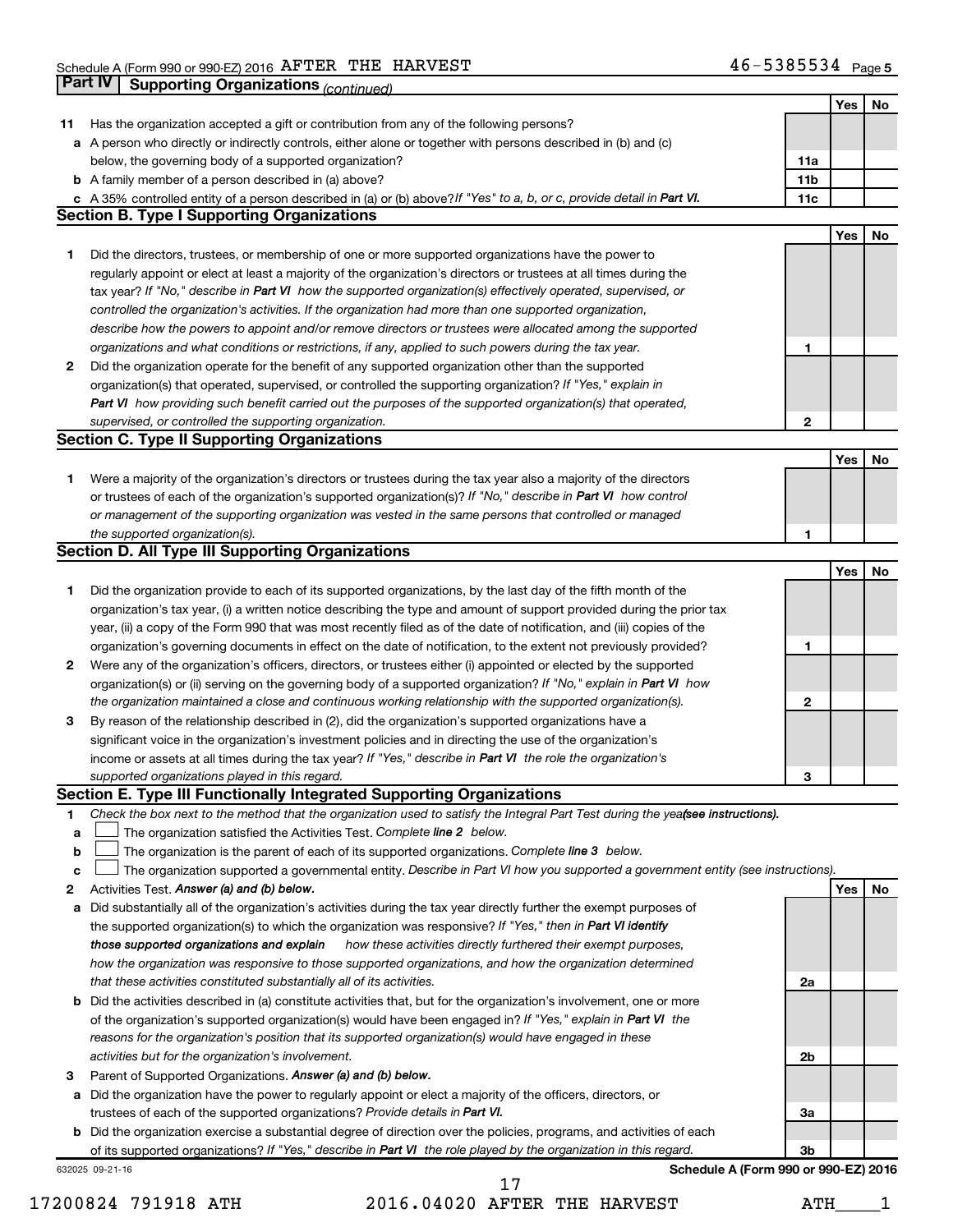## Part IV Supporting Organizations *(continued)*

| | | | Yes | No |
|---|---|---|---|---|
| **11** | Has the organization accepted a gift or contribution from any of the following persons? | | | |
| **a** | A person who directly or indirectly controls, either alone or together with persons described in (b) and (c) below, the governing body of a supported organization? | **11a** | | |
| **b** | A family member of a person described in (a) above? | **11b** | | |
| **c** | A 35% controlled entity of a person described in (a) or (b) above? *If "Yes" to a, b, or c, provide detail in* ***Part VI.*** | **11c** | | |

### Section B. Type I Supporting Organizations

| | | | Yes | No |
|---|---|---|---|---|
| **1** | Did the directors, trustees, or membership of one or more supported organizations have the power to regularly appoint or elect at least a majority of the organization's directors or trustees at all times during the tax year? *If "No," describe in* ***Part VI*** *how the supported organization(s) effectively operated, supervised, or controlled the organization's activities. If the organization had more than one supported organization, describe how the powers to appoint and/or remove directors or trustees were allocated among the supported organizations and what conditions or restrictions, if any, applied to such powers during the tax year.* | **1** | | |
| **2** | Did the organization operate for the benefit of any supported organization other than the supported organization(s) that operated, supervised, or controlled the supporting organization? *If "Yes," explain in* ***Part VI*** *how providing such benefit carried out the purposes of the supported organization(s) that operated, supervised, or controlled the supporting organization.* | **2** | | |

### Section C. Type II Supporting Organizations

| | | | Yes | No |
|---|---|---|---|---|
| **1** | Were a majority of the organization's directors or trustees during the tax year also a majority of the directors or trustees of each of the organization's supported organization(s)? *If "No," describe in* ***Part VI*** *how control or management of the supporting organization was vested in the same persons that controlled or managed the supported organization(s).* | **1** | | |

### Section D. All Type III Supporting Organizations

| | | | Yes | No |
|---|---|---|---|---|
| **1** | Did the organization provide to each of its supported organizations, by the last day of the fifth month of the organization's tax year, (i) a written notice describing the type and amount of support provided during the prior tax year, (ii) a copy of the Form 990 that was most recently filed as of the date of notification, and (iii) copies of the organization's governing documents in effect on the date of notification, to the extent not previously provided? | **1** | | |
| **2** | Were any of the organization's officers, directors, or trustees either (i) appointed or elected by the supported organization(s) or (ii) serving on the governing body of a supported organization? *If "No," explain in* ***Part VI*** *how the organization maintained a close and continuous working relationship with the supported organization(s).* | **2** | | |
| **3** | By reason of the relationship described in (2), did the organization's supported organizations have a significant voice in the organization's investment policies and in directing the use of the organization's income or assets at all times during the tax year? *If "Yes," describe in* ***Part VI*** *the role the organization's supported organizations played in this regard.* | **3** | | |

### Section E. Type III Functionally Integrated Supporting Organizations

**1** *Check the box next to the method that the organization used to satisfy the Integral Part Test during the year* ***(see instructions).***

- **a** ☐ The organization satisfied the Activities Test. *Complete* ***line 2*** *below.*
- **b** ☐ The organization is the parent of each of its supported organizations. *Complete* ***line 3*** *below.*
- **c** ☐ The organization supported a governmental entity. *Describe in Part VI how you supported a government entity (see instructions).*

| | | | Yes | No |
|---|---|---|---|---|
| **2** | Activities Test. ***Answer (a) and (b) below.*** | | | |
| **a** | Did substantially all of the organization's activities during the tax year directly further the exempt purposes of the supported organization(s) to which the organization was responsive? *If "Yes," then in* ***Part VI identify those supported organizations and explain*** *how these activities directly furthered their exempt purposes, how the organization was responsive to those supported organizations, and how the organization determined that these activities constituted substantially all of its activities.* | **2a** | | |
| **b** | Did the activities described in (a) constitute activities that, but for the organization's involvement, one or more of the organization's supported organization(s) would have been engaged in? *If "Yes," explain in* ***Part VI*** *the reasons for the organization's position that its supported organization(s) would have engaged in these activities but for the organization's involvement.* | **2b** | | |
| **3** | Parent of Supported Organizations. ***Answer (a) and (b) below.*** | | | |
| **a** | Did the organization have the power to regularly appoint or elect a majority of the officers, directors, or trustees of each of the supported organizations? *Provide details in* ***Part VI.*** | **3a** | | |
| **b** | Did the organization exercise a substantial degree of direction over the policies, programs, and activities of each of its supported organizations? *If "Yes," describe in* ***Part VI*** *the role played by the organization in this regard.* | **3b** | | |

632025 09-21-16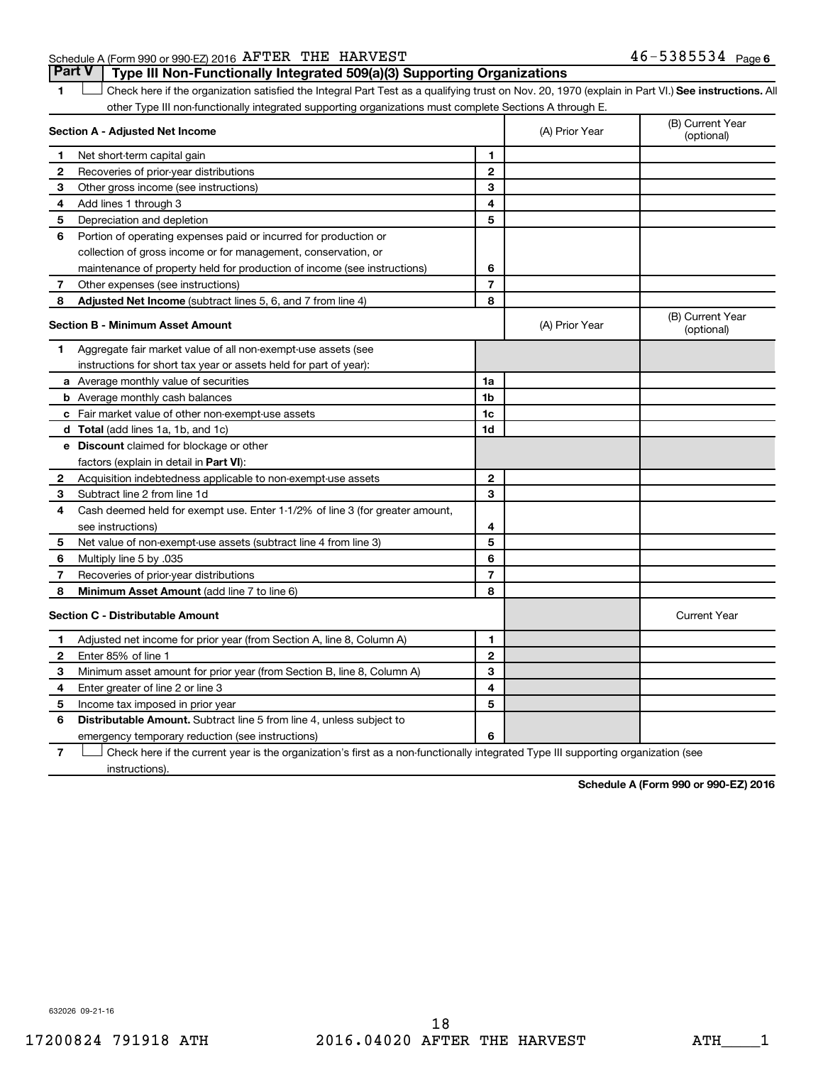Schedule A (Form 990 or 990-EZ) 2016 AFTER THE HARVEST 46-5385534

## Part V Type III Non-Functionally Integrated 509(a)(3) Supporting Organizations

1 ☐ Check here if the organization satisfied the Integral Part Test as a qualifying trust on Nov. 20, 1970 (explain in Part VI.) **See instructions.** All other Type III non-functionally integrated supporting organizations must complete Sections A through E.

| **Section A - Adjusted Net Income** | | (A) Prior Year | (B) Current Year (optional) |
|---|---|---|---|
| 1 Net short-term capital gain | 1 | | |
| 2 Recoveries of prior-year distributions | 2 | | |
| 3 Other gross income (see instructions) | 3 | | |
| 4 Add lines 1 through 3 | 4 | | |
| 5 Depreciation and depletion | 5 | | |
| 6 Portion of operating expenses paid or incurred for production or collection of gross income or for management, conservation, or maintenance of property held for production of income (see instructions) | 6 | | |
| 7 Other expenses (see instructions) | 7 | | |
| 8 **Adjusted Net Income** (subtract lines 5, 6, and 7 from line 4) | 8 | | |

| **Section B - Minimum Asset Amount** | | (A) Prior Year | (B) Current Year (optional) |
|---|---|---|---|
| 1 Aggregate fair market value of all non-exempt-use assets (see instructions for short tax year or assets held for part of year): | | | |
| a Average monthly value of securities | 1a | | |
| b Average monthly cash balances | 1b | | |
| c Fair market value of other non-exempt-use assets | 1c | | |
| d **Total** (add lines 1a, 1b, and 1c) | 1d | | |
| e **Discount** claimed for blockage or other factors (explain in detail in **Part VI**): | | | |
| 2 Acquisition indebtedness applicable to non-exempt-use assets | 2 | | |
| 3 Subtract line 2 from line 1d | 3 | | |
| 4 Cash deemed held for exempt use. Enter 1-1/2% of line 3 (for greater amount, see instructions) | 4 | | |
| 5 Net value of non-exempt-use assets (subtract line 4 from line 3) | 5 | | |
| 6 Multiply line 5 by .035 | 6 | | |
| 7 Recoveries of prior-year distributions | 7 | | |
| 8 **Minimum Asset Amount** (add line 7 to line 6) | 8 | | |

| **Section C - Distributable Amount** | | | Current Year |
|---|---|---|---|
| 1 Adjusted net income for prior year (from Section A, line 8, Column A) | 1 | | |
| 2 Enter 85% of line 1 | 2 | | |
| 3 Minimum asset amount for prior year (from Section B, line 8, Column A) | 3 | | |
| 4 Enter greater of line 2 or line 3 | 4 | | |
| 5 Income tax imposed in prior year | 5 | | |
| 6 **Distributable Amount.** Subtract line 5 from line 4, unless subject to emergency temporary reduction (see instructions) | 6 | | |

7 ☐ Check here if the current year is the organization's first as a non-functionally integrated Type III supporting organization (see instructions).

**Schedule A (Form 990 or 990-EZ) 2016**

632026 09-21-16

17200824 791918 ATH 2016.04020 AFTER THE HARVEST ATH____1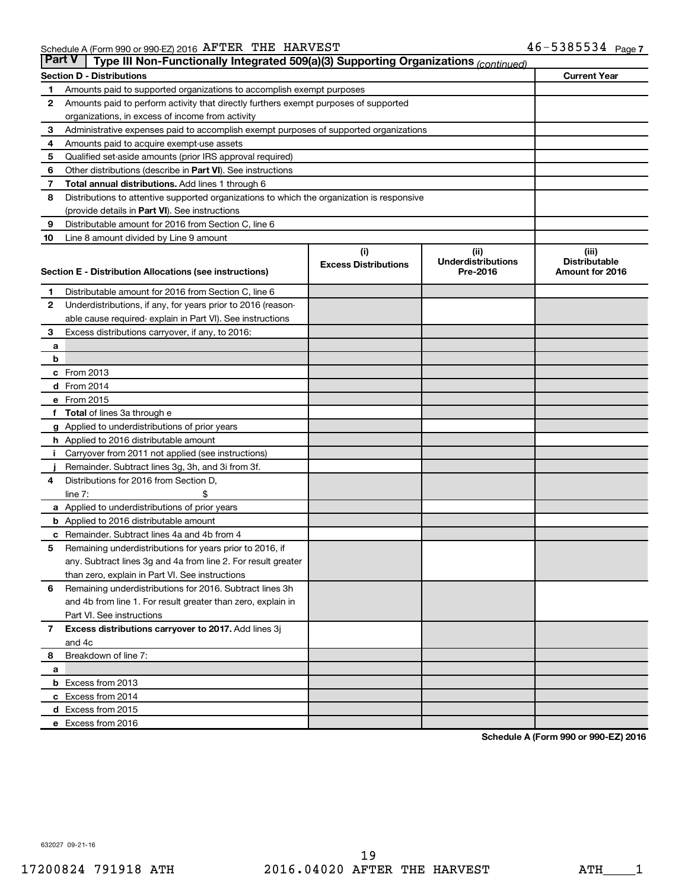Schedule A (Form 990 or 990-EZ) 2016 AFTER THE HARVEST 46-5385534 Page 7

## Part V | Type III Non-Functionally Integrated 509(a)(3) Supporting Organizations *(continued)*

| Section D - Distributions | | Current Year |
|---|---|---|
| 1 | Amounts paid to supported organizations to accomplish exempt purposes | |
| 2 | Amounts paid to perform activity that directly furthers exempt purposes of supported organizations, in excess of income from activity | |
| 3 | Administrative expenses paid to accomplish exempt purposes of supported organizations | |
| 4 | Amounts paid to acquire exempt-use assets | |
| 5 | Qualified set-aside amounts (prior IRS approval required) | |
| 6 | Other distributions (describe in **Part VI**). See instructions | |
| 7 | **Total annual distributions.** Add lines 1 through 6 | |
| 8 | Distributions to attentive supported organizations to which the organization is responsive (provide details in **Part VI**). See instructions | |
| 9 | Distributable amount for 2016 from Section C, line 6 | |
| 10 | Line 8 amount divided by Line 9 amount | |

| Section E - Distribution Allocations (see instructions) | | (i) Excess Distributions | (ii) Underdistributions Pre-2016 | (iii) Distributable Amount for 2016 |
|---|---|---|---|---|
| 1 | Distributable amount for 2016 from Section C, line 6 | | | |
| 2 | Underdistributions, if any, for years prior to 2016 (reasonable cause required- explain in Part VI). See instructions | | | |
| 3 | Excess distributions carryover, if any, to 2016: | | | |
| a | | | | |
| b | | | | |
| c | From 2013 | | | |
| d | From 2014 | | | |
| e | From 2015 | | | |
| f | **Total** of lines 3a through e | | | |
| g | Applied to underdistributions of prior years | | | |
| h | Applied to 2016 distributable amount | | | |
| i | Carryover from 2011 not applied (see instructions) | | | |
| j | Remainder. Subtract lines 3g, 3h, and 3i from 3f. | | | |
| 4 | Distributions for 2016 from Section D, line 7: $ | | | |
| a | Applied to underdistributions of prior years | | | |
| b | Applied to 2016 distributable amount | | | |
| c | Remainder. Subtract lines 4a and 4b from 4 | | | |
| 5 | Remaining underdistributions for years prior to 2016, if any. Subtract lines 3g and 4a from line 2. For result greater than zero, explain in Part VI. See instructions | | | |
| 6 | Remaining underdistributions for 2016. Subtract lines 3h and 4b from line 1. For result greater than zero, explain in Part VI. See instructions | | | |
| 7 | **Excess distributions carryover to 2017.** Add lines 3j and 4c | | | |
| 8 | Breakdown of line 7: | | | |
| a | | | | |
| b | Excess from 2013 | | | |
| c | Excess from 2014 | | | |
| d | Excess from 2015 | | | |
| e | Excess from 2016 | | | |

**Schedule A (Form 990 or 990-EZ) 2016**

632027 09-21-16

17200824 791918 ATH 2016.04020 AFTER THE HARVEST ATH____1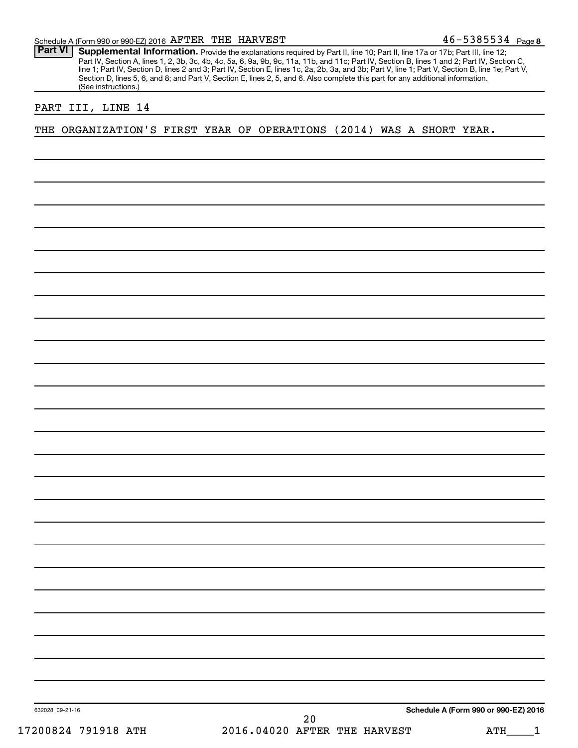Schedule A (Form 990 or 990-EZ) 2016 AFTER THE HARVEST 46-5385534 Page 8

**Part VI** **Supplemental Information.** Provide the explanations required by Part II, line 10; Part II, line 17a or 17b; Part III, line 12; Part IV, Section A, lines 1, 2, 3b, 3c, 4b, 4c, 5a, 6, 9a, 9b, 9c, 11a, 11b, and 11c; Part IV, Section B, lines 1 and 2; Part IV, Section C, line 1; Part IV, Section D, lines 2 and 3; Part IV, Section E, lines 1c, 2a, 2b, 3a, and 3b; Part V, line 1; Part V, Section B, line 1e; Part V, Section D, lines 5, 6, and 8; and Part V, Section E, lines 2, 5, and 6. Also complete this part for any additional information. (See instructions.)

PART III, LINE 14

THE ORGANIZATION'S FIRST YEAR OF OPERATIONS (2014) WAS A SHORT YEAR.

**Schedule A (Form 990 or 990-EZ) 2016**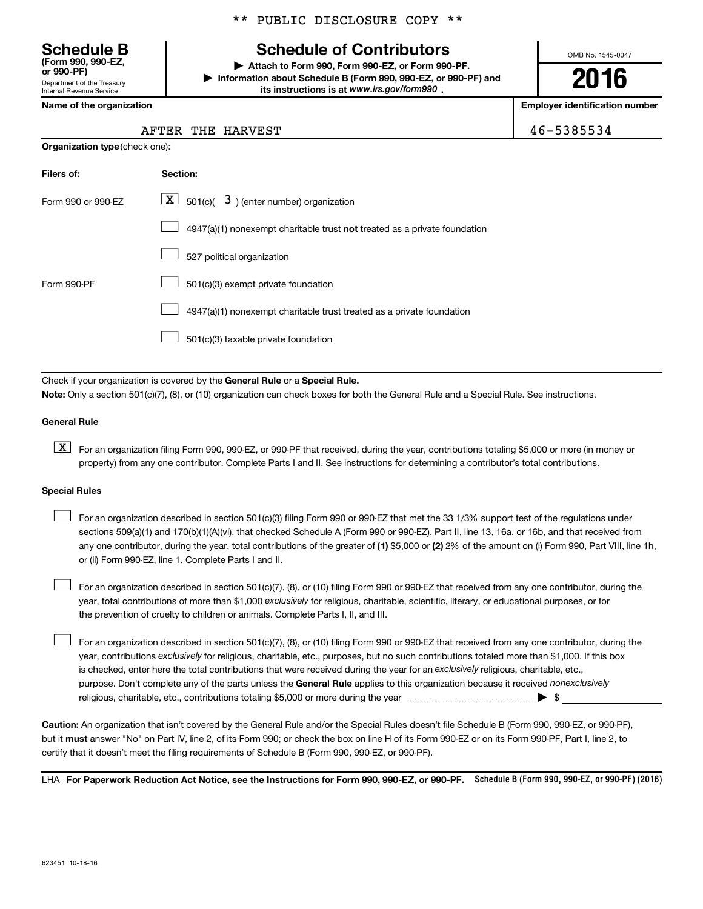** PUBLIC DISCLOSURE COPY **

# Schedule B (Form 990, 990-EZ, or 990-PF)

Department of the Treasury
Internal Revenue Service

## Schedule of Contributors

▶ Attach to Form 990, Form 990-EZ, or Form 990-PF.
▶ Information about Schedule B (Form 990, 990-EZ, or 990-PF) and its instructions is at *www.irs.gov/form990* .

OMB No. 1545-0047

**2016**

| Name of the organization | Employer identification number |
|---|---|
| AFTER THE HARVEST | 46-5385534 |

**Organization type** (check one):

| Filers of: | Section: |
|---|---|
| Form 990 or 990-EZ | [X] 501(c)( 3 ) (enter number) organization |
| | [ ] 4947(a)(1) nonexempt charitable trust **not** treated as a private foundation |
| | [ ] 527 political organization |
| Form 990-PF | [ ] 501(c)(3) exempt private foundation |
| | [ ] 4947(a)(1) nonexempt charitable trust treated as a private foundation |
| | [ ] 501(c)(3) taxable private foundation |

Check if your organization is covered by the **General Rule** or a **Special Rule.**

**Note:** Only a section 501(c)(7), (8), or (10) organization can check boxes for both the General Rule and a Special Rule. See instructions.

**General Rule**

[X] For an organization filing Form 990, 990-EZ, or 990-PF that received, during the year, contributions totaling $5,000 or more (in money or property) from any one contributor. Complete Parts I and II. See instructions for determining a contributor's total contributions.

**Special Rules**

[ ] For an organization described in section 501(c)(3) filing Form 990 or 990-EZ that met the 33 1/3% support test of the regulations under sections 509(a)(1) and 170(b)(1)(A)(vi), that checked Schedule A (Form 990 or 990-EZ), Part II, line 13, 16a, or 16b, and that received from any one contributor, during the year, total contributions of the greater of **(1)** $5,000 or **(2)** 2% of the amount on (i) Form 990, Part VIII, line 1h, or (ii) Form 990-EZ, line 1. Complete Parts I and II.

[ ] For an organization described in section 501(c)(7), (8), or (10) filing Form 990 or 990-EZ that received from any one contributor, during the year, total contributions of more than $1,000 *exclusively* for religious, charitable, scientific, literary, or educational purposes, or for the prevention of cruelty to children or animals. Complete Parts I, II, and III.

[ ] For an organization described in section 501(c)(7), (8), or (10) filing Form 990 or 990-EZ that received from any one contributor, during the year, contributions *exclusively* for religious, charitable, etc., purposes, but no such contributions totaled more than $1,000. If this box is checked, enter here the total contributions that were received during the year for an *exclusively* religious, charitable, etc., purpose. Don't complete any of the parts unless the **General Rule** applies to this organization because it received *nonexclusively* religious, charitable, etc., contributions totaling $5,000 or more during the year ▶ $

**Caution:** An organization that isn't covered by the General Rule and/or the Special Rules doesn't file Schedule B (Form 990, 990-EZ, or 990-PF), but it **must** answer "No" on Part IV, line 2, of its Form 990; or check the box on line H of its Form 990-EZ or on its Form 990-PF, Part I, line 2, to certify that it doesn't meet the filing requirements of Schedule B (Form 990, 990-EZ, or 990-PF).

LHA **For Paperwork Reduction Act Notice, see the Instructions for Form 990, 990-EZ, or 990-PF.** **Schedule B (Form 990, 990-EZ, or 990-PF) (2016)**

623451 10-18-16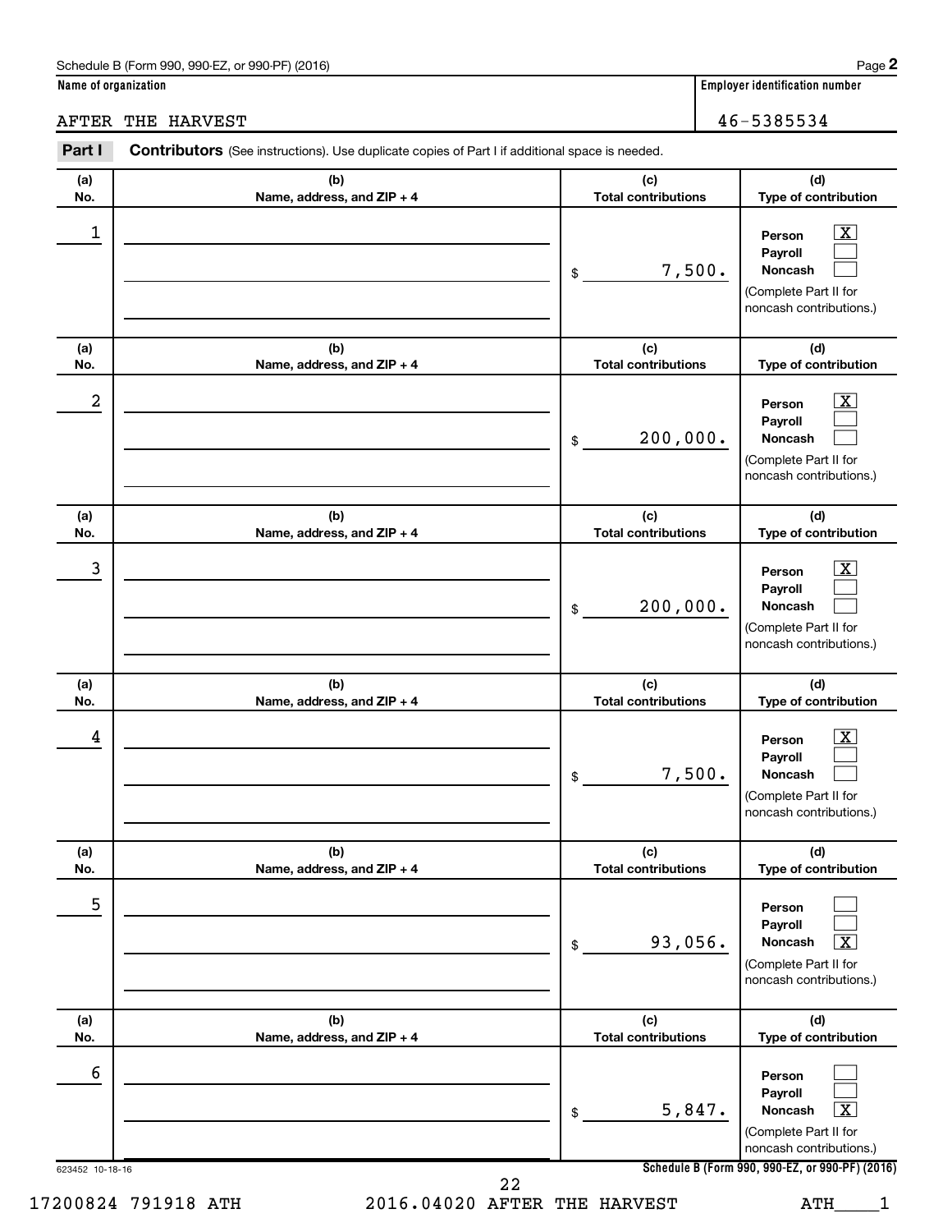Schedule B (Form 990, 990-EZ, or 990-PF) (2016)

**Name of organization**

AFTER THE HARVEST

**Employer identification number**

46-5385534

**Part I** **Contributors** (See instructions). Use duplicate copies of Part I if additional space is needed.

| (a) No. | (b) Name, address, and ZIP + 4 | (c) Total contributions | (d) Type of contribution |
|---|---|---|---|
| 1 | | $ 7,500. | Person [X] Payroll [ ] Noncash [ ] (Complete Part II for noncash contributions.) |
| 2 | | $ 200,000. | Person [X] Payroll [ ] Noncash [ ] (Complete Part II for noncash contributions.) |
| 3 | | $ 200,000. | Person [X] Payroll [ ] Noncash [ ] (Complete Part II for noncash contributions.) |
| 4 | | $ 7,500. | Person [X] Payroll [ ] Noncash [ ] (Complete Part II for noncash contributions.) |
| 5 | | $ 93,056. | Person [ ] Payroll [ ] Noncash [X] (Complete Part II for noncash contributions.) |
| 6 | | $ 5,847. | Person [ ] Payroll [ ] Noncash [X] (Complete Part II for noncash contributions.) |

623452 10-18-16

17200824 791918 ATH 2016.04020 AFTER THE HARVEST ATH____1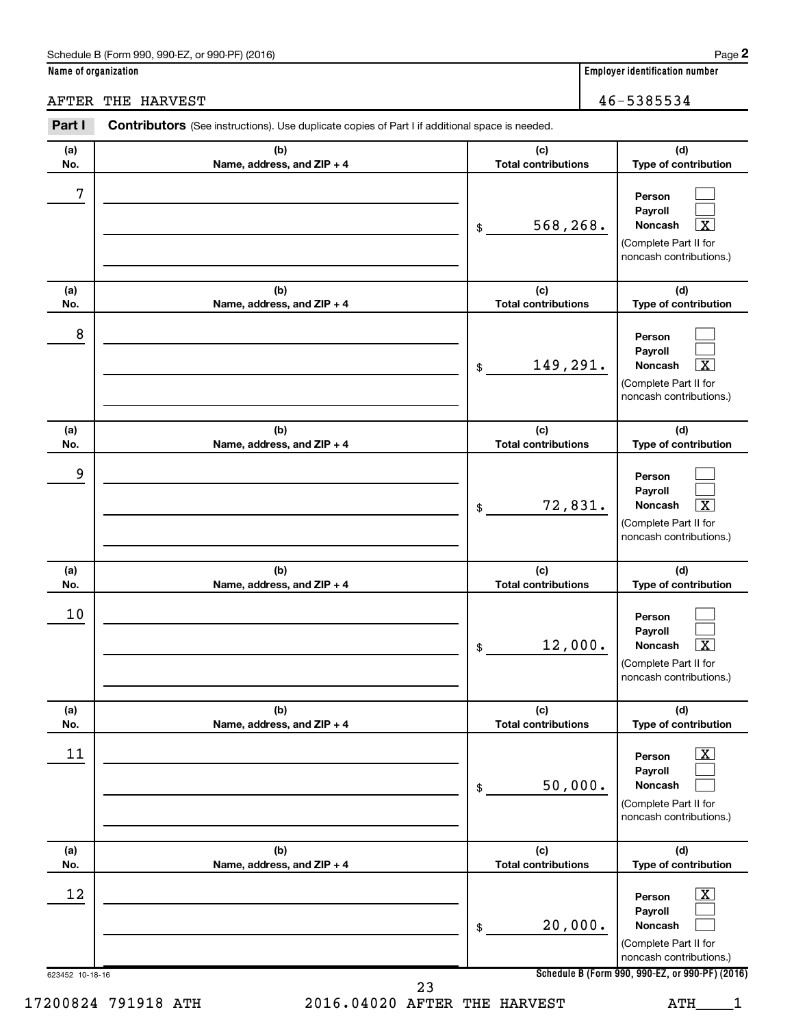Schedule B (Form 990, 990-EZ, or 990-PF) (2016)

**Name of organization**

AFTER THE HARVEST

**Employer identification number**

46-5385534

**Part I** **Contributors** (See instructions). Use duplicate copies of Part I if additional space is needed.

| (a) No. | (b) Name, address, and ZIP + 4 | (c) Total contributions | (d) Type of contribution |
|---|---|---|---|
| 7 | | $ 568,268. | Person [ ] Payroll [ ] Noncash [X] (Complete Part II for noncash contributions.) |
| 8 | | $ 149,291. | Person [ ] Payroll [ ] Noncash [X] (Complete Part II for noncash contributions.) |
| 9 | | $ 72,831. | Person [ ] Payroll [ ] Noncash [X] (Complete Part II for noncash contributions.) |
| 10 | | $ 12,000. | Person [ ] Payroll [ ] Noncash [X] (Complete Part II for noncash contributions.) |
| 11 | | $ 50,000. | Person [X] Payroll [ ] Noncash [ ] (Complete Part II for noncash contributions.) |
| 12 | | $ 20,000. | Person [X] Payroll [ ] Noncash [ ] (Complete Part II for noncash contributions.) |

623452 10-18-16

**Schedule B (Form 990, 990-EZ, or 990-PF) (2016)**

17200824 791918 ATH 2016.04020 AFTER THE HARVEST ATH____1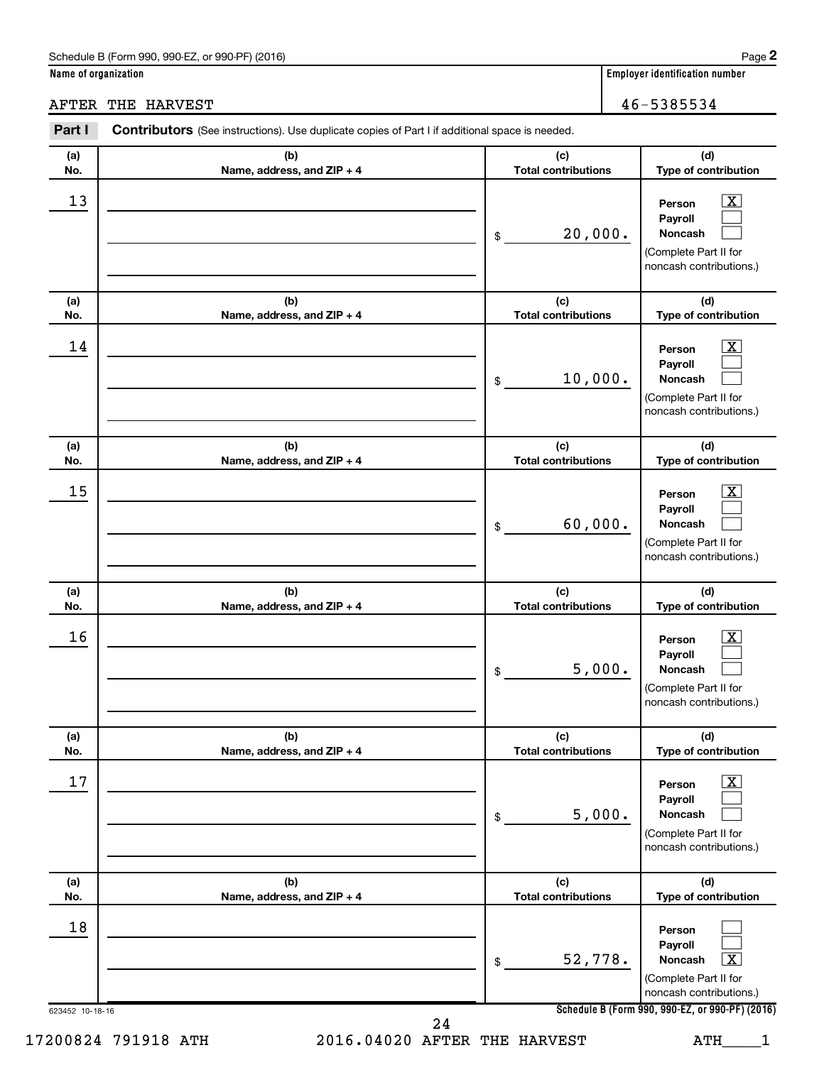Schedule B (Form 990, 990-EZ, or 990-PF) (2016) Page **2**

**Name of organization**: AFTER THE HARVEST

**Employer identification number**: 46-5385534

**Part I** **Contributors** (See instructions). Use duplicate copies of Part I if additional space is needed.

| (a) No. | (b) Name, address, and ZIP + 4 | (c) Total contributions | (d) Type of contribution |
|---|---|---|---|
| 13 | | $ 20,000. | Person [X] Payroll [ ] Noncash [ ] (Complete Part II for noncash contributions.) |
| 14 | | $ 10,000. | Person [X] Payroll [ ] Noncash [ ] (Complete Part II for noncash contributions.) |
| 15 | | $ 60,000. | Person [X] Payroll [ ] Noncash [ ] (Complete Part II for noncash contributions.) |
| 16 | | $ 5,000. | Person [X] Payroll [ ] Noncash [ ] (Complete Part II for noncash contributions.) |
| 17 | | $ 5,000. | Person [X] Payroll [ ] Noncash [ ] (Complete Part II for noncash contributions.) |
| 18 | | $ 52,778. | Person [ ] Payroll [ ] Noncash [X] (Complete Part II for noncash contributions.) |

623452 10-18-16

**Schedule B (Form 990, 990-EZ, or 990-PF) (2016)**

17200824 791918 ATH 2016.04020 AFTER THE HARVEST ATH____1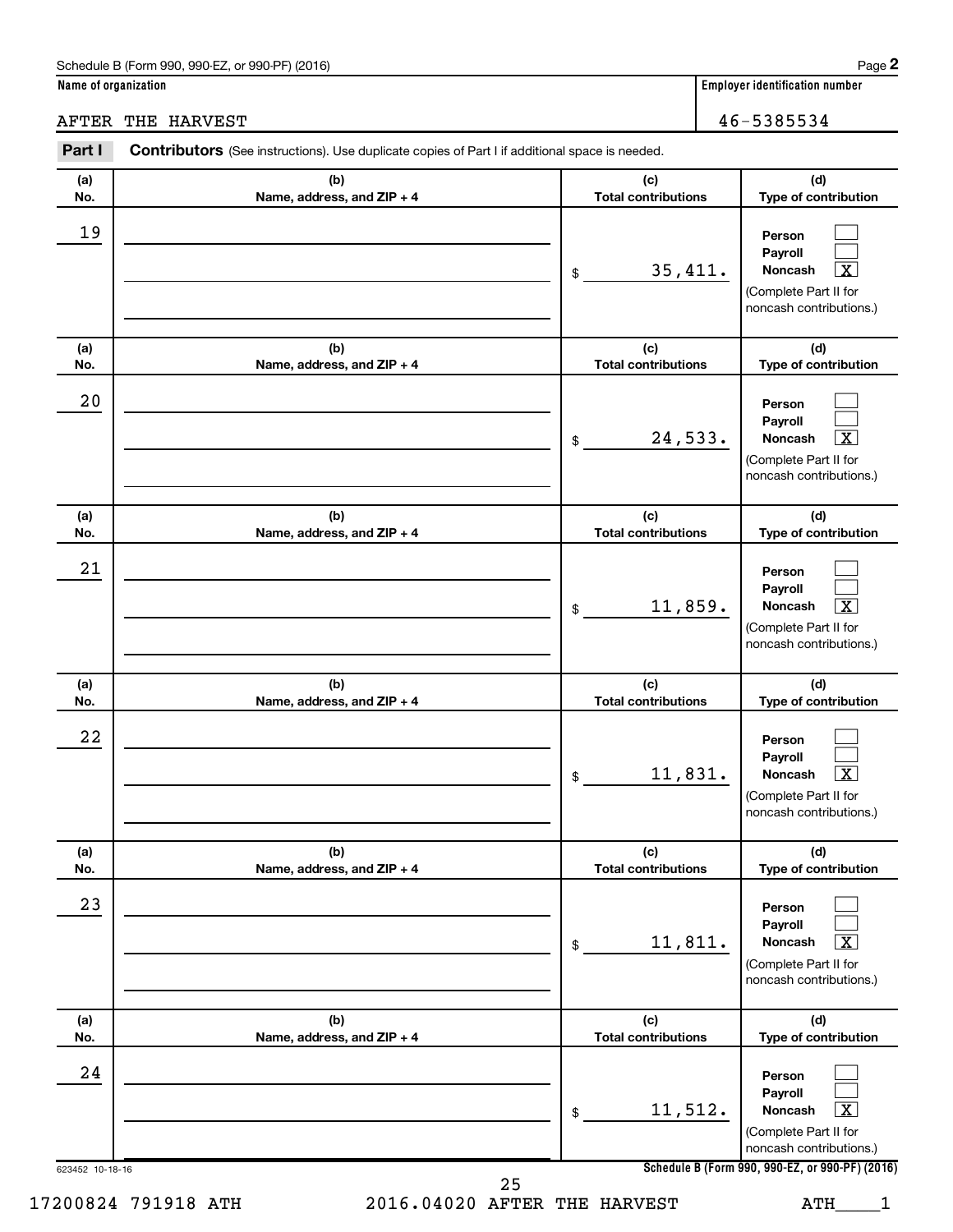Schedule B (Form 990, 990-EZ, or 990-PF) (2016)

**Name of organization**

AFTER THE HARVEST

**Employer identification number**

46-5385534

## Part I Contributors (See instructions). Use duplicate copies of Part I if additional space is needed.

| (a) No. | (b) Name, address, and ZIP + 4 | (c) Total contributions | (d) Type of contribution |
|---|---|---|---|
| 19 | | $ 35,411. | Person [ ] Payroll [ ] Noncash [X] (Complete Part II for noncash contributions.) |
| 20 | | $ 24,533. | Person [ ] Payroll [ ] Noncash [X] (Complete Part II for noncash contributions.) |
| 21 | | $ 11,859. | Person [ ] Payroll [ ] Noncash [X] (Complete Part II for noncash contributions.) |
| 22 | | $ 11,831. | Person [ ] Payroll [ ] Noncash [X] (Complete Part II for noncash contributions.) |
| 23 | | $ 11,811. | Person [ ] Payroll [ ] Noncash [X] (Complete Part II for noncash contributions.) |
| 24 | | $ 11,512. | Person [ ] Payroll [ ] Noncash [X] (Complete Part II for noncash contributions.) |

623452 10-18-16

Schedule B (Form 990, 990-EZ, or 990-PF) (2016)

17200824 791918 ATH 2016.04020 AFTER THE HARVEST ATH____1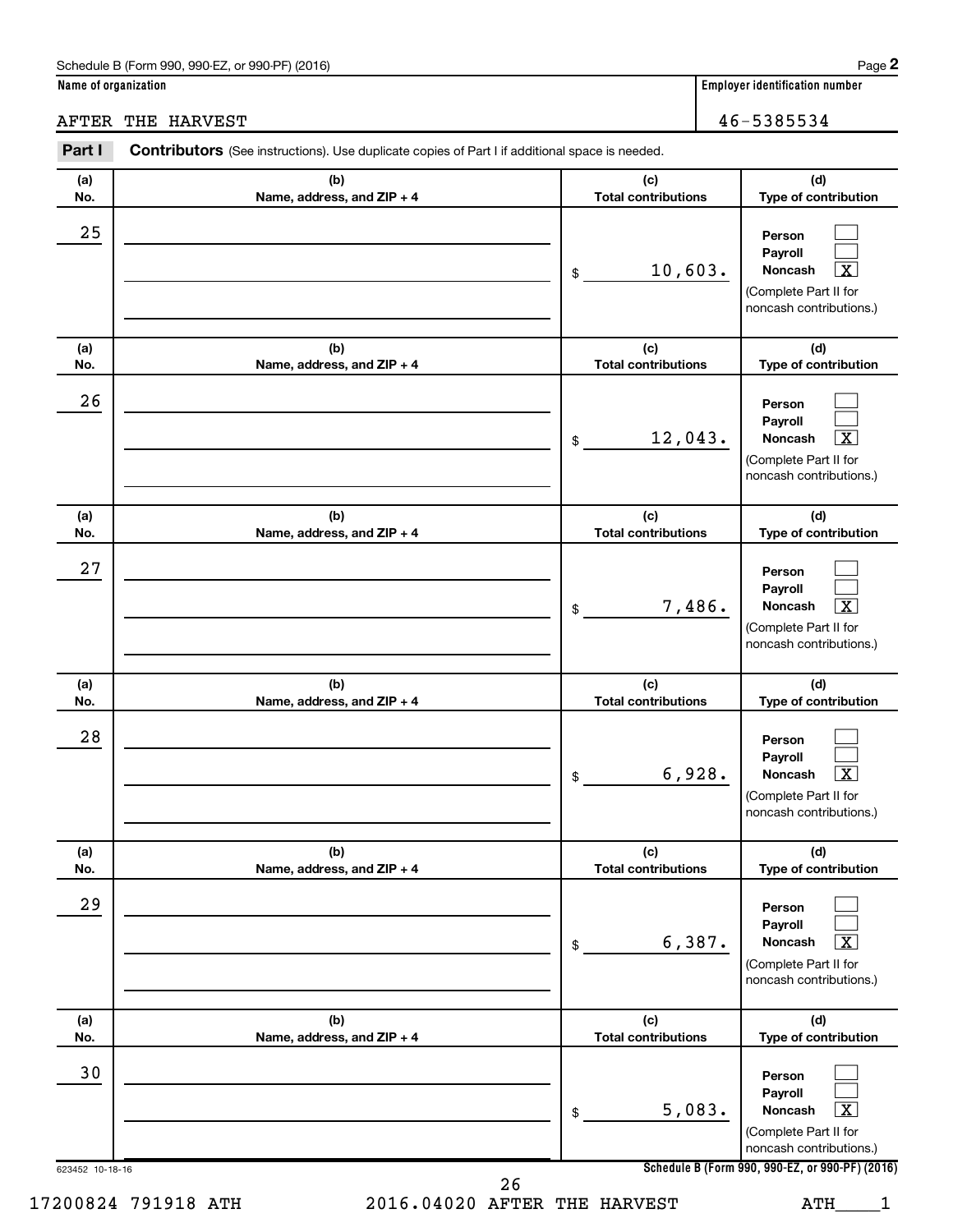Schedule B (Form 990, 990-EZ, or 990-PF) (2016) Page **2**

**Name of organization**: AFTER THE HARVEST

**Employer identification number**: 46-5385534

**Part I** **Contributors** (See instructions). Use duplicate copies of Part I if additional space is needed.

| (a) No. | (b) Name, address, and ZIP + 4 | (c) Total contributions | (d) Type of contribution |
|---|---|---|---|
| 25 | | $ 10,603. | Person [ ] Payroll [ ] Noncash [X] (Complete Part II for noncash contributions.) |
| 26 | | $ 12,043. | Person [ ] Payroll [ ] Noncash [X] (Complete Part II for noncash contributions.) |
| 27 | | $ 7,486. | Person [ ] Payroll [ ] Noncash [X] (Complete Part II for noncash contributions.) |
| 28 | | $ 6,928. | Person [ ] Payroll [ ] Noncash [X] (Complete Part II for noncash contributions.) |
| 29 | | $ 6,387. | Person [ ] Payroll [ ] Noncash [X] (Complete Part II for noncash contributions.) |
| 30 | | $ 5,083. | Person [ ] Payroll [ ] Noncash [X] (Complete Part II for noncash contributions.) |

623452 10-18-16 **Schedule B (Form 990, 990-EZ, or 990-PF) (2016)**

17200824 791918 ATH 2016.04020 AFTER THE HARVEST ATH____1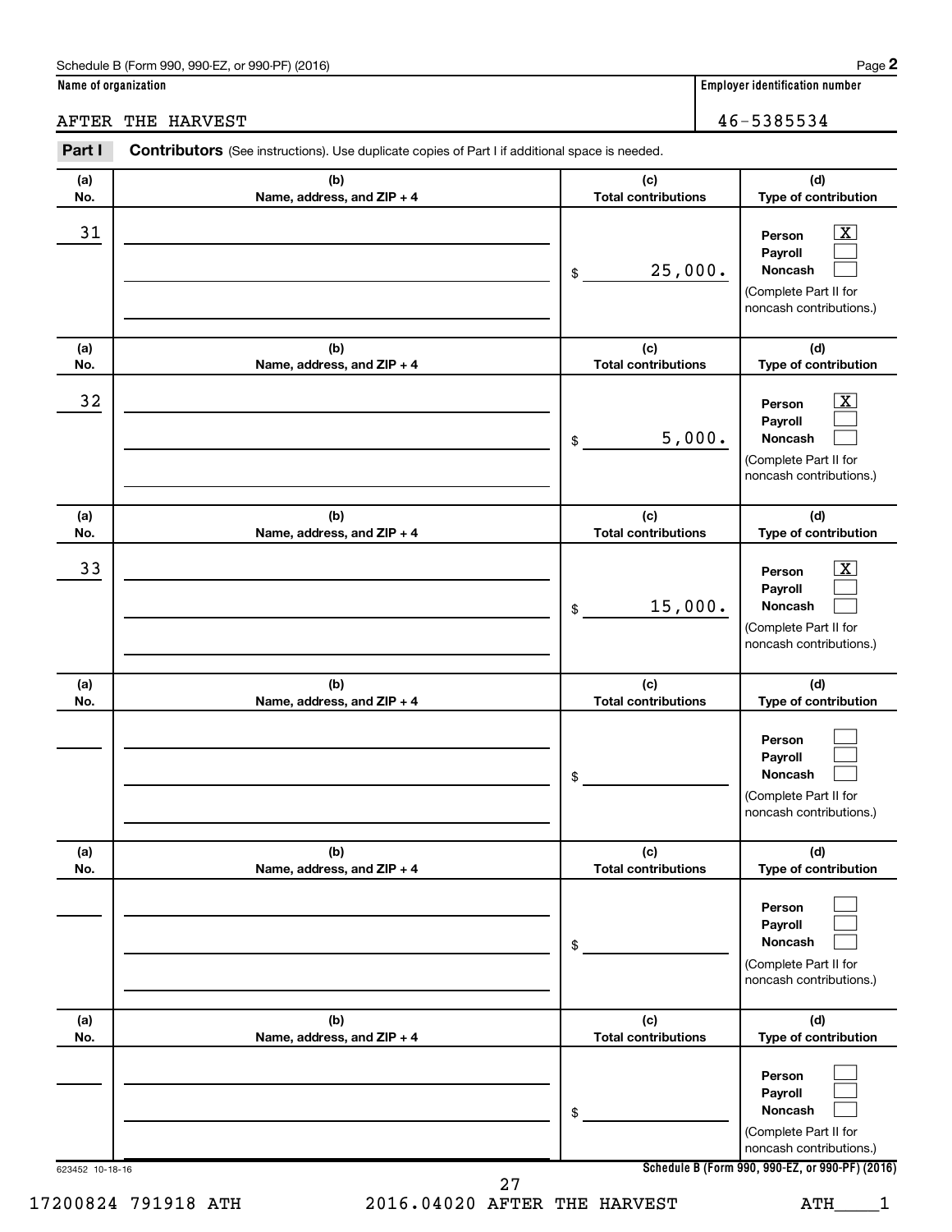Schedule B (Form 990, 990-EZ, or 990-PF) (2016)

**Name of organization**

AFTER THE HARVEST

**Employer identification number**

46-5385534

**Part I** **Contributors** (See instructions). Use duplicate copies of Part I if additional space is needed.

| (a) No. | (b) Name, address, and ZIP + 4 | (c) Total contributions | (d) Type of contribution |
|---|---|---|---|
| 31 | | $ 25,000. | Person [X] Payroll [ ] Noncash [ ] (Complete Part II for noncash contributions.) |
| 32 | | $ 5,000. | Person [X] Payroll [ ] Noncash [ ] (Complete Part II for noncash contributions.) |
| 33 | | $ 15,000. | Person [X] Payroll [ ] Noncash [ ] (Complete Part II for noncash contributions.) |
| | | $ | Person [ ] Payroll [ ] Noncash [ ] (Complete Part II for noncash contributions.) |
| | | $ | Person [ ] Payroll [ ] Noncash [ ] (Complete Part II for noncash contributions.) |
| | | $ | Person [ ] Payroll [ ] Noncash [ ] (Complete Part II for noncash contributions.) |

623452 10-18-16

Schedule B (Form 990, 990-EZ, or 990-PF) (2016)

17200824 791918 ATH 2016.04020 AFTER THE HARVEST ATH____1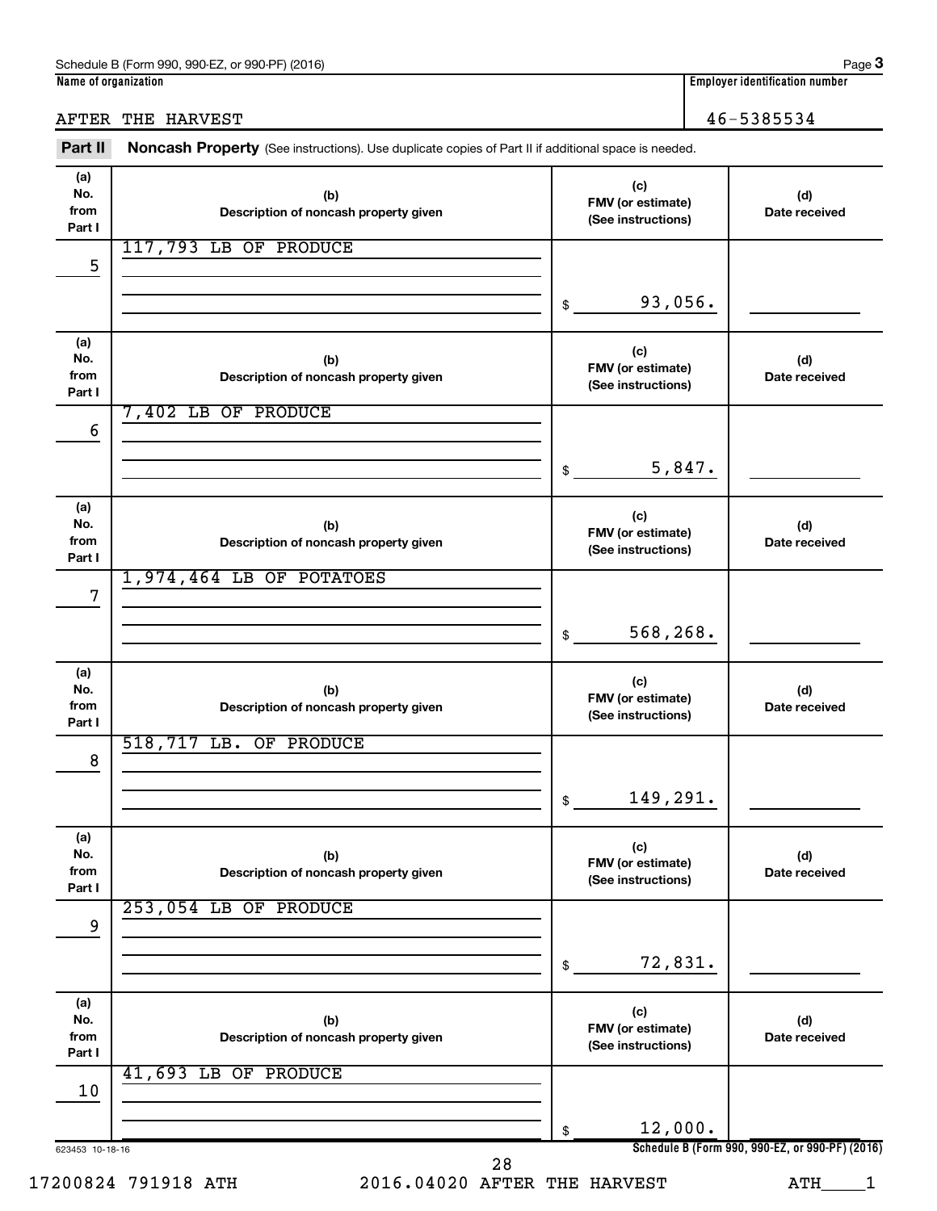Schedule B (Form 990, 990-EZ, or 990-PF) (2016) Page **3**

**Name of organization**

AFTER THE HARVEST

**Employer identification number**

46-5385534

**Part II** **Noncash Property** (See instructions). Use duplicate copies of Part II if additional space is needed.

| (a) No. from Part I | (b) Description of noncash property given | (c) FMV (or estimate) (See instructions) | (d) Date received |
|---|---|---|---|
| 5 | 117,793 LB OF PRODUCE | $ 93,056. | |
| 6 | 7,402 LB OF PRODUCE | $ 5,847. | |
| 7 | 1,974,464 LB OF POTATOES | $ 568,268. | |
| 8 | 518,717 LB. OF PRODUCE | $ 149,291. | |
| 9 | 253,054 LB OF PRODUCE | $ 72,831. | |
| 10 | 41,693 LB OF PRODUCE | $ 12,000. | |

623453 10-18-16

**Schedule B (Form 990, 990-EZ, or 990-PF) (2016)**

17200824 791918 ATH 2016.04020 AFTER THE HARVEST ATH____1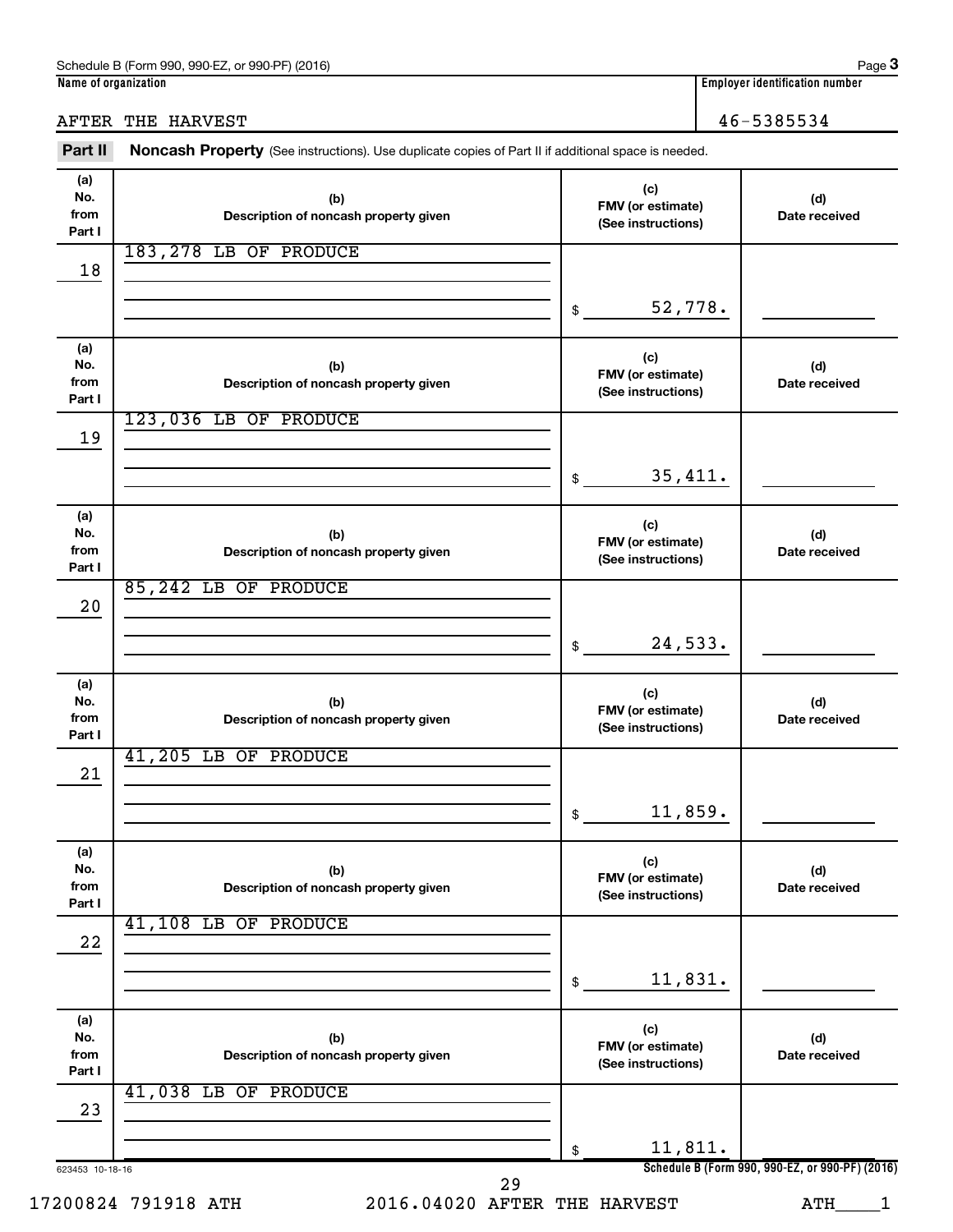Schedule B (Form 990, 990-EZ, or 990-PF) (2016)

**Name of organization**

AFTER THE HARVEST

**Employer identification number**

46-5385534

## Part II Noncash Property

(See instructions). Use duplicate copies of Part II if additional space is needed.

| (a) No. from Part I | (b) Description of noncash property given | (c) FMV (or estimate) (See instructions) | (d) Date received |
|---|---|---|---|
| 18 | 183,278 LB OF PRODUCE | $ 52,778. | |
| 19 | 123,036 LB OF PRODUCE | $ 35,411. | |
| 20 | 85,242 LB OF PRODUCE | $ 24,533. | |
| 21 | 41,205 LB OF PRODUCE | $ 11,859. | |
| 22 | 41,108 LB OF PRODUCE | $ 11,831. | |
| 23 | 41,038 LB OF PRODUCE | $ 11,811. | |

623453 10-18-16

Schedule B (Form 990, 990-EZ, or 990-PF) (2016)

17200824 791918 ATH 2016.04020 AFTER THE HARVEST ATH____1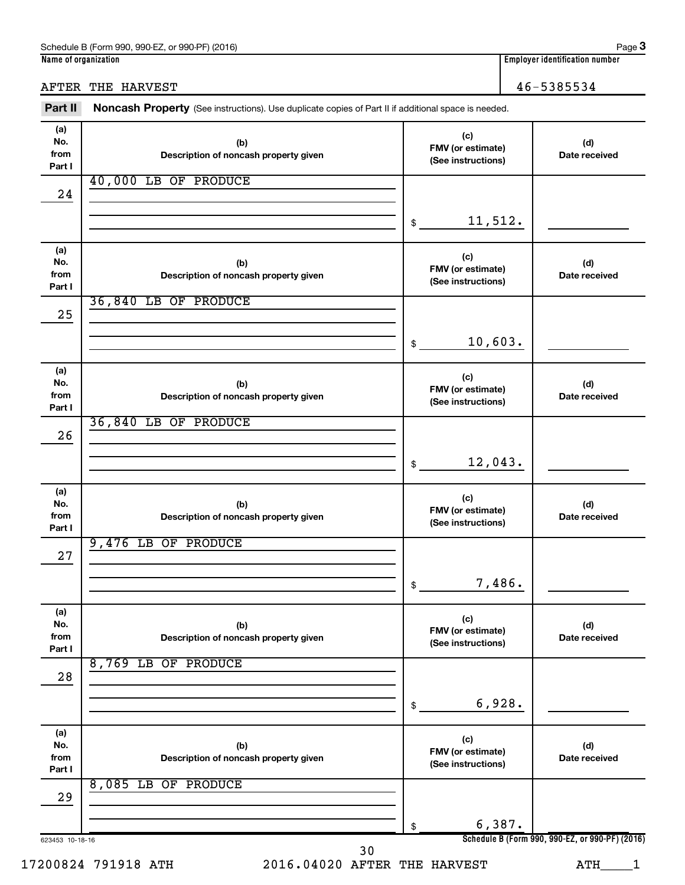Schedule B (Form 990, 990-EZ, or 990-PF) (2016) Page **3**

**Name of organization**

AFTER THE HARVEST

**Employer identification number**

46-5385534

**Part II** **Noncash Property** (See instructions). Use duplicate copies of Part II if additional space is needed.

| (a) No. from Part I | (b) Description of noncash property given | (c) FMV (or estimate) (See instructions) | (d) Date received |
|---|---|---|---|
| 24 | 40,000 LB OF PRODUCE | $ 11,512. | |
| 25 | 36,840 LB OF PRODUCE | $ 10,603. | |
| 26 | 36,840 LB OF PRODUCE | $ 12,043. | |
| 27 | 9,476 LB OF PRODUCE | $ 7,486. | |
| 28 | 8,769 LB OF PRODUCE | $ 6,928. | |
| 29 | 8,085 LB OF PRODUCE | $ 6,387. | |

623453 10-18-16

**Schedule B (Form 990, 990-EZ, or 990-PF) (2016)**

17200824 791918 ATH 2016.04020 AFTER THE HARVEST ATH____1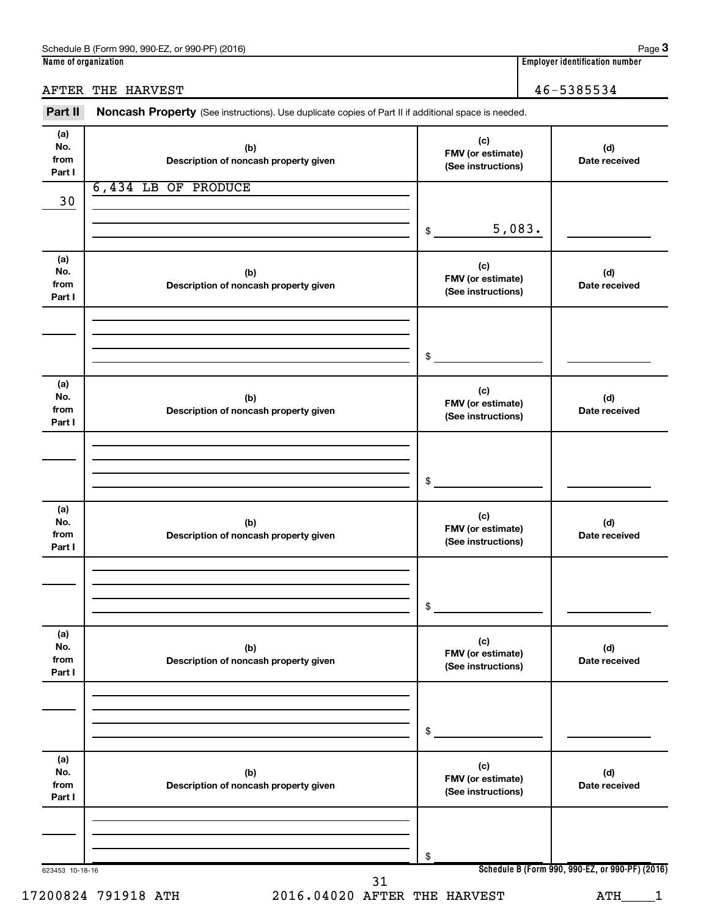Schedule B (Form 990, 990-EZ, or 990-PF) (2016)

| Name of organization | Employer identification number |
|---|---|
| AFTER THE HARVEST | 46-5385534 |

## Part II Noncash Property (See instructions). Use duplicate copies of Part II if additional space is needed.

| (a) No. from Part I | (b) Description of noncash property given | (c) FMV (or estimate) (See instructions) | (d) Date received |
|---|---|---|---|
| 30 | 6,434 LB OF PRODUCE | $ 5,083. | |
| | | $ | |
| | | $ | |
| | | $ | |
| | | $ | |
| | | $ | |

623453 10-18-16

Schedule B (Form 990, 990-EZ, or 990-PF) (2016)

17200824 791918 ATH 2016.04020 AFTER THE HARVEST ATH____1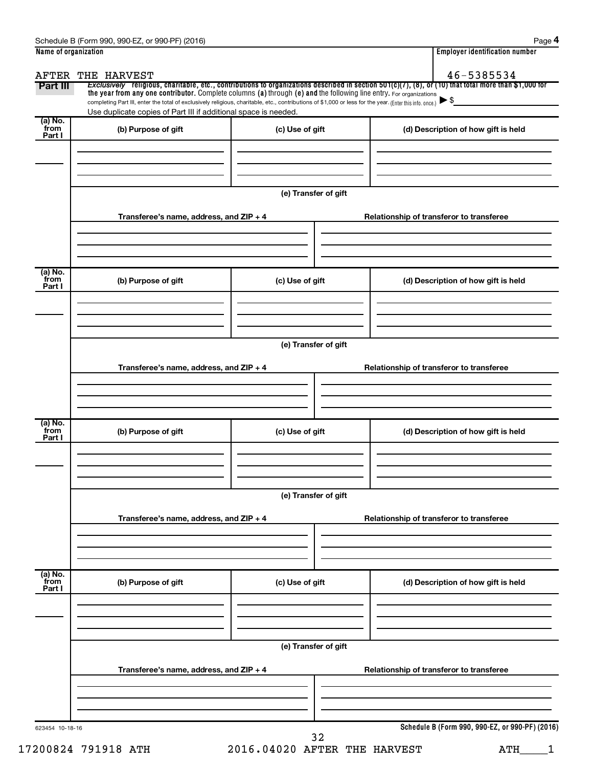Schedule B (Form 990, 990-EZ, or 990-PF) (2016)

**Name of organization**

AFTER THE HARVEST

**Employer identification number**

46-5385534

**Part III** *Exclusively* **religious, charitable, etc., contributions to organizations described in section 501(c)(7), (8), or (10) that total more than $1,000 for the year from any one contributor.** Complete columns **(a)** through **(e) and** the following line entry. For organizations completing Part III, enter the total of exclusively religious, charitable, etc., contributions of $1,000 or less for the year. (Enter this info. once.) ▶ $

Use duplicate copies of Part III if additional space is needed.

| (a) No. from Part I | (b) Purpose of gift | (c) Use of gift | (d) Description of how gift is held |
|---|---|---|---|
| | | | |

**(e) Transfer of gift**

| Transferee's name, address, and ZIP + 4 | Relationship of transferor to transferee |
|---|---|
| | |

| (a) No. from Part I | (b) Purpose of gift | (c) Use of gift | (d) Description of how gift is held |
|---|---|---|---|
| | | | |

**(e) Transfer of gift**

| Transferee's name, address, and ZIP + 4 | Relationship of transferor to transferee |
|---|---|
| | |

| (a) No. from Part I | (b) Purpose of gift | (c) Use of gift | (d) Description of how gift is held |
|---|---|---|---|
| | | | |

**(e) Transfer of gift**

| Transferee's name, address, and ZIP + 4 | Relationship of transferor to transferee |
|---|---|
| | |

| (a) No. from Part I | (b) Purpose of gift | (c) Use of gift | (d) Description of how gift is held |
|---|---|---|---|
| | | | |

**(e) Transfer of gift**

| Transferee's name, address, and ZIP + 4 | Relationship of transferor to transferee |
|---|---|
| | |

623454 10-18-16

**Schedule B (Form 990, 990-EZ, or 990-PF) (2016)**

17200824 791918 ATH 2016.04020 AFTER THE HARVEST ATH____1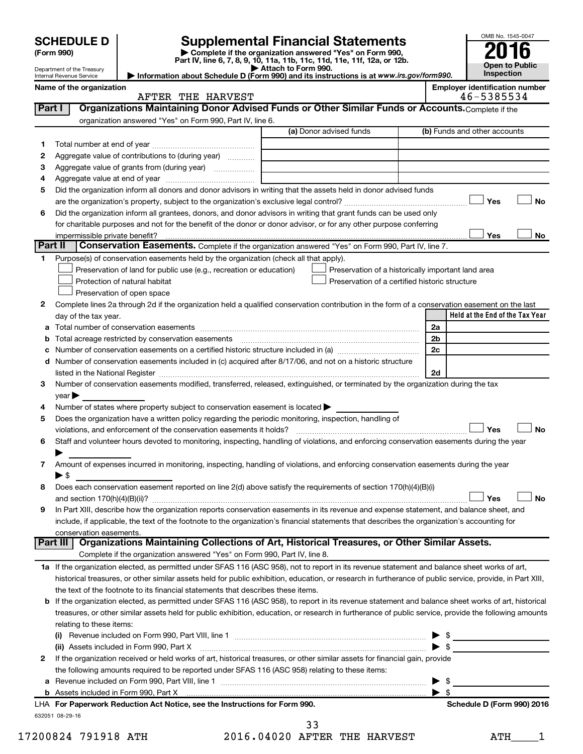# SCHEDULE D (Form 990)

Department of the Treasury
Internal Revenue Service

## Supplemental Financial Statements

▶ Complete if the organization answered "Yes" on Form 990, Part IV, line 6, 7, 8, 9, 10, 11a, 11b, 11c, 11d, 11e, 11f, 12a, or 12b.
▶ Attach to Form 990.
▶ Information about Schedule D (Form 990) and its instructions is at *www.irs.gov/form990*.

OMB No. 1545-0047
**2016**
**Open to Public Inspection**

**Name of the organization:** AFTER THE HARVEST
**Employer identification number:** 46-5385534

### Part I — Organizations Maintaining Donor Advised Funds or Other Similar Funds or Accounts. Complete if the organization answered "Yes" on Form 990, Part IV, line 6.

| | | (a) Donor advised funds | (b) Funds and other accounts |
|---|---|---|---|
| 1 | Total number at end of year | | |
| 2 | Aggregate value of contributions to (during year) | | |
| 3 | Aggregate value of grants from (during year) | | |
| 4 | Aggregate value at end of year | | |

5 Did the organization inform all donors and donor advisors in writing that the assets held in donor advised funds are the organization's property, subject to the organization's exclusive legal control? ☐ Yes ☐ No

6 Did the organization inform all grantees, donors, and donor advisors in writing that grant funds can be used only for charitable purposes and not for the benefit of the donor or donor advisor, or for any other purpose conferring impermissible private benefit? ☐ Yes ☐ No

### Part II — Conservation Easements. Complete if the organization answered "Yes" on Form 990, Part IV, line 7.

1 Purpose(s) of conservation easements held by the organization (check all that apply).

- ☐ Preservation of land for public use (e.g., recreation or education)
- ☐ Preservation of a historically important land area
- ☐ Protection of natural habitat
- ☐ Preservation of a certified historic structure
- ☐ Preservation of open space

2 Complete lines 2a through 2d if the organization held a qualified conservation contribution in the form of a conservation easement on the last day of the tax year.

| | | | Held at the End of the Tax Year |
|---|---|---|---|
| a | Total number of conservation easements | 2a | |
| b | Total acreage restricted by conservation easements | 2b | |
| c | Number of conservation easements on a certified historic structure included in (a) | 2c | |
| d | Number of conservation easements included in (c) acquired after 8/17/06, and not on a historic structure listed in the National Register | 2d | |

3 Number of conservation easements modified, transferred, released, extinguished, or terminated by the organization during the tax year ▶

4 Number of states where property subject to conservation easement is located ▶

5 Does the organization have a written policy regarding the periodic monitoring, inspection, handling of violations, and enforcement of the conservation easements it holds? ☐ Yes ☐ No

6 Staff and volunteer hours devoted to monitoring, inspecting, handling of violations, and enforcing conservation easements during the year ▶

7 Amount of expenses incurred in monitoring, inspecting, handling of violations, and enforcing conservation easements during the year ▶ $

8 Does each conservation easement reported on line 2(d) above satisfy the requirements of section 170(h)(4)(B)(i) and section 170(h)(4)(B)(ii)? ☐ Yes ☐ No

9 In Part XIII, describe how the organization reports conservation easements in its revenue and expense statement, and balance sheet, and include, if applicable, the text of the footnote to the organization's financial statements that describes the organization's accounting for conservation easements.

### Part III — Organizations Maintaining Collections of Art, Historical Treasures, or Other Similar Assets. Complete if the organization answered "Yes" on Form 990, Part IV, line 8.

1a If the organization elected, as permitted under SFAS 116 (ASC 958), not to report in its revenue statement and balance sheet works of art, historical treasures, or other similar assets held for public exhibition, education, or research in furtherance of public service, provide, in Part XIII, the text of the footnote to its financial statements that describes these items.

b If the organization elected, as permitted under SFAS 116 (ASC 958), to report in its revenue statement and balance sheet works of art, historical treasures, or other similar assets held for public exhibition, education, or research in furtherance of public service, provide the following amounts relating to these items:

(i) Revenue included on Form 990, Part VIII, line 1 ▶ $

(ii) Assets included in Form 990, Part X ▶ $

2 If the organization received or held works of art, historical treasures, or other similar assets for financial gain, provide the following amounts required to be reported under SFAS 116 (ASC 958) relating to these items:

a Revenue included on Form 990, Part VIII, line 1 ▶ $

b Assets included in Form 990, Part X ▶ $

LHA **For Paperwork Reduction Act Notice, see the Instructions for Form 990.** **Schedule D (Form 990) 2016**

632051 08-29-16

17200824 791918 ATH 2016.04020 AFTER THE HARVEST ATH____1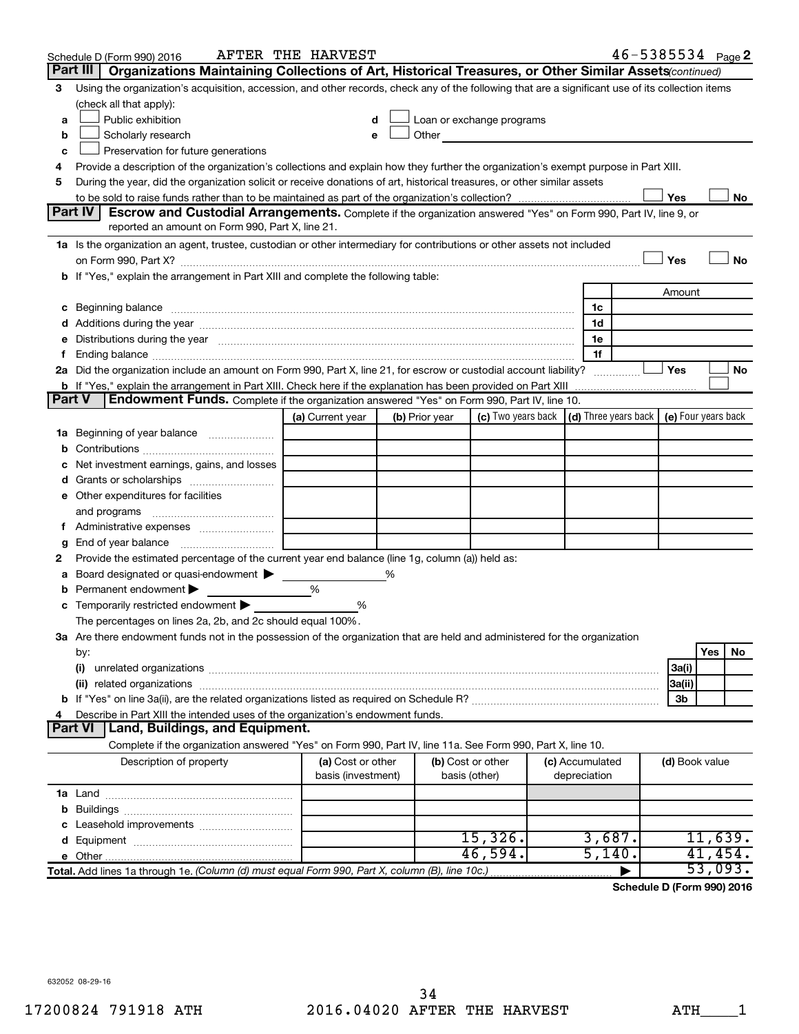Schedule D (Form 990) 2016 AFTER THE HARVEST 46-5385534 Page 2

## Part III Organizations Maintaining Collections of Art, Historical Treasures, or Other Similar Assets *(continued)*

3 Using the organization's acquisition, accession, and other records, check any of the following that are a significant use of its collection items (check all that apply):

a ☐ Public exhibition
b ☐ Scholarly research
c ☐ Preservation for future generations
d ☐ Loan or exchange programs
e ☐ Other

4 Provide a description of the organization's collections and explain how they further the organization's exempt purpose in Part XIII.

5 During the year, did the organization solicit or receive donations of art, historical treasures, or other similar assets to be sold to raise funds rather than to be maintained as part of the organization's collection? ☐ Yes ☐ No

## Part IV Escrow and Custodial Arrangements.

Complete if the organization answered "Yes" on Form 990, Part IV, line 9, or reported an amount on Form 990, Part X, line 21.

1a Is the organization an agent, trustee, custodian or other intermediary for contributions or other assets not included on Form 990, Part X? ☐ Yes ☐ No

b If "Yes," explain the arrangement in Part XIII and complete the following table:

| | | Amount |
|---|---|---|
| c Beginning balance | 1c | |
| d Additions during the year | 1d | |
| e Distributions during the year | 1e | |
| f Ending balance | 1f | |

2a Did the organization include an amount on Form 990, Part X, line 21, for escrow or custodial account liability? ☐ Yes ☐ No

b If "Yes," explain the arrangement in Part XIII. Check here if the explanation has been provided on Part XIII ☐

## Part V Endowment Funds.

Complete if the organization answered "Yes" on Form 990, Part IV, line 10.

| | (a) Current year | (b) Prior year | (c) Two years back | (d) Three years back | (e) Four years back |
|---|---|---|---|---|---|
| 1a Beginning of year balance | | | | | |
| b Contributions | | | | | |
| c Net investment earnings, gains, and losses | | | | | |
| d Grants or scholarships | | | | | |
| e Other expenditures for facilities and programs | | | | | |
| f Administrative expenses | | | | | |
| g End of year balance | | | | | |

2 Provide the estimated percentage of the current year end balance (line 1g, column (a)) held as:

a Board designated or quasi-endowment ▶ %
b Permanent endowment ▶ %
c Temporarily restricted endowment ▶ %

The percentages on lines 2a, 2b, and 2c should equal 100%.

3a Are there endowment funds not in the possession of the organization that are held and administered for the organization by:

| | | Yes | No |
|---|---|---|---|
| (i) unrelated organizations | 3a(i) | | |
| (ii) related organizations | 3a(ii) | | |
| b If "Yes" on line 3a(ii), are the related organizations listed as required on Schedule R? | 3b | | |

4 Describe in Part XIII the intended uses of the organization's endowment funds.

## Part VI Land, Buildings, and Equipment.

Complete if the organization answered "Yes" on Form 990, Part IV, line 11a. See Form 990, Part X, line 10.

| Description of property | (a) Cost or other basis (investment) | (b) Cost or other basis (other) | (c) Accumulated depreciation | (d) Book value |
|---|---|---|---|---|
| 1a Land | | | | |
| b Buildings | | | | |
| c Leasehold improvements | | | | |
| d Equipment | | 15,326. | 3,687. | 11,639. |
| e Other | | 46,594. | 5,140. | 41,454. |
| **Total.** Add lines 1a through 1e. *(Column (d) must equal Form 990, Part X, column (B), line 10c.)* | | | ▶ | 53,093. |

**Schedule D (Form 990) 2016**

632052 08-29-16

17200824 791918 ATH 2016.04020 AFTER THE HARVEST ATH____1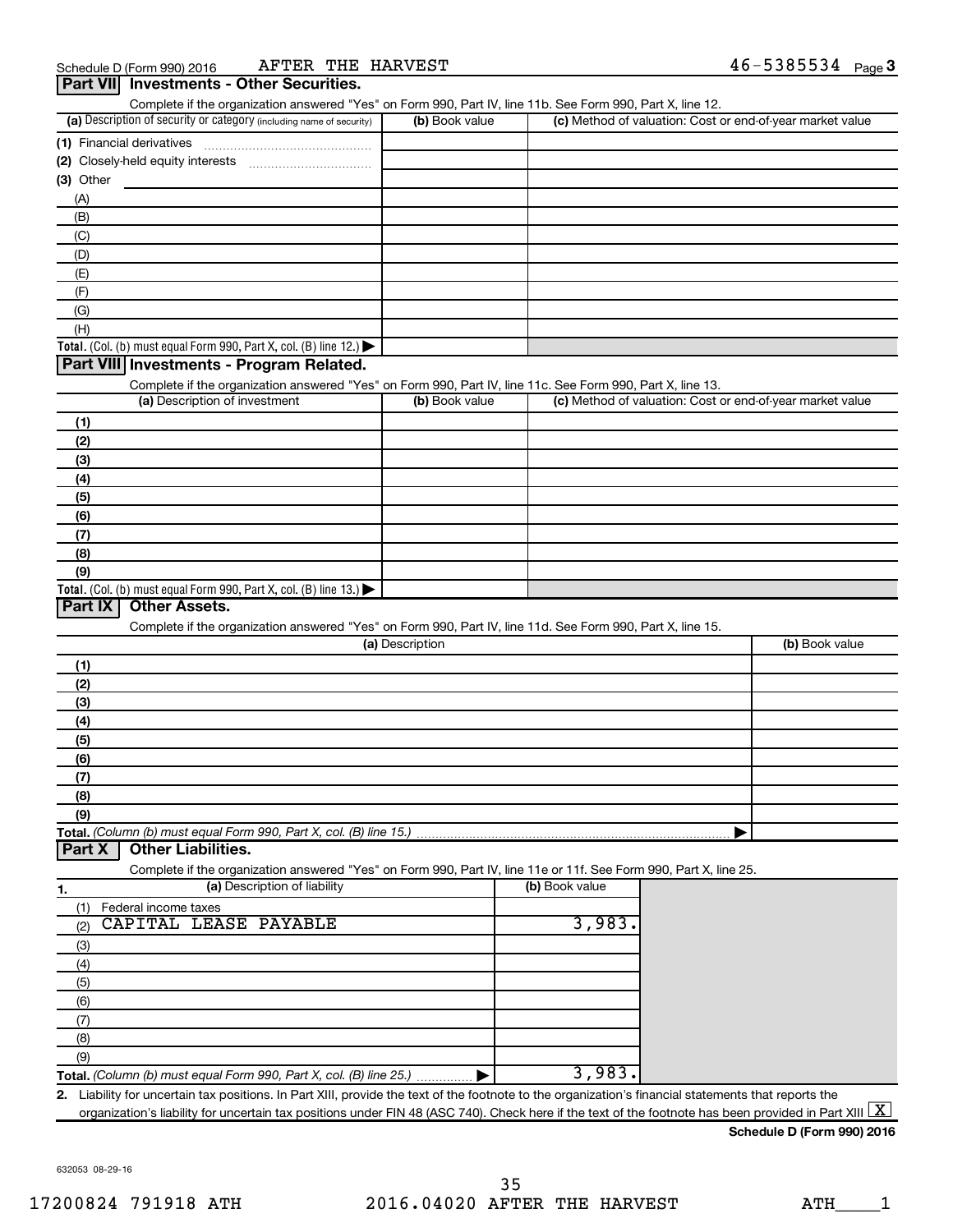Schedule D (Form 990) 2016 AFTER THE HARVEST 46-5385534

## Part VII Investments - Other Securities.

Complete if the organization answered "Yes" on Form 990, Part IV, line 11b. See Form 990, Part X, line 12.

| (a) Description of security or category (including name of security) | (b) Book value | (c) Method of valuation: Cost or end-of-year market value |
|---|---|---|
| (1) Financial derivatives | | |
| (2) Closely-held equity interests | | |
| (3) Other | | |
| (A) | | |
| (B) | | |
| (C) | | |
| (D) | | |
| (E) | | |
| (F) | | |
| (G) | | |
| (H) | | |
| **Total.** (Col. (b) must equal Form 990, Part X, col. (B) line 12.) ▶ | | |

## Part VIII Investments - Program Related.

Complete if the organization answered "Yes" on Form 990, Part IV, line 11c. See Form 990, Part X, line 13.

| (a) Description of investment | (b) Book value | (c) Method of valuation: Cost or end-of-year market value |
|---|---|---|
| (1) | | |
| (2) | | |
| (3) | | |
| (4) | | |
| (5) | | |
| (6) | | |
| (7) | | |
| (8) | | |
| (9) | | |
| **Total.** (Col. (b) must equal Form 990, Part X, col. (B) line 13.) ▶ | | |

## Part IX Other Assets.

Complete if the organization answered "Yes" on Form 990, Part IV, line 11d. See Form 990, Part X, line 15.

| (a) Description | (b) Book value |
|---|---|
| (1) | |
| (2) | |
| (3) | |
| (4) | |
| (5) | |
| (6) | |
| (7) | |
| (8) | |
| (9) | |
| **Total.** *(Column (b) must equal Form 990, Part X, col. (B) line 15.)* ▶ | |

## Part X Other Liabilities.

Complete if the organization answered "Yes" on Form 990, Part IV, line 11e or 11f. See Form 990, Part X, line 25.

| 1. (a) Description of liability | (b) Book value |
|---|---|
| (1) Federal income taxes | |
| (2) CAPITAL LEASE PAYABLE | 3,983. |
| (3) | |
| (4) | |
| (5) | |
| (6) | |
| (7) | |
| (8) | |
| (9) | |
| **Total.** *(Column (b) must equal Form 990, Part X, col. (B) line 25.)* ▶ | 3,983. |

2. Liability for uncertain tax positions. In Part XIII, provide the text of the footnote to the organization's financial statements that reports the organization's liability for uncertain tax positions under FIN 48 (ASC 740). Check here if the text of the footnote has been provided in Part XIII [X]

**Schedule D (Form 990) 2016**

632053 08-29-16

17200824 791918 ATH 2016.04020 AFTER THE HARVEST ATH____1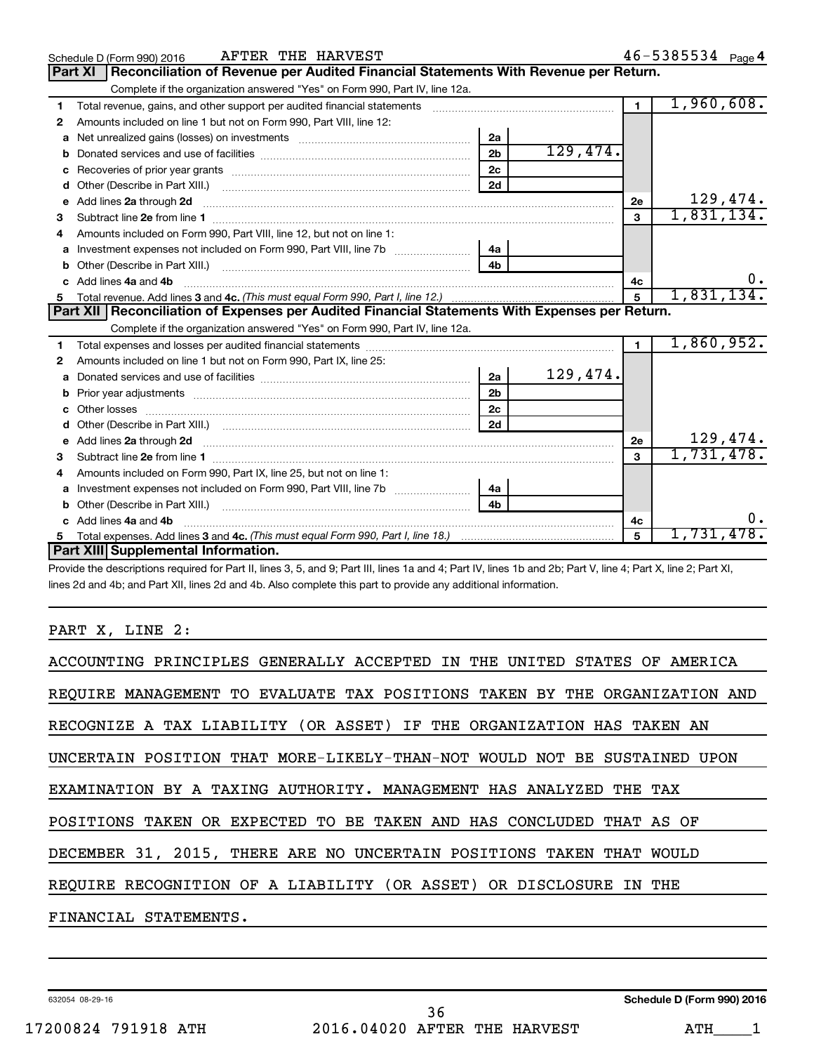Schedule D (Form 990) 2016 AFTER THE HARVEST 46-5385534 Page 4

## Part XI Reconciliation of Revenue per Audited Financial Statements With Revenue per Return.

Complete if the organization answered "Yes" on Form 990, Part IV, line 12a.

| | | | | | |
|---|---|---|---|---|---|
| 1 | Total revenue, gains, and other support per audited financial statements | | | 1 | 1,960,608. |
| 2 | Amounts included on line 1 but not on Form 990, Part VIII, line 12: | | | | |
| a | Net unrealized gains (losses) on investments | 2a | | | |
| b | Donated services and use of facilities | 2b | 129,474. | | |
| c | Recoveries of prior year grants | 2c | | | |
| d | Other (Describe in Part XIII.) | 2d | | | |
| e | Add lines 2a through 2d | | | 2e | 129,474. |
| 3 | Subtract line 2e from line 1 | | | 3 | 1,831,134. |
| 4 | Amounts included on Form 990, Part VIII, line 12, but not on line 1: | | | | |
| a | Investment expenses not included on Form 990, Part VIII, line 7b | 4a | | | |
| b | Other (Describe in Part XIII.) | 4b | | | |
| c | Add lines 4a and 4b | | | 4c | 0. |
| 5 | Total revenue. Add lines 3 and 4c. *(This must equal Form 990, Part I, line 12.)* | | | 5 | 1,831,134. |

## Part XII Reconciliation of Expenses per Audited Financial Statements With Expenses per Return.

Complete if the organization answered "Yes" on Form 990, Part IV, line 12a.

| | | | | | |
|---|---|---|---|---|---|
| 1 | Total expenses and losses per audited financial statements | | | 1 | 1,860,952. |
| 2 | Amounts included on line 1 but not on Form 990, Part IX, line 25: | | | | |
| a | Donated services and use of facilities | 2a | 129,474. | | |
| b | Prior year adjustments | 2b | | | |
| c | Other losses | 2c | | | |
| d | Other (Describe in Part XIII.) | 2d | | | |
| e | Add lines 2a through 2d | | | 2e | 129,474. |
| 3 | Subtract line 2e from line 1 | | | 3 | 1,731,478. |
| 4 | Amounts included on Form 990, Part IX, line 25, but not on line 1: | | | | |
| a | Investment expenses not included on Form 990, Part VIII, line 7b | 4a | | | |
| b | Other (Describe in Part XIII.) | 4b | | | |
| c | Add lines 4a and 4b | | | 4c | 0. |
| 5 | Total expenses. Add lines 3 and 4c. *(This must equal Form 990, Part I, line 18.)* | | | 5 | 1,731,478. |

## Part XIII Supplemental Information.

Provide the descriptions required for Part II, lines 3, 5, and 9; Part III, lines 1a and 4; Part IV, lines 1b and 2b; Part V, line 4; Part X, line 2; Part XI, lines 2d and 4b; and Part XII, lines 2d and 4b. Also complete this part to provide any additional information.

PART X, LINE 2:

ACCOUNTING PRINCIPLES GENERALLY ACCEPTED IN THE UNITED STATES OF AMERICA REQUIRE MANAGEMENT TO EVALUATE TAX POSITIONS TAKEN BY THE ORGANIZATION AND RECOGNIZE A TAX LIABILITY (OR ASSET) IF THE ORGANIZATION HAS TAKEN AN UNCERTAIN POSITION THAT MORE-LIKELY-THAN-NOT WOULD NOT BE SUSTAINED UPON EXAMINATION BY A TAXING AUTHORITY. MANAGEMENT HAS ANALYZED THE TAX POSITIONS TAKEN OR EXPECTED TO BE TAKEN AND HAS CONCLUDED THAT AS OF DECEMBER 31, 2015, THERE ARE NO UNCERTAIN POSITIONS TAKEN THAT WOULD REQUIRE RECOGNITION OF A LIABILITY (OR ASSET) OR DISCLOSURE IN THE FINANCIAL STATEMENTS.

632054 08-29-16 Schedule D (Form 990) 2016

17200824 791918 ATH 2016.04020 AFTER THE HARVEST ATH____1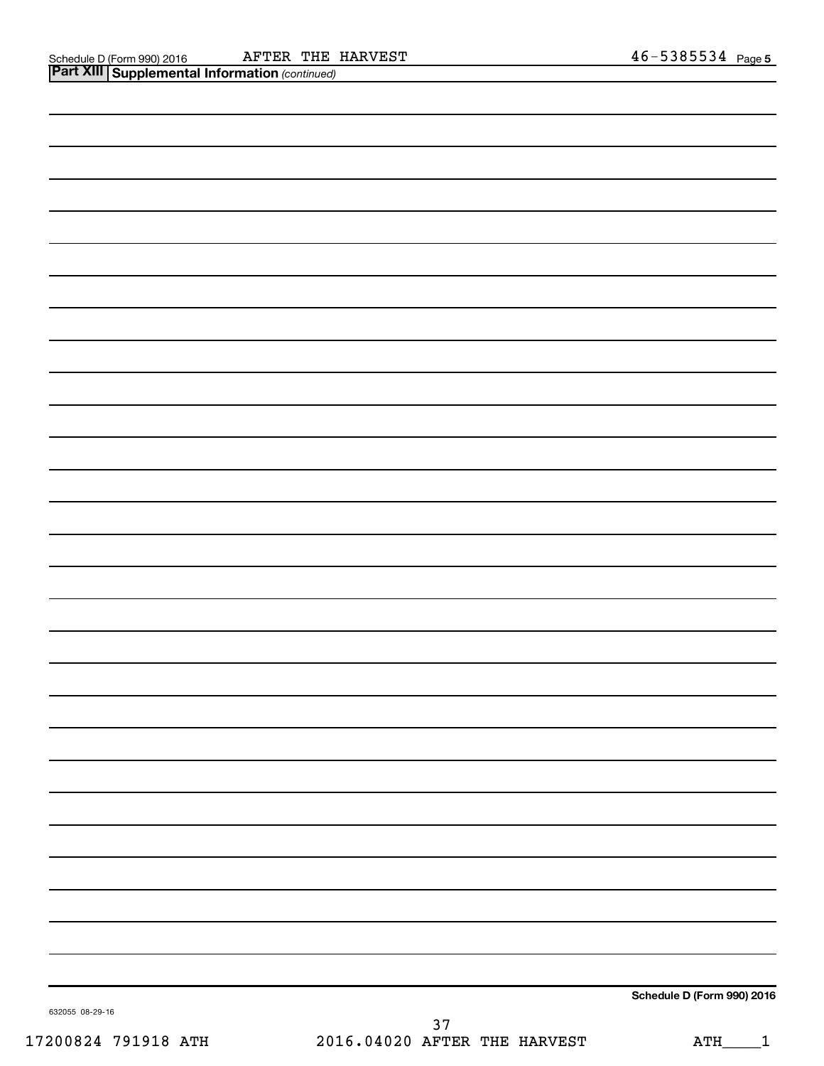Schedule D (Form 990) 2016 AFTER THE HARVEST 46-5385534 Page 5

**Part XIII Supplemental Information** *(continued)*

**Schedule D (Form 990) 2016**

632055 08-29-16

17200824 791918 ATH 2016.04020 AFTER THE HARVEST ATH____1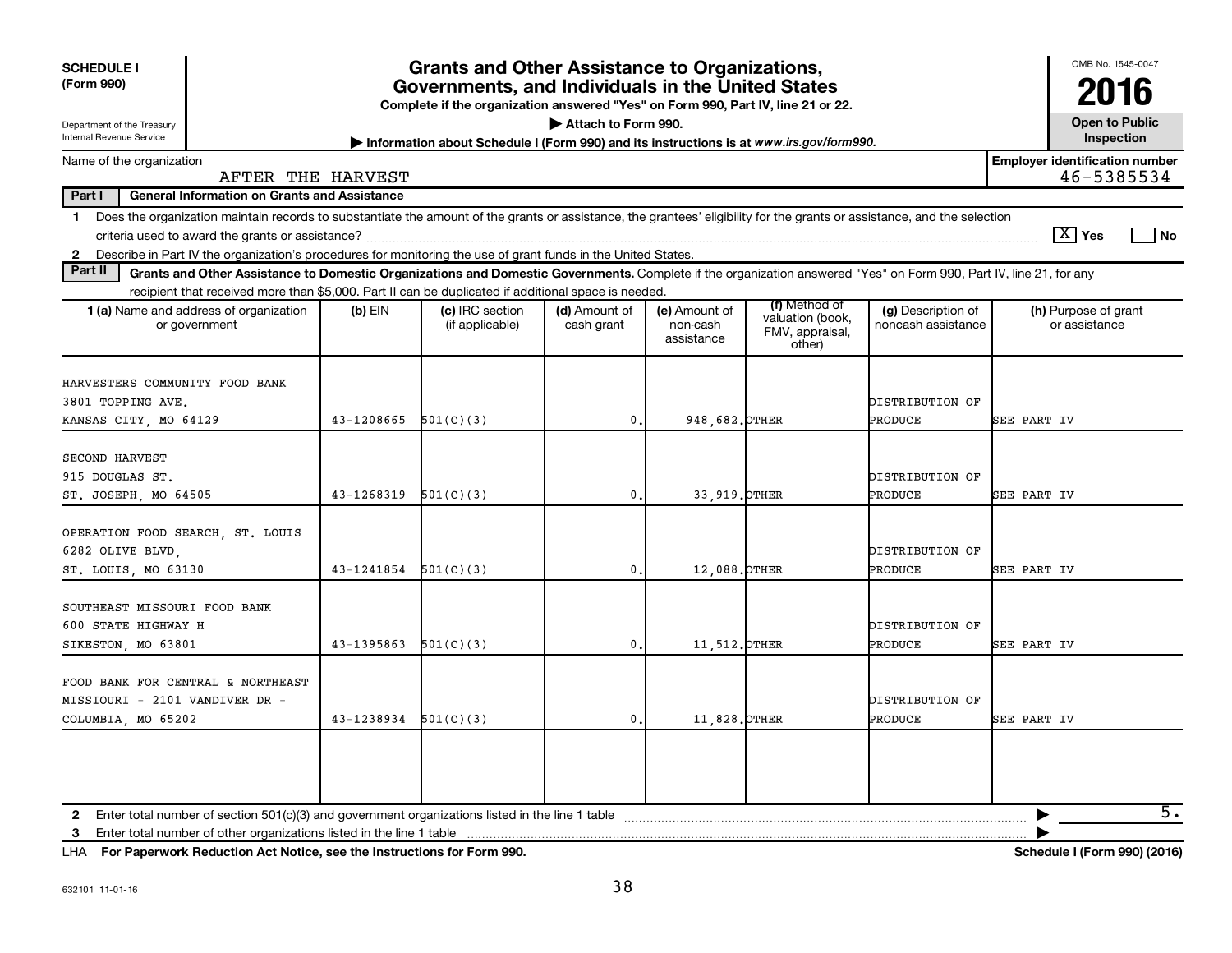**SCHEDULE I**
**(Form 990)**

Department of the Treasury
Internal Revenue Service

# Grants and Other Assistance to Organizations, Governments, and Individuals in the United States

**Complete if the organization answered "Yes" on Form 990, Part IV, line 21 or 22.**

▶ **Attach to Form 990.**

▶ **Information about Schedule I (Form 990) and its instructions is at www.irs.gov/form990.**

OMB No. 1545-0047

**2016**

**Open to Public Inspection**

Name of the organization: AFTER THE HARVEST

**Employer identification number:** 46-5385534

**Part I — General Information on Grants and Assistance**

1 Does the organization maintain records to substantiate the amount of the grants or assistance, the grantees' eligibility for the grants or assistance, and the selection criteria used to award the grants or assistance? [X] Yes [ ] No

2 Describe in Part IV the organization's procedures for monitoring the use of grant funds in the United States.

**Part II — Grants and Other Assistance to Domestic Organizations and Domestic Governments.** Complete if the organization answered "Yes" on Form 990, Part IV, line 21, for any recipient that received more than $5,000. Part II can be duplicated if additional space is needed.

| 1 (a) Name and address of organization or government | (b) EIN | (c) IRC section (if applicable) | (d) Amount of cash grant | (e) Amount of non-cash assistance | (f) Method of valuation (book, FMV, appraisal, other) | (g) Description of noncash assistance | (h) Purpose of grant or assistance |
|---|---|---|---|---|---|---|---|
| HARVESTERS COMMUNITY FOOD BANK 3801 TOPPING AVE. KANSAS CITY, MO 64129 | 43-1208665 | 501(C)(3) | 0. | 948,682. | OTHER | DISTRIBUTION OF PRODUCE | SEE PART IV |
| SECOND HARVEST 915 DOUGLAS ST. ST. JOSEPH, MO 64505 | 43-1268319 | 501(C)(3) | 0. | 33,919. | OTHER | DISTRIBUTION OF PRODUCE | SEE PART IV |
| OPERATION FOOD SEARCH, ST. LOUIS 6282 OLIVE BLVD, ST. LOUIS, MO 63130 | 43-1241854 | 501(C)(3) | 0. | 12,088. | OTHER | DISTRIBUTION OF PRODUCE | SEE PART IV |
| SOUTHEAST MISSOURI FOOD BANK 600 STATE HIGHWAY H SIKESTON, MO 63801 | 43-1395863 | 501(C)(3) | 0. | 11,512. | OTHER | DISTRIBUTION OF PRODUCE | SEE PART IV |
| FOOD BANK FOR CENTRAL & NORTHEAST MISSIOURI - 2101 VANDIVER DR - COLUMBIA, MO 65202 | 43-1238934 | 501(C)(3) | 0. | 11,828. | OTHER | DISTRIBUTION OF PRODUCE | SEE PART IV |
| | | | | | | | |

2 Enter total number of section 501(c)(3) and government organizations listed in the line 1 table ▶ 5.

3 Enter total number of other organizations listed in the line 1 table ▶

LHA **For Paperwork Reduction Act Notice, see the Instructions for Form 990.** **Schedule I (Form 990) (2016)**

632101 11-01-16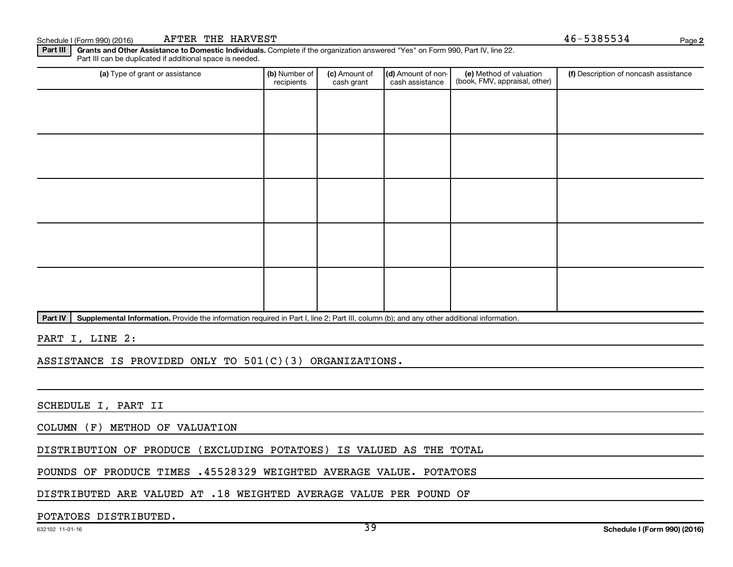Schedule I (Form 990) (2016) AFTER THE HARVEST 46-5385534

## Part III Grants and Other Assistance to Domestic Individuals.

Complete if the organization answered "Yes" on Form 990, Part IV, line 22. Part III can be duplicated if additional space is needed.

| (a) Type of grant or assistance | (b) Number of recipients | (c) Amount of cash grant | (d) Amount of non-cash assistance | (e) Method of valuation (book, FMV, appraisal, other) | (f) Description of noncash assistance |
|---|---|---|---|---|---|
| | | | | | |
| | | | | | |
| | | | | | |
| | | | | | |
| | | | | | |

## Part IV Supplemental Information.

Provide the information required in Part I, line 2; Part III, column (b); and any other additional information.

PART I, LINE 2:

ASSISTANCE IS PROVIDED ONLY TO 501(C)(3) ORGANIZATIONS.

SCHEDULE I, PART II

COLUMN (F) METHOD OF VALUATION

DISTRIBUTION OF PRODUCE (EXCLUDING POTATOES) IS VALUED AS THE TOTAL POUNDS OF PRODUCE TIMES .45528329 WEIGHTED AVERAGE VALUE. POTATOES DISTRIBUTED ARE VALUED AT .18 WEIGHTED AVERAGE VALUE PER POUND OF POTATOES DISTRIBUTED.

632102 11-01-16 Schedule I (Form 990) (2016)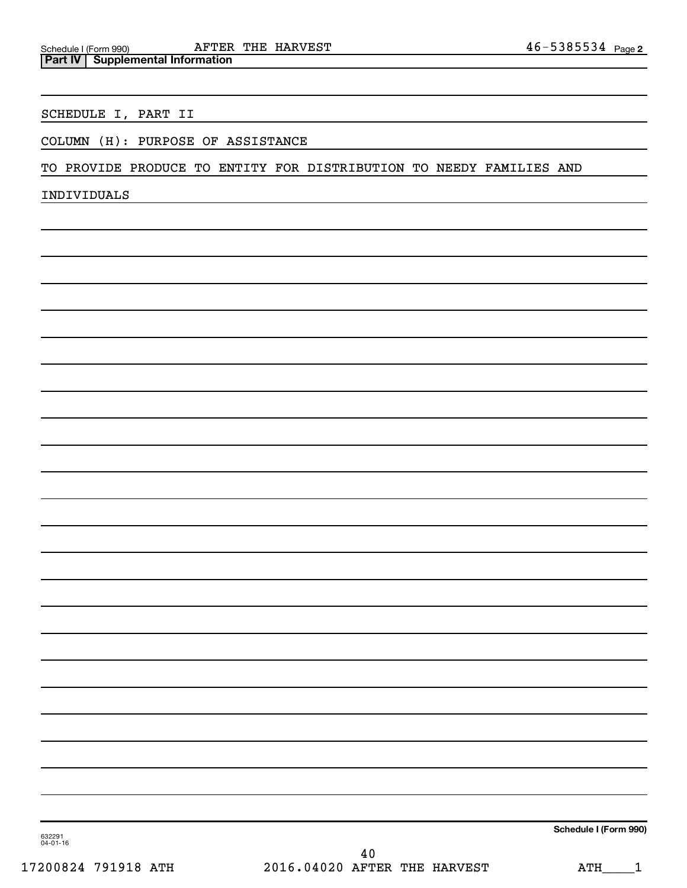## Part IV | Supplemental Information

SCHEDULE I, PART II

COLUMN (H): PURPOSE OF ASSISTANCE

TO PROVIDE PRODUCE TO ENTITY FOR DISTRIBUTION TO NEEDY FAMILIES AND

INDIVIDUALS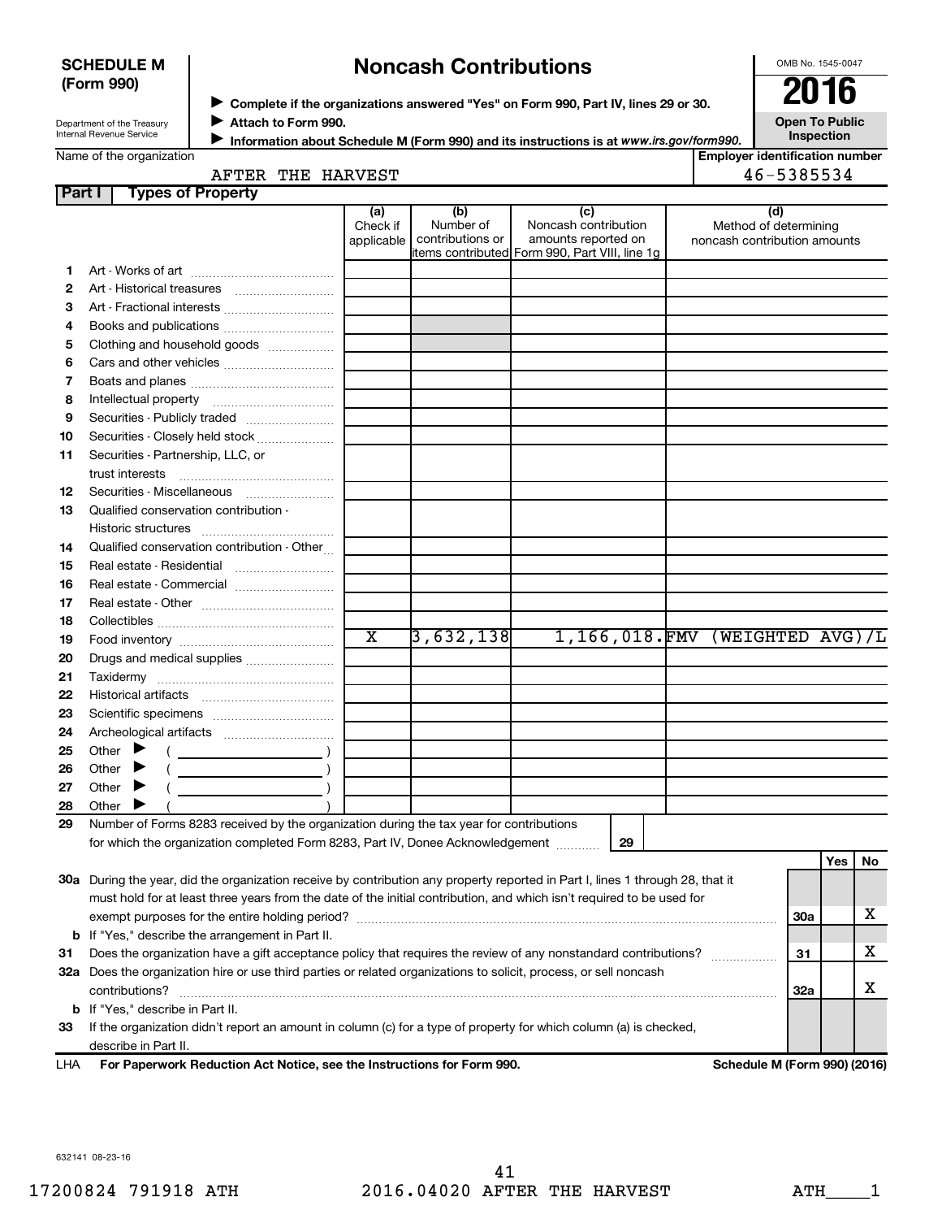**SCHEDULE M (Form 990)**

Department of the Treasury
Internal Revenue Service

# Noncash Contributions

▶ Complete if the organizations answered "Yes" on Form 990, Part IV, lines 29 or 30.
▶ Attach to Form 990.
▶ Information about Schedule M (Form 990) and its instructions is at *www.irs.gov/form990.*

OMB No. 1545-0047

**2016**

**Open To Public Inspection**

Name of the organization: AFTER THE HARVEST

Employer identification number: 46-5385534

**Part I — Types of Property**

| | | (a) Check if applicable | (b) Number of contributions or items contributed | (c) Noncash contribution amounts reported on Form 990, Part VIII, line 1g | (d) Method of determining noncash contribution amounts |
|---|---|---|---|---|---|
| 1 | Art - Works of art | | | | |
| 2 | Art - Historical treasures | | | | |
| 3 | Art - Fractional interests | | | | |
| 4 | Books and publications | | | | |
| 5 | Clothing and household goods | | | | |
| 6 | Cars and other vehicles | | | | |
| 7 | Boats and planes | | | | |
| 8 | Intellectual property | | | | |
| 9 | Securities - Publicly traded | | | | |
| 10 | Securities - Closely held stock | | | | |
| 11 | Securities - Partnership, LLC, or trust interests | | | | |
| 12 | Securities - Miscellaneous | | | | |
| 13 | Qualified conservation contribution - Historic structures | | | | |
| 14 | Qualified conservation contribution - Other | | | | |
| 15 | Real estate - Residential | | | | |
| 16 | Real estate - Commercial | | | | |
| 17 | Real estate - Other | | | | |
| 18 | Collectibles | | | | |
| 19 | Food inventory | X | 3,632,138 | 1,166,018. | FMV (WEIGHTED AVG)/L |
| 20 | Drugs and medical supplies | | | | |
| 21 | Taxidermy | | | | |
| 22 | Historical artifacts | | | | |
| 23 | Scientific specimens | | | | |
| 24 | Archeological artifacts | | | | |
| 25 | Other ▶ ( ) | | | | |
| 26 | Other ▶ ( ) | | | | |
| 27 | Other ▶ ( ) | | | | |
| 28 | Other ▶ ( ) | | | | |

29 Number of Forms 8283 received by the organization during the tax year for contributions for which the organization completed Form 8283, Part IV, Donee Acknowledgement ..... 29

| | | | Yes | No |
|---|---|---|---|---|
| 30a | During the year, did the organization receive by contribution any property reported in Part I, lines 1 through 28, that it must hold for at least three years from the date of the initial contribution, and which isn't required to be used for exempt purposes for the entire holding period? | 30a | | X |
| b | If "Yes," describe the arrangement in Part II. | | | |
| 31 | Does the organization have a gift acceptance policy that requires the review of any nonstandard contributions? | 31 | | X |
| 32a | Does the organization hire or use third parties or related organizations to solicit, process, or sell noncash contributions? | 32a | | X |
| b | If "Yes," describe in Part II. | | | |
| 33 | If the organization didn't report an amount in column (c) for a type of property for which column (a) is checked, describe in Part II. | | | |

LHA **For Paperwork Reduction Act Notice, see the Instructions for Form 990.** **Schedule M (Form 990) (2016)**

632141 08-23-16

17200824 791918 ATH 2016.04020 AFTER THE HARVEST ATH____1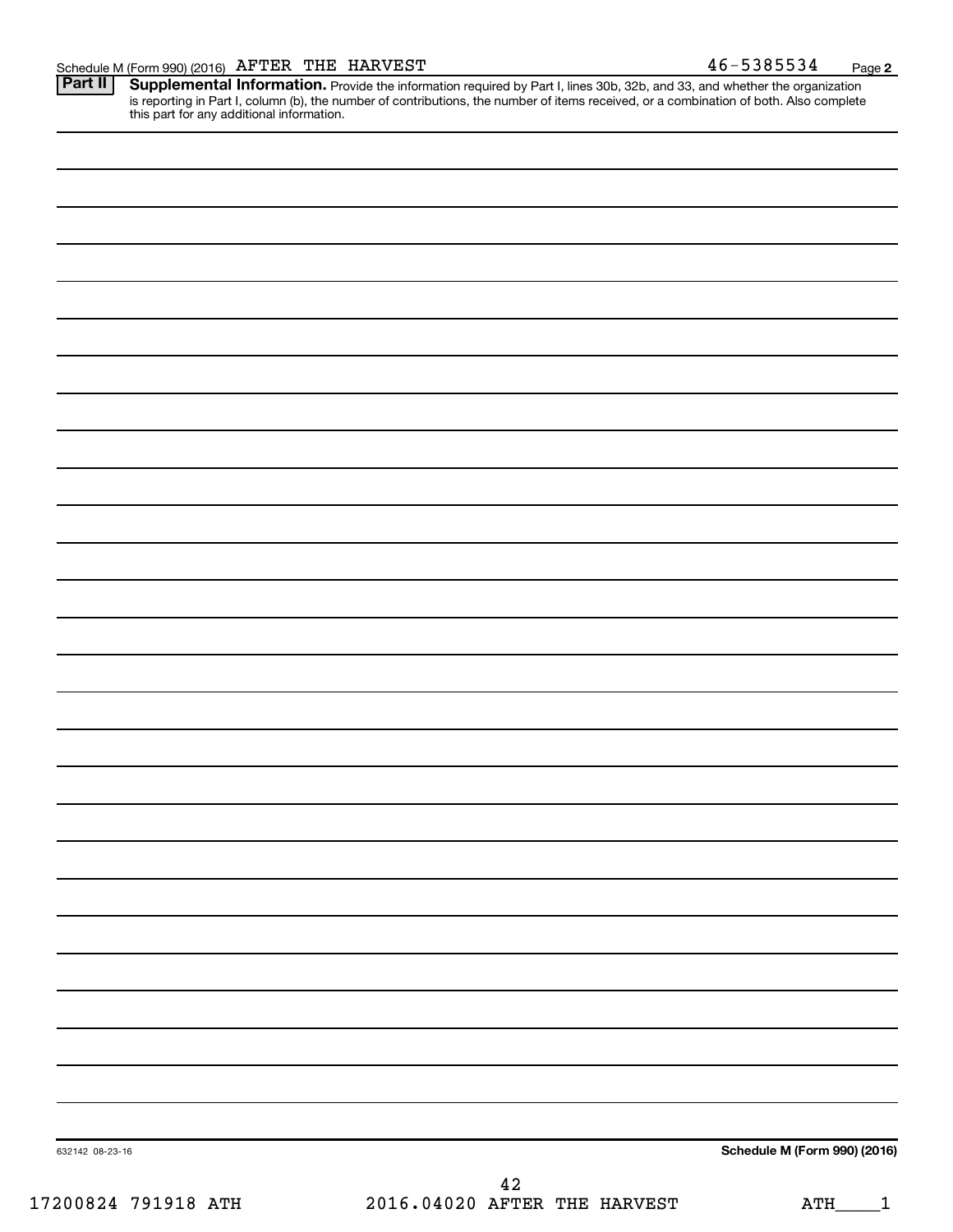Schedule M (Form 990) (2016) AFTER THE HARVEST 46-5385534 Page 2

**Part II** **Supplemental Information.** Provide the information required by Part I, lines 30b, 32b, and 33, and whether the organization is reporting in Part I, column (b), the number of contributions, the number of items received, or a combination of both. Also complete this part for any additional information.

632142 08-23-16

**Schedule M (Form 990) (2016)**

17200824 791918 ATH 2016.04020 AFTER THE HARVEST ATH____1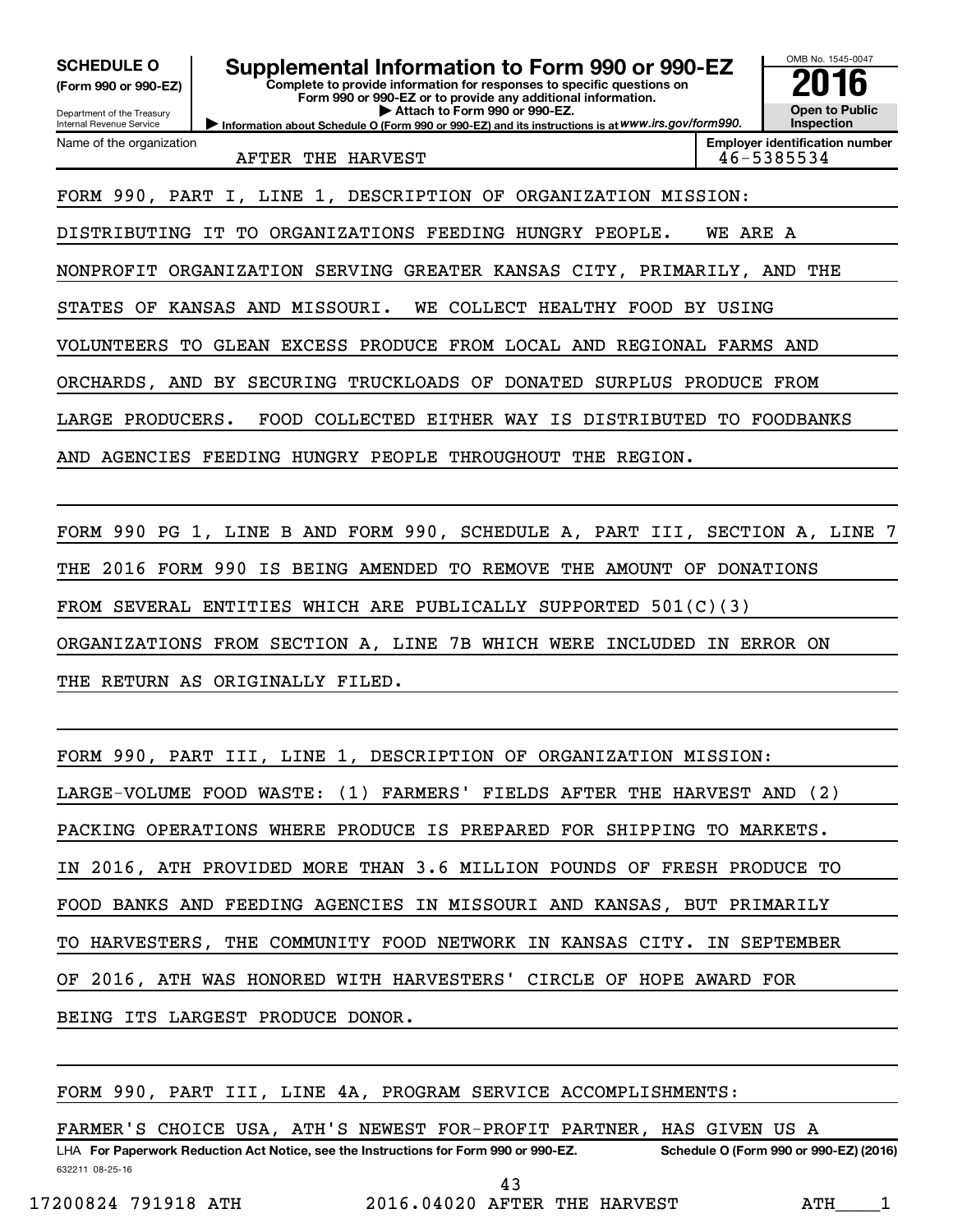**SCHEDULE O**
**(Form 990 or 990-EZ)**

Department of the Treasury
Internal Revenue Service

# Supplemental Information to Form 990 or 990-EZ

**Complete to provide information for responses to specific questions on Form 990 or 990-EZ or to provide any additional information.**
**▶ Attach to Form 990 or 990-EZ.**
**▶ Information about Schedule O (Form 990 or 990-EZ) and its instructions is at** *www.irs.gov/form990.*

OMB No. 1545-0047
**2016**
**Open to Public Inspection**

| Name of the organization | Employer identification number |
|---|---|
| AFTER THE HARVEST | 46-5385534 |

FORM 990, PART I, LINE 1, DESCRIPTION OF ORGANIZATION MISSION:

DISTRIBUTING IT TO ORGANIZATIONS FEEDING HUNGRY PEOPLE. WE ARE A NONPROFIT ORGANIZATION SERVING GREATER KANSAS CITY, PRIMARILY, AND THE STATES OF KANSAS AND MISSOURI. WE COLLECT HEALTHY FOOD BY USING VOLUNTEERS TO GLEAN EXCESS PRODUCE FROM LOCAL AND REGIONAL FARMS AND ORCHARDS, AND BY SECURING TRUCKLOADS OF DONATED SURPLUS PRODUCE FROM LARGE PRODUCERS. FOOD COLLECTED EITHER WAY IS DISTRIBUTED TO FOODBANKS AND AGENCIES FEEDING HUNGRY PEOPLE THROUGHOUT THE REGION.

FORM 990 PG 1, LINE B AND FORM 990, SCHEDULE A, PART III, SECTION A, LINE 7

THE 2016 FORM 990 IS BEING AMENDED TO REMOVE THE AMOUNT OF DONATIONS FROM SEVERAL ENTITIES WHICH ARE PUBLICALLY SUPPORTED 501(C)(3) ORGANIZATIONS FROM SECTION A, LINE 7B WHICH WERE INCLUDED IN ERROR ON THE RETURN AS ORIGINALLY FILED.

FORM 990, PART III, LINE 1, DESCRIPTION OF ORGANIZATION MISSION:

LARGE-VOLUME FOOD WASTE: (1) FARMERS' FIELDS AFTER THE HARVEST AND (2) PACKING OPERATIONS WHERE PRODUCE IS PREPARED FOR SHIPPING TO MARKETS. IN 2016, ATH PROVIDED MORE THAN 3.6 MILLION POUNDS OF FRESH PRODUCE TO FOOD BANKS AND FEEDING AGENCIES IN MISSOURI AND KANSAS, BUT PRIMARILY TO HARVESTERS, THE COMMUNITY FOOD NETWORK IN KANSAS CITY. IN SEPTEMBER OF 2016, ATH WAS HONORED WITH HARVESTERS' CIRCLE OF HOPE AWARD FOR BEING ITS LARGEST PRODUCE DONOR.

FORM 990, PART III, LINE 4A, PROGRAM SERVICE ACCOMPLISHMENTS:

FARMER'S CHOICE USA, ATH'S NEWEST FOR-PROFIT PARTNER, HAS GIVEN US A

LHA **For Paperwork Reduction Act Notice, see the Instructions for Form 990 or 990-EZ.** **Schedule O (Form 990 or 990-EZ) (2016)**
632211 08-25-16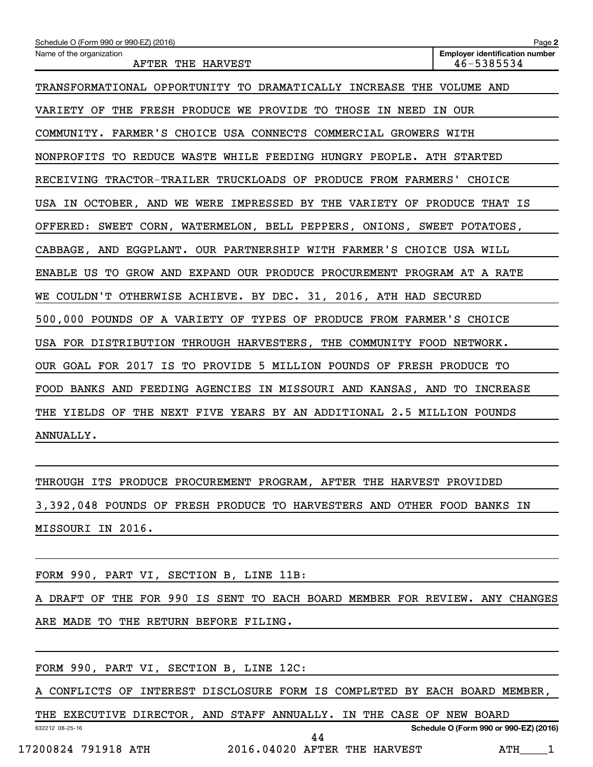Name of the organization: AFTER THE HARVEST

Employer identification number: 46-5385534

TRANSFORMATIONAL OPPORTUNITY TO DRAMATICALLY INCREASE THE VOLUME AND VARIETY OF THE FRESH PRODUCE WE PROVIDE TO THOSE IN NEED IN OUR COMMUNITY. FARMER'S CHOICE USA CONNECTS COMMERCIAL GROWERS WITH NONPROFITS TO REDUCE WASTE WHILE FEEDING HUNGRY PEOPLE. ATH STARTED RECEIVING TRACTOR-TRAILER TRUCKLOADS OF PRODUCE FROM FARMERS' CHOICE USA IN OCTOBER, AND WE WERE IMPRESSED BY THE VARIETY OF PRODUCE THAT IS OFFERED: SWEET CORN, WATERMELON, BELL PEPPERS, ONIONS, SWEET POTATOES, CABBAGE, AND EGGPLANT. OUR PARTNERSHIP WITH FARMER'S CHOICE USA WILL ENABLE US TO GROW AND EXPAND OUR PRODUCE PROCUREMENT PROGRAM AT A RATE WE COULDN'T OTHERWISE ACHIEVE. BY DEC. 31, 2016, ATH HAD SECURED 500,000 POUNDS OF A VARIETY OF TYPES OF PRODUCE FROM FARMER'S CHOICE USA FOR DISTRIBUTION THROUGH HARVESTERS, THE COMMUNITY FOOD NETWORK. OUR GOAL FOR 2017 IS TO PROVIDE 5 MILLION POUNDS OF FRESH PRODUCE TO FOOD BANKS AND FEEDING AGENCIES IN MISSOURI AND KANSAS, AND TO INCREASE THE YIELDS OF THE NEXT FIVE YEARS BY AN ADDITIONAL 2.5 MILLION POUNDS ANNUALLY.

THROUGH ITS PRODUCE PROCUREMENT PROGRAM, AFTER THE HARVEST PROVIDED 3,392,048 POUNDS OF FRESH PRODUCE TO HARVESTERS AND OTHER FOOD BANKS IN MISSOURI IN 2016.

FORM 990, PART VI, SECTION B, LINE 11B:

A DRAFT OF THE FOR 990 IS SENT TO EACH BOARD MEMBER FOR REVIEW. ANY CHANGES ARE MADE TO THE RETURN BEFORE FILING.

FORM 990, PART VI, SECTION B, LINE 12C:

A CONFLICTS OF INTEREST DISCLOSURE FORM IS COMPLETED BY EACH BOARD MEMBER, THE EXECUTIVE DIRECTOR, AND STAFF ANNUALLY. IN THE CASE OF NEW BOARD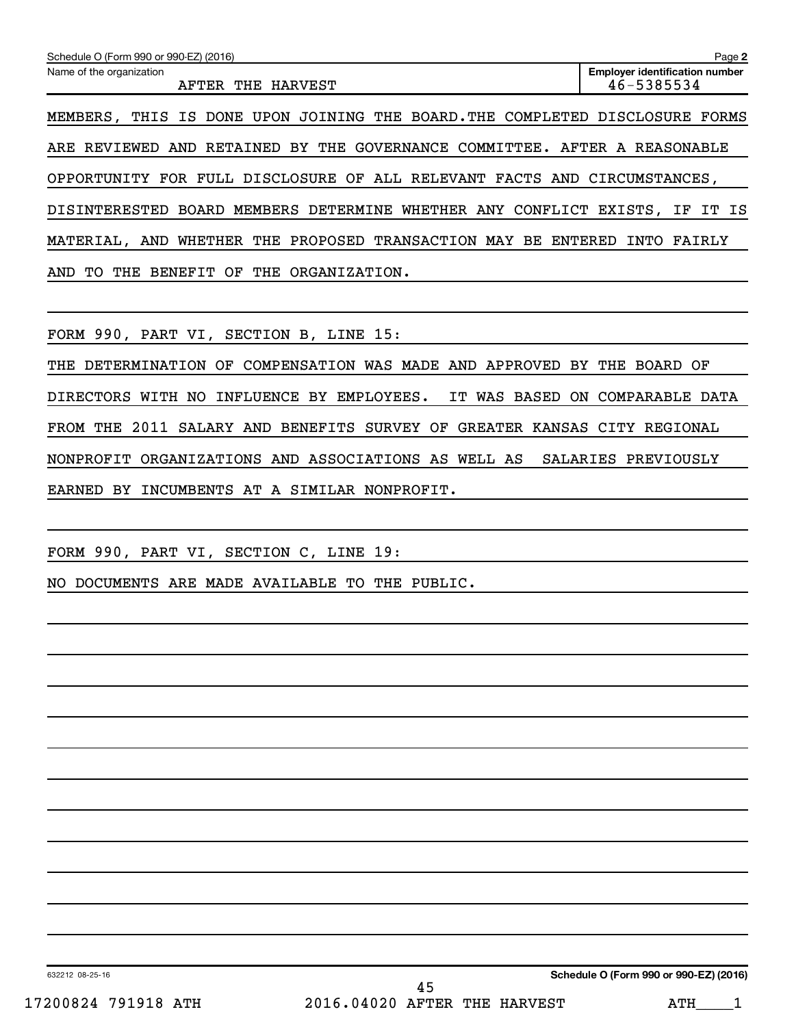Schedule O (Form 990 or 990-EZ) (2016) Page **2**

Name of the organization: AFTER THE HARVEST

**Employer identification number** 46-5385534

MEMBERS, THIS IS DONE UPON JOINING THE BOARD.THE COMPLETED DISCLOSURE FORMS ARE REVIEWED AND RETAINED BY THE GOVERNANCE COMMITTEE. AFTER A REASONABLE OPPORTUNITY FOR FULL DISCLOSURE OF ALL RELEVANT FACTS AND CIRCUMSTANCES, DISINTERESTED BOARD MEMBERS DETERMINE WHETHER ANY CONFLICT EXISTS, IF IT IS MATERIAL, AND WHETHER THE PROPOSED TRANSACTION MAY BE ENTERED INTO FAIRLY AND TO THE BENEFIT OF THE ORGANIZATION.

FORM 990, PART VI, SECTION B, LINE 15:

THE DETERMINATION OF COMPENSATION WAS MADE AND APPROVED BY THE BOARD OF DIRECTORS WITH NO INFLUENCE BY EMPLOYEES. IT WAS BASED ON COMPARABLE DATA FROM THE 2011 SALARY AND BENEFITS SURVEY OF GREATER KANSAS CITY REGIONAL NONPROFIT ORGANIZATIONS AND ASSOCIATIONS AS WELL AS SALARIES PREVIOUSLY EARNED BY INCUMBENTS AT A SIMILAR NONPROFIT.

FORM 990, PART VI, SECTION C, LINE 19:

NO DOCUMENTS ARE MADE AVAILABLE TO THE PUBLIC.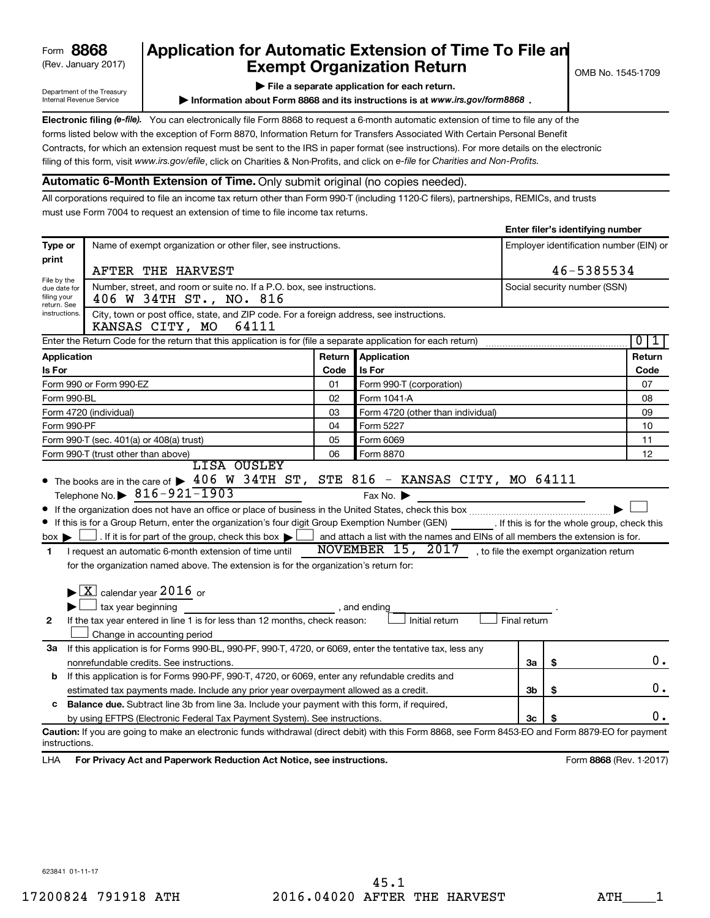Form **8868**
(Rev. January 2017)

Department of the Treasury
Internal Revenue Service

# Application for Automatic Extension of Time To File an Exempt Organization Return

OMB No. 1545-1709

▶ File a separate application for each return.

▶ Information about Form 8868 and its instructions is at *www.irs.gov/form8868*.

**Electronic filing *(e-file)*.** You can electronically file Form 8868 to request a 6-month automatic extension of time to file any of the forms listed below with the exception of Form 8870, Information Return for Transfers Associated With Certain Personal Benefit Contracts, for which an extension request must be sent to the IRS in paper format (see instructions). For more details on the electronic filing of this form, visit *www.irs.gov/efile*, click on Charities & Non-Profits, and click on *e-file* for *Charities and Non-Profits.*

**Automatic 6-Month Extension of Time.** Only submit original (no copies needed).

All corporations required to file an income tax return other than Form 990-T (including 1120-C filers), partnerships, REMICs, and trusts must use Form 7004 to request an extension of time to file income tax returns.

**Enter filer's identifying number**

| | | |
|---|---|---|
| **Type or print** | Name of exempt organization or other filer, see instructions. AFTER THE HARVEST | Employer identification number (EIN) or 46-5385534 |
| File by the due date for filing your return. See instructions. | Number, street, and room or suite no. If a P.O. box, see instructions. 406 W 34TH ST., NO. 816 | Social security number (SSN) |
| | City, town or post office, state, and ZIP code. For a foreign address, see instructions. KANSAS CITY, MO 64111 | |

Enter the Return Code for the return that this application is for (file a separate application for each return) .......... 0 1

| Application Is For | Return Code | Application Is For | Return Code |
|---|---|---|---|
| Form 990 or Form 990-EZ | 01 | Form 990-T (corporation) | 07 |
| Form 990-BL | 02 | Form 1041-A | 08 |
| Form 4720 (individual) | 03 | Form 4720 (other than individual) | 09 |
| Form 990-PF | 04 | Form 5227 | 10 |
| Form 990-T (sec. 401(a) or 408(a) trust) | 05 | Form 6069 | 11 |
| Form 990-T (trust other than above) | 06 | Form 8870 | 12 |

- The books are in the care of ▶ LISA OUSLEY 406 W 34TH ST, STE 816 - KANSAS CITY, MO 64111
  Telephone No. ▶ 816-921-1903 Fax No. ▶
- If the organization does not have an office or place of business in the United States, check this box .......... ▶ ☐
- If this is for a Group Return, enter the organization's four digit Group Exemption Number (GEN) ______. If this is for the whole group, check this box ▶ ☐. If it is for part of the group, check this box ▶ ☐ and attach a list with the names and EINs of all members the extension is for.

**1** I request an automatic 6-month extension of time until NOVEMBER 15, 2017, to file the exempt organization return for the organization named above. The extension is for the organization's return for:

▶ ☒ calendar year 2016 or

▶ ☐ tax year beginning ______________, and ending ______________.

**2** If the tax year entered in line 1 is for less than 12 months, check reason: ☐ Initial return ☐ Final return ☐ Change in accounting period

| | | | | |
|---|---|---|---|---|
| **3a** | If this application is for Forms 990-BL, 990-PF, 990-T, 4720, or 6069, enter the tentative tax, less any nonrefundable credits. See instructions. | 3a | $ | 0. |
| **b** | If this application is for Forms 990-PF, 990-T, 4720, or 6069, enter any refundable credits and estimated tax payments made. Include any prior year overpayment allowed as a credit. | 3b | $ | 0. |
| **c** | **Balance due.** Subtract line 3b from line 3a. Include your payment with this form, if required, by using EFTPS (Electronic Federal Tax Payment System). See instructions. | 3c | $ | 0. |

**Caution:** If you are going to make an electronic funds withdrawal (direct debit) with this Form 8868, see Form 8453-EO and Form 8879-EO for payment instructions.

LHA **For Privacy Act and Paperwork Reduction Act Notice, see instructions.** Form **8868** (Rev. 1-2017)

623841 01-11-17

45.1
17200824 791918 ATH 2016.04020 AFTER THE HARVEST ATH____1